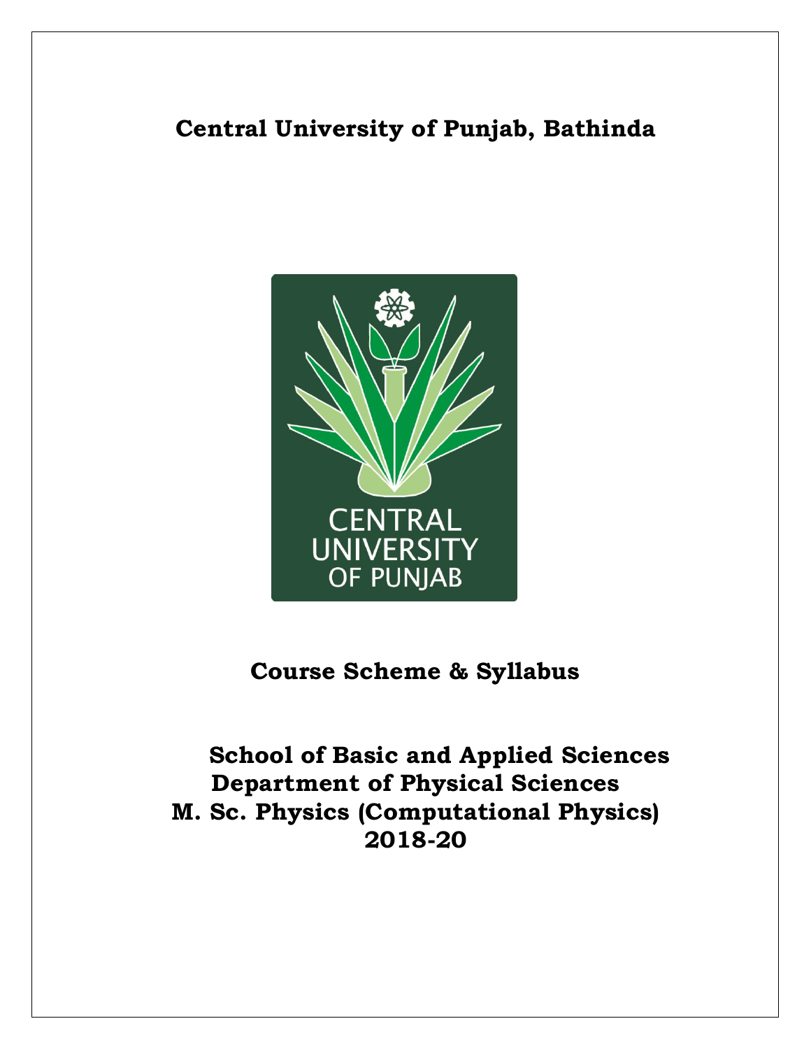# Central University of Punjab, Bathinda

CENTRAL UNIVERSITY OF PUNJAB

## Course Scheme & Syllabus

## School of Basic and Applied Sciences
## Department of Physical Sciences
## M. Sc. Physics (Computational Physics)
## 2018-20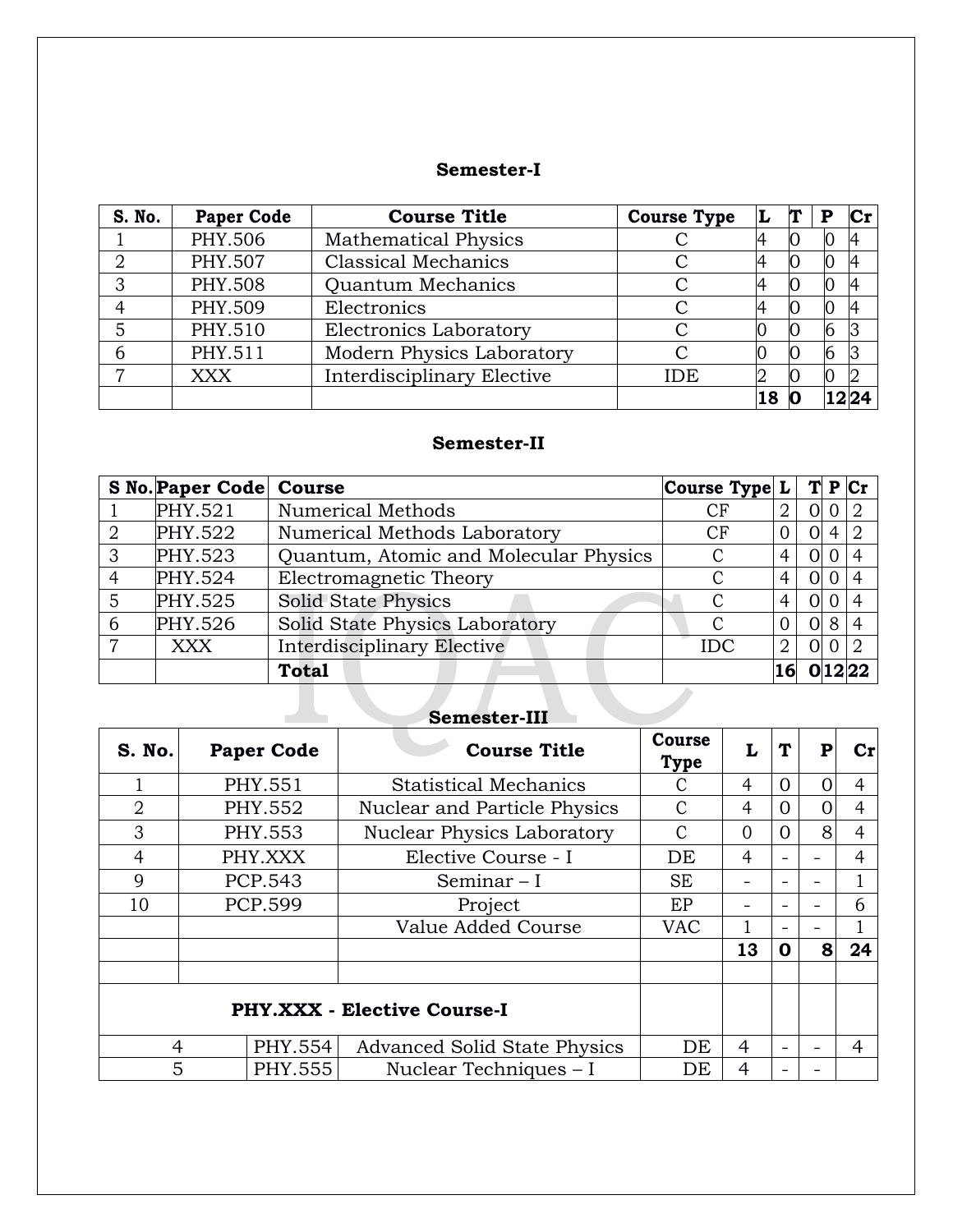### Semester-I

| S. No. | Paper Code | Course Title | Course Type | L | T | P | Cr |
|---|---|---|---|---|---|---|---|
| 1 | PHY.506 | Mathematical Physics | C | 4 | 0 | 0 | 4 |
| 2 | PHY.507 | Classical Mechanics | C | 4 | 0 | 0 | 4 |
| 3 | PHY.508 | Quantum Mechanics | C | 4 | 0 | 0 | 4 |
| 4 | PHY.509 | Electronics | C | 4 | 0 | 0 | 4 |
| 5 | PHY.510 | Electronics Laboratory | C | 0 | 0 | 6 | 3 |
| 6 | PHY.511 | Modern Physics Laboratory | C | 0 | 0 | 6 | 3 |
| 7 | XXX | Interdisciplinary Elective | IDE | 2 | 0 | 0 | 2 |
| | | | | **18** | **0** | **12** | **24** |

### Semester-II

| S No. | Paper Code | Course | Course Type | L | T | P | Cr |
|---|---|---|---|---|---|---|---|
| 1 | PHY.521 | Numerical Methods | CF | 2 | 0 | 0 | 2 |
| 2 | PHY.522 | Numerical Methods Laboratory | CF | 0 | 0 | 4 | 2 |
| 3 | PHY.523 | Quantum, Atomic and Molecular Physics | C | 4 | 0 | 0 | 4 |
| 4 | PHY.524 | Electromagnetic Theory | C | 4 | 0 | 0 | 4 |
| 5 | PHY.525 | Solid State Physics | C | 4 | 0 | 0 | 4 |
| 6 | PHY.526 | Solid State Physics Laboratory | C | 0 | 0 | 8 | 4 |
| 7 | XXX | Interdisciplinary Elective | IDC | 2 | 0 | 0 | 2 |
| | | **Total** | | **16** | **0** | **12** | **22** |

### Semester-III

| S. No. | Paper Code | Course Title | Course Type | L | T | P | Cr |
|---|---|---|---|---|---|---|---|
| 1 | PHY.551 | Statistical Mechanics | C | 4 | 0 | 0 | 4 |
| 2 | PHY.552 | Nuclear and Particle Physics | C | 4 | 0 | 0 | 4 |
| 3 | PHY.553 | Nuclear Physics Laboratory | C | 0 | 0 | 8 | 4 |
| 4 | PHY.XXX | Elective Course - I | DE | 4 | - | - | 4 |
| 9 | PCP.543 | Seminar – I | SE | - | - | - | 1 |
| 10 | PCP.599 | Project | EP | - | - | - | 6 |
| | | Value Added Course | VAC | 1 | - | - | 1 |
| | | | | **13** | **0** | **8** | **24** |
| | | | | | | | |
| **PHY.XXX - Elective Course-I** | | | | | | | |
| 4 | PHY.554 | Advanced Solid State Physics | DE | 4 | - | - | 4 |
| 5 | PHY.555 | Nuclear Techniques – I | DE | 4 | - | - | |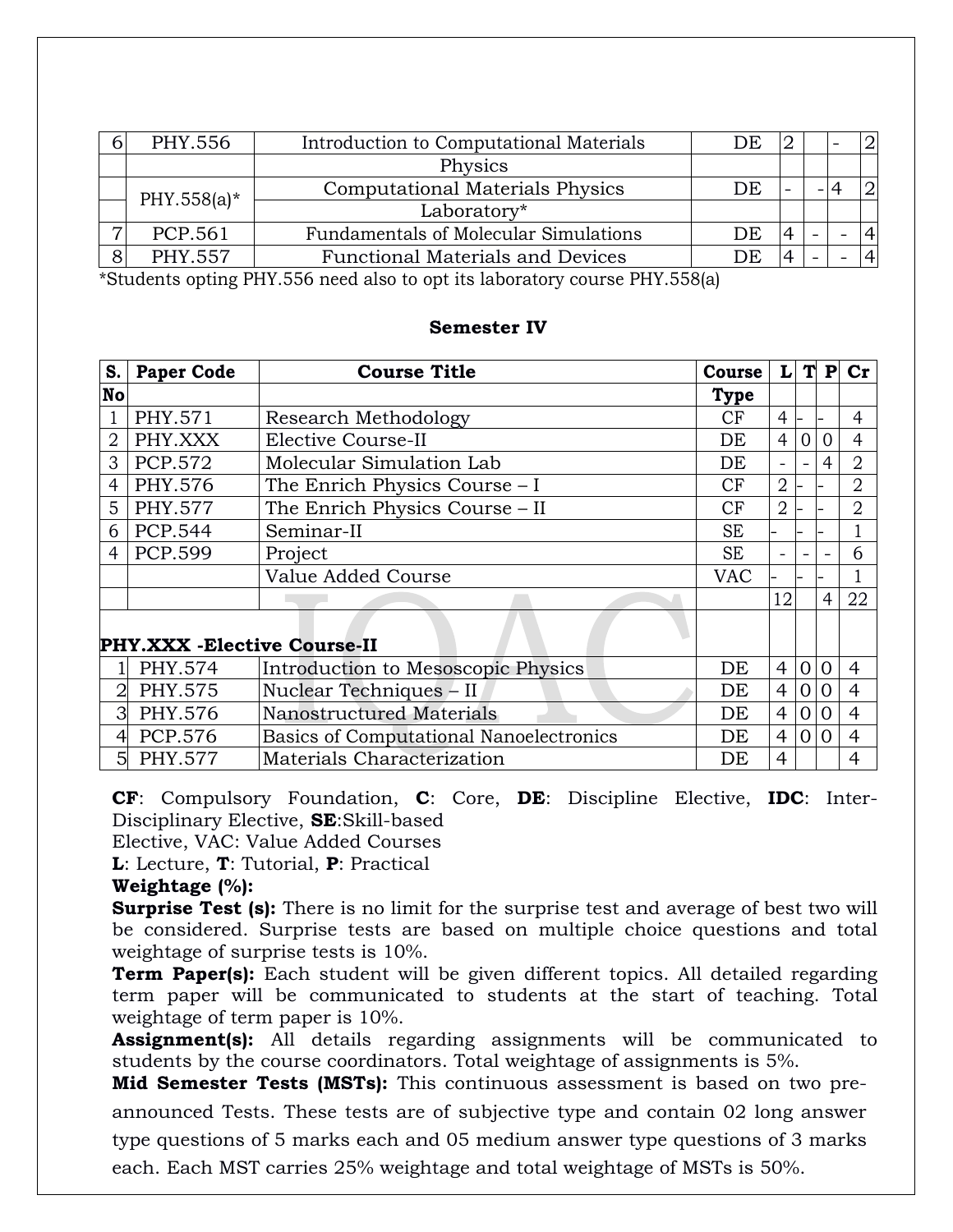| | | | | | | | |
|---|---|---|---|---|---|---|---|
| 6 | PHY.556 | Introduction to Computational Materials Physics | DE | 2 | | - | 2 |
| | PHY.558(a)* | Computational Materials Physics Laboratory* | DE | - | - | 4 | 2 |
| 7 | PCP.561 | Fundamentals of Molecular Simulations | DE | 4 | - | - | 4 |
| 8 | PHY.557 | Functional Materials and Devices | DE | 4 | - | - | 4 |

*Students opting PHY.556 need also to opt its laboratory course PHY.558(a)

### Semester IV

| S. No | Paper Code | Course Title | Course Type | L | T | P | Cr |
|---|---|---|---|---|---|---|---|
| 1 | PHY.571 | Research Methodology | CF | 4 | - | - | 4 |
| 2 | PHY.XXX | Elective Course-II | DE | 4 | 0 | 0 | 4 |
| 3 | PCP.572 | Molecular Simulation Lab | DE | - | - | 4 | 2 |
| 4 | PHY.576 | The Enrich Physics Course – I | CF | 2 | - | - | 2 |
| 5 | PHY.577 | The Enrich Physics Course – II | CF | 2 | - | - | 2 |
| 6 | PCP.544 | Seminar-II | SE | - | - | - | 1 |
| 4 | PCP.599 | Project | SE | - | - | - | 6 |
| | | Value Added Course | VAC | - | - | - | 1 |
| | | | | 12 | | 4 | 22 |
| **PHY.XXX -Elective Course-II** | | | | | | | |
| 1 | PHY.574 | Introduction to Mesoscopic Physics | DE | 4 | 0 | 0 | 4 |
| 2 | PHY.575 | Nuclear Techniques – II | DE | 4 | 0 | 0 | 4 |
| 3 | PHY.576 | Nanostructured Materials | DE | 4 | 0 | 0 | 4 |
| 4 | PCP.576 | Basics of Computational Nanoelectronics | DE | 4 | 0 | 0 | 4 |
| 5 | PHY.577 | Materials Characterization | DE | 4 | | | 4 |

**CF**: Compulsory Foundation, **C**: Core, **DE**: Discipline Elective, **IDC**: Inter-Disciplinary Elective, **SE**:Skill-based Elective, VAC: Value Added Courses

**L**: Lecture, **T**: Tutorial, **P**: Practical

**Weightage (%):**

**Surprise Test (s):** There is no limit for the surprise test and average of best two will be considered. Surprise tests are based on multiple choice questions and total weightage of surprise tests is 10%.

**Term Paper(s):** Each student will be given different topics. All detailed regarding term paper will be communicated to students at the start of teaching. Total weightage of term paper is 10%.

**Assignment(s):** All details regarding assignments will be communicated to students by the course coordinators. Total weightage of assignments is 5%.

**Mid Semester Tests (MSTs):** This continuous assessment is based on two pre-announced Tests. These tests are of subjective type and contain 02 long answer type questions of 5 marks each and 05 medium answer type questions of 3 marks each. Each MST carries 25% weightage and total weightage of MSTs is 50%.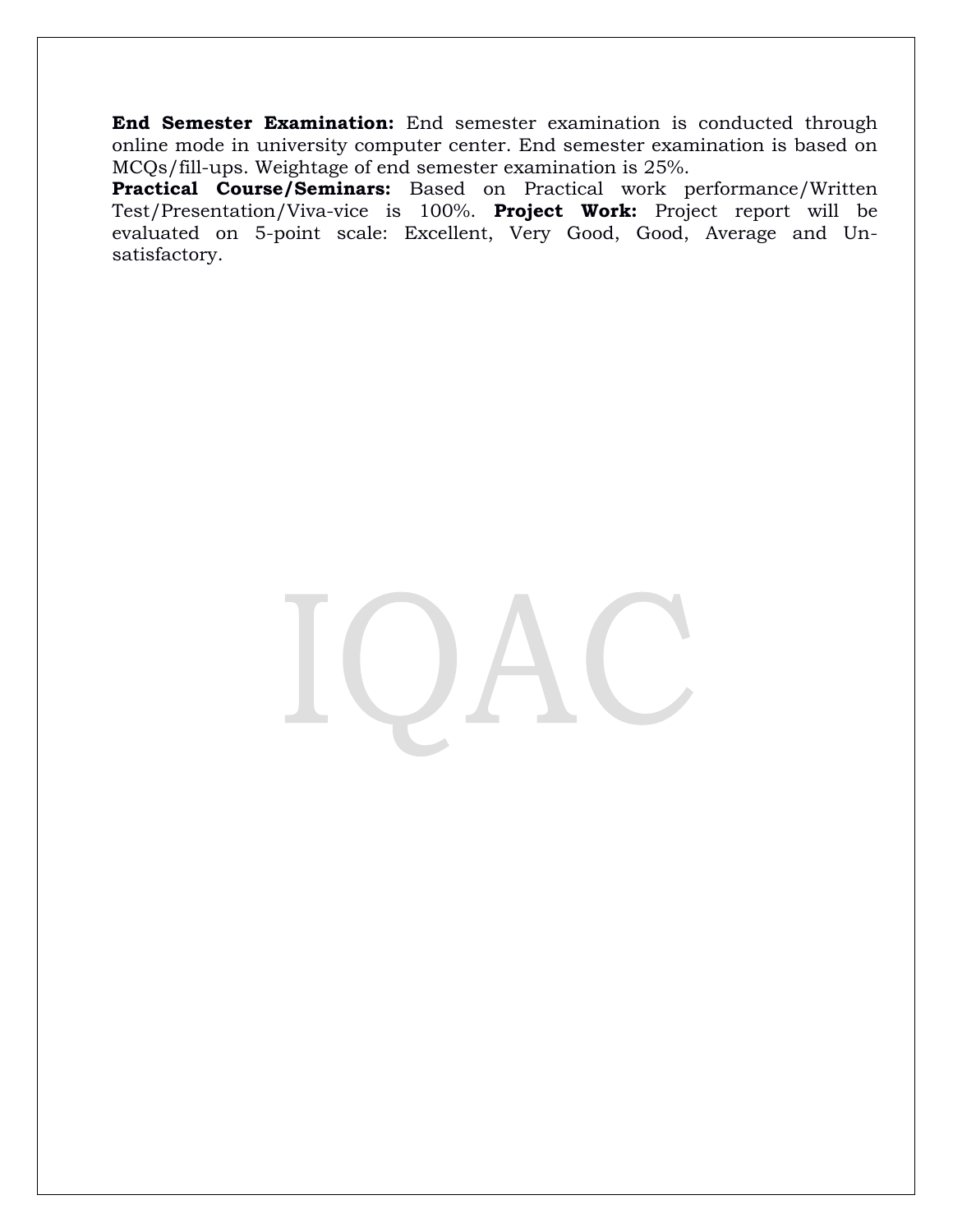**End Semester Examination:** End semester examination is conducted through online mode in university computer center. End semester examination is based on MCQs/fill-ups. Weightage of end semester examination is 25%.

**Practical Course/Seminars:** Based on Practical work performance/Written Test/Presentation/Viva-vice is 100%. **Project Work:** Project report will be evaluated on 5-point scale: Excellent, Very Good, Good, Average and Un-satisfactory.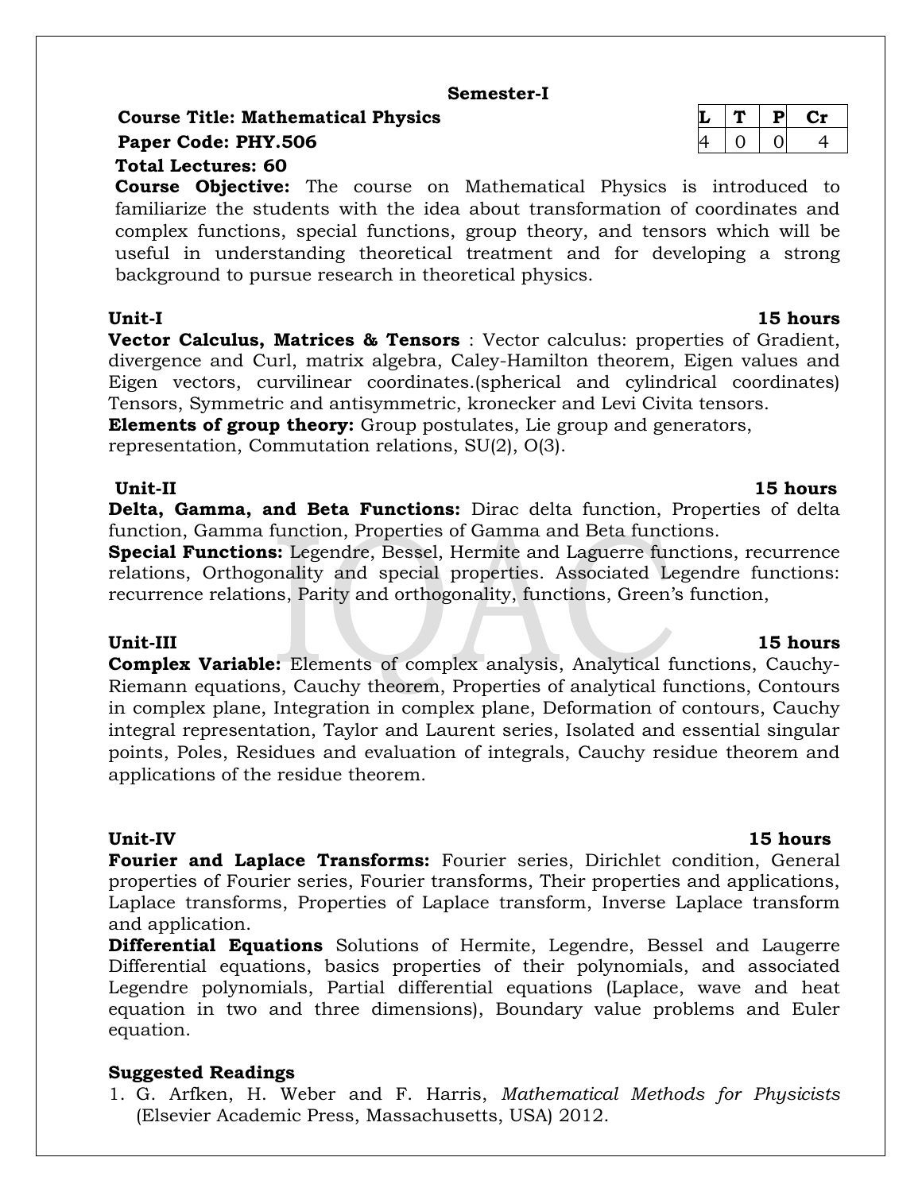**Semester-I**

**Course Title: Mathematical Physics**
**Paper Code: PHY.506**
**Total Lectures: 60**

| L | T | P | Cr |
|---|---|---|---|
| 4 | 0 | 0 | 4 |

**Course Objective:** The course on Mathematical Physics is introduced to familiarize the students with the idea about transformation of coordinates and complex functions, special functions, group theory, and tensors which will be useful in understanding theoretical treatment and for developing a strong background to pursue research in theoretical physics.

**Unit-I** **15 hours**

**Vector Calculus, Matrices & Tensors** : Vector calculus: properties of Gradient, divergence and Curl, matrix algebra, Caley-Hamilton theorem, Eigen values and Eigen vectors, curvilinear coordinates.(spherical and cylindrical coordinates) Tensors, Symmetric and antisymmetric, kronecker and Levi Civita tensors.

**Elements of group theory:** Group postulates, Lie group and generators, representation, Commutation relations, SU(2), O(3).

**Unit-II** **15 hours**

**Delta, Gamma, and Beta Functions:** Dirac delta function, Properties of delta function, Gamma function, Properties of Gamma and Beta functions.

**Special Functions:** Legendre, Bessel, Hermite and Laguerre functions, recurrence relations, Orthogonality and special properties. Associated Legendre functions: recurrence relations, Parity and orthogonality, functions, Green's function,

**Unit-III** **15 hours**

**Complex Variable:** Elements of complex analysis, Analytical functions, Cauchy-Riemann equations, Cauchy theorem, Properties of analytical functions, Contours in complex plane, Integration in complex plane, Deformation of contours, Cauchy integral representation, Taylor and Laurent series, Isolated and essential singular points, Poles, Residues and evaluation of integrals, Cauchy residue theorem and applications of the residue theorem.

**Unit-IV** **15 hours**

**Fourier and Laplace Transforms:** Fourier series, Dirichlet condition, General properties of Fourier series, Fourier transforms, Their properties and applications, Laplace transforms, Properties of Laplace transform, Inverse Laplace transform and application.

**Differential Equations** Solutions of Hermite, Legendre, Bessel and Laugerre Differential equations, basics properties of their polynomials, and associated Legendre polynomials, Partial differential equations (Laplace, wave and heat equation in two and three dimensions), Boundary value problems and Euler equation.

**Suggested Readings**

1. G. Arfken, H. Weber and F. Harris, *Mathematical Methods for Physicists* (Elsevier Academic Press, Massachusetts, USA) 2012.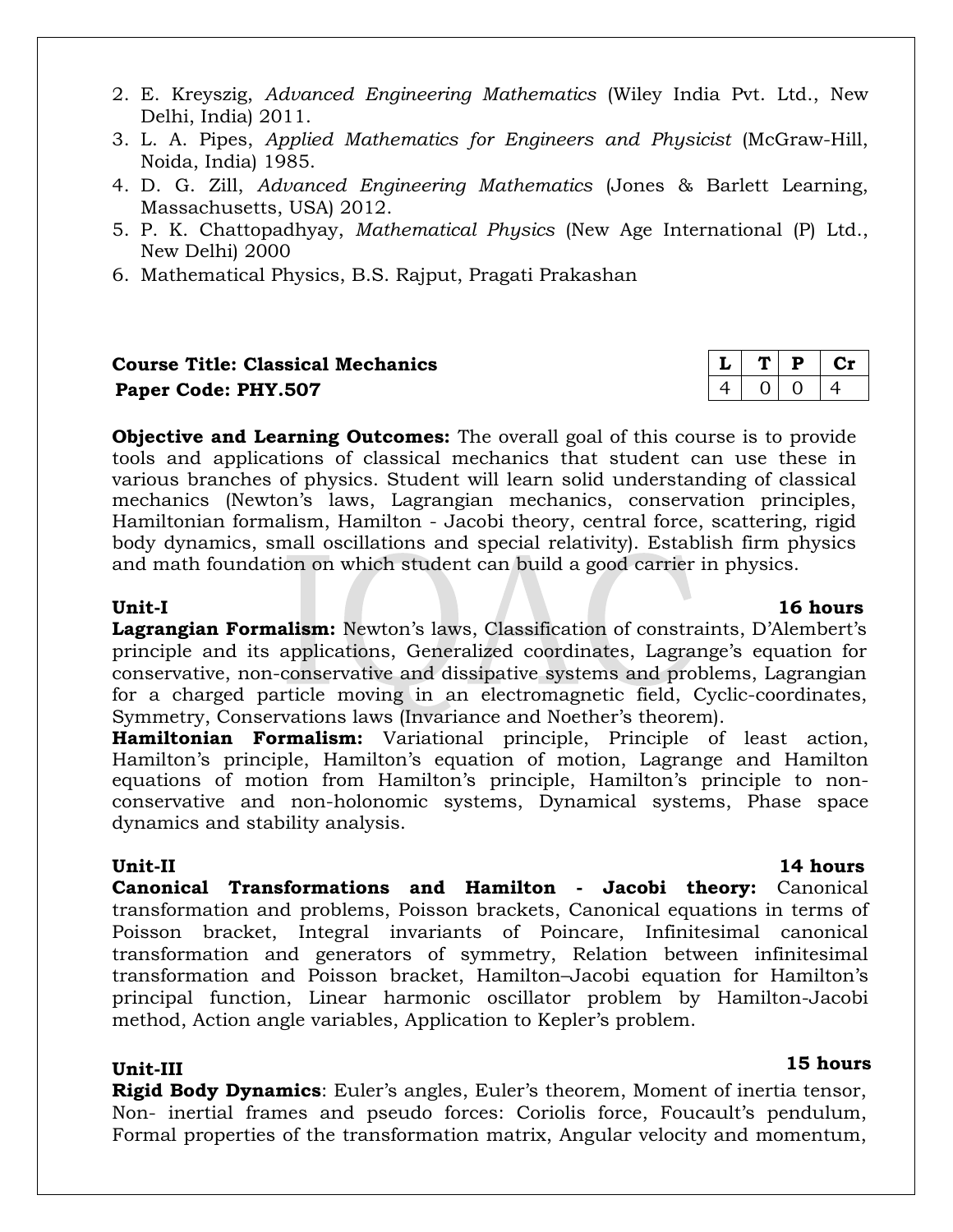2. E. Kreyszig, *Advanced Engineering Mathematics* (Wiley India Pvt. Ltd., New Delhi, India) 2011.
3. L. A. Pipes, *Applied Mathematics for Engineers and Physicist* (McGraw-Hill, Noida, India) 1985.
4. D. G. Zill, *Advanced Engineering Mathematics* (Jones & Barlett Learning, Massachusetts, USA) 2012.
5. P. K. Chattopadhyay, *Mathematical Physics* (New Age International (P) Ltd., New Delhi) 2000
6. Mathematical Physics, B.S. Rajput, Pragati Prakashan

**Course Title: Classical Mechanics**
**Paper Code: PHY.507**

| L | T | P | Cr |
|---|---|---|---|
| 4 | 0 | 0 | 4 |

**Objective and Learning Outcomes:** The overall goal of this course is to provide tools and applications of classical mechanics that student can use these in various branches of physics. Student will learn solid understanding of classical mechanics (Newton's laws, Lagrangian mechanics, conservation principles, Hamiltonian formalism, Hamilton - Jacobi theory, central force, scattering, rigid body dynamics, small oscillations and special relativity). Establish firm physics and math foundation on which student can build a good carrier in physics.

**Unit-I** **16 hours**

**Lagrangian Formalism:** Newton's laws, Classification of constraints, D'Alembert's principle and its applications, Generalized coordinates, Lagrange's equation for conservative, non-conservative and dissipative systems and problems, Lagrangian for a charged particle moving in an electromagnetic field, Cyclic-coordinates, Symmetry, Conservations laws (Invariance and Noether's theorem).

**Hamiltonian Formalism:** Variational principle, Principle of least action, Hamilton's principle, Hamilton's equation of motion, Lagrange and Hamilton equations of motion from Hamilton's principle, Hamilton's principle to non-conservative and non-holonomic systems, Dynamical systems, Phase space dynamics and stability analysis.

**Unit-II** **14 hours**

**Canonical Transformations and Hamilton - Jacobi theory:** Canonical transformation and problems, Poisson brackets, Canonical equations in terms of Poisson bracket, Integral invariants of Poincare, Infinitesimal canonical transformation and generators of symmetry, Relation between infinitesimal transformation and Poisson bracket, Hamilton–Jacobi equation for Hamilton's principal function, Linear harmonic oscillator problem by Hamilton-Jacobi method, Action angle variables, Application to Kepler's problem.

**Unit-III** **15 hours**

**Rigid Body Dynamics**: Euler's angles, Euler's theorem, Moment of inertia tensor, Non- inertial frames and pseudo forces: Coriolis force, Foucault's pendulum, Formal properties of the transformation matrix, Angular velocity and momentum,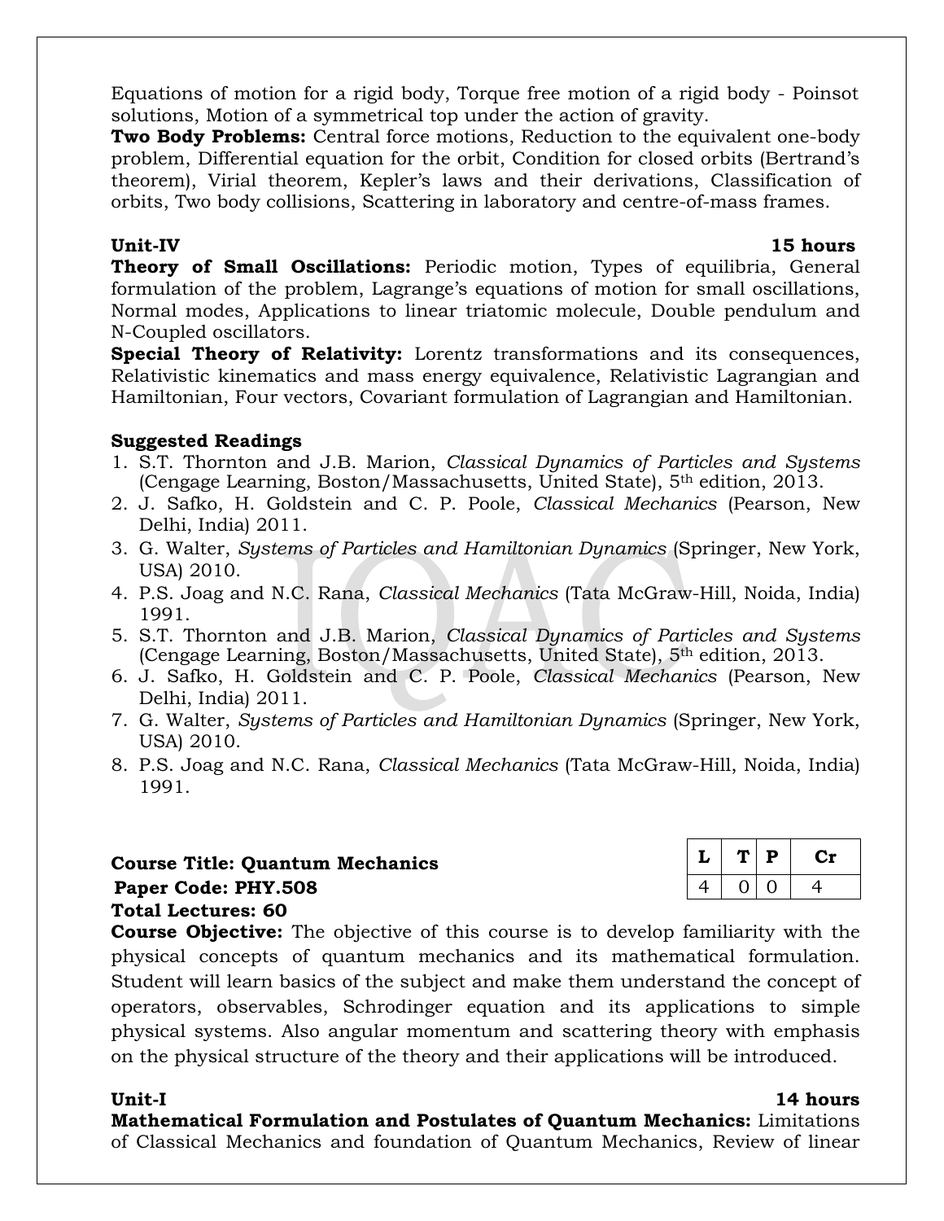Equations of motion for a rigid body, Torque free motion of a rigid body - Poinsot solutions, Motion of a symmetrical top under the action of gravity.

**Two Body Problems:** Central force motions, Reduction to the equivalent one-body problem, Differential equation for the orbit, Condition for closed orbits (Bertrand's theorem), Virial theorem, Kepler's laws and their derivations, Classification of orbits, Two body collisions, Scattering in laboratory and centre-of-mass frames.

**Unit-IV** **15 hours**

**Theory of Small Oscillations:** Periodic motion, Types of equilibria, General formulation of the problem, Lagrange's equations of motion for small oscillations, Normal modes, Applications to linear triatomic molecule, Double pendulum and N-Coupled oscillators.

**Special Theory of Relativity:** Lorentz transformations and its consequences, Relativistic kinematics and mass energy equivalence, Relativistic Lagrangian and Hamiltonian, Four vectors, Covariant formulation of Lagrangian and Hamiltonian.

**Suggested Readings**

1. S.T. Thornton and J.B. Marion, *Classical Dynamics of Particles and Systems* (Cengage Learning, Boston/Massachusetts, United State), 5th edition, 2013.
2. J. Safko, H. Goldstein and C. P. Poole, *Classical Mechanics* (Pearson, New Delhi, India) 2011.
3. G. Walter, *Systems of Particles and Hamiltonian Dynamics* (Springer, New York, USA) 2010.
4. P.S. Joag and N.C. Rana, *Classical Mechanics* (Tata McGraw-Hill, Noida, India) 1991.
5. S.T. Thornton and J.B. Marion, *Classical Dynamics of Particles and Systems* (Cengage Learning, Boston/Massachusetts, United State), 5th edition, 2013.
6. J. Safko, H. Goldstein and C. P. Poole, *Classical Mechanics* (Pearson, New Delhi, India) 2011.
7. G. Walter, *Systems of Particles and Hamiltonian Dynamics* (Springer, New York, USA) 2010.
8. P.S. Joag and N.C. Rana, *Classical Mechanics* (Tata McGraw-Hill, Noida, India) 1991.

**Course Title: Quantum Mechanics**
**Paper Code: PHY.508**
**Total Lectures: 60**

| L | T | P | Cr |
|---|---|---|---|
| 4 | 0 | 0 | 4 |

**Course Objective:** The objective of this course is to develop familiarity with the physical concepts of quantum mechanics and its mathematical formulation. Student will learn basics of the subject and make them understand the concept of operators, observables, Schrodinger equation and its applications to simple physical systems. Also angular momentum and scattering theory with emphasis on the physical structure of the theory and their applications will be introduced.

**Unit-I** **14 hours**

**Mathematical Formulation and Postulates of Quantum Mechanics:** Limitations of Classical Mechanics and foundation of Quantum Mechanics, Review of linear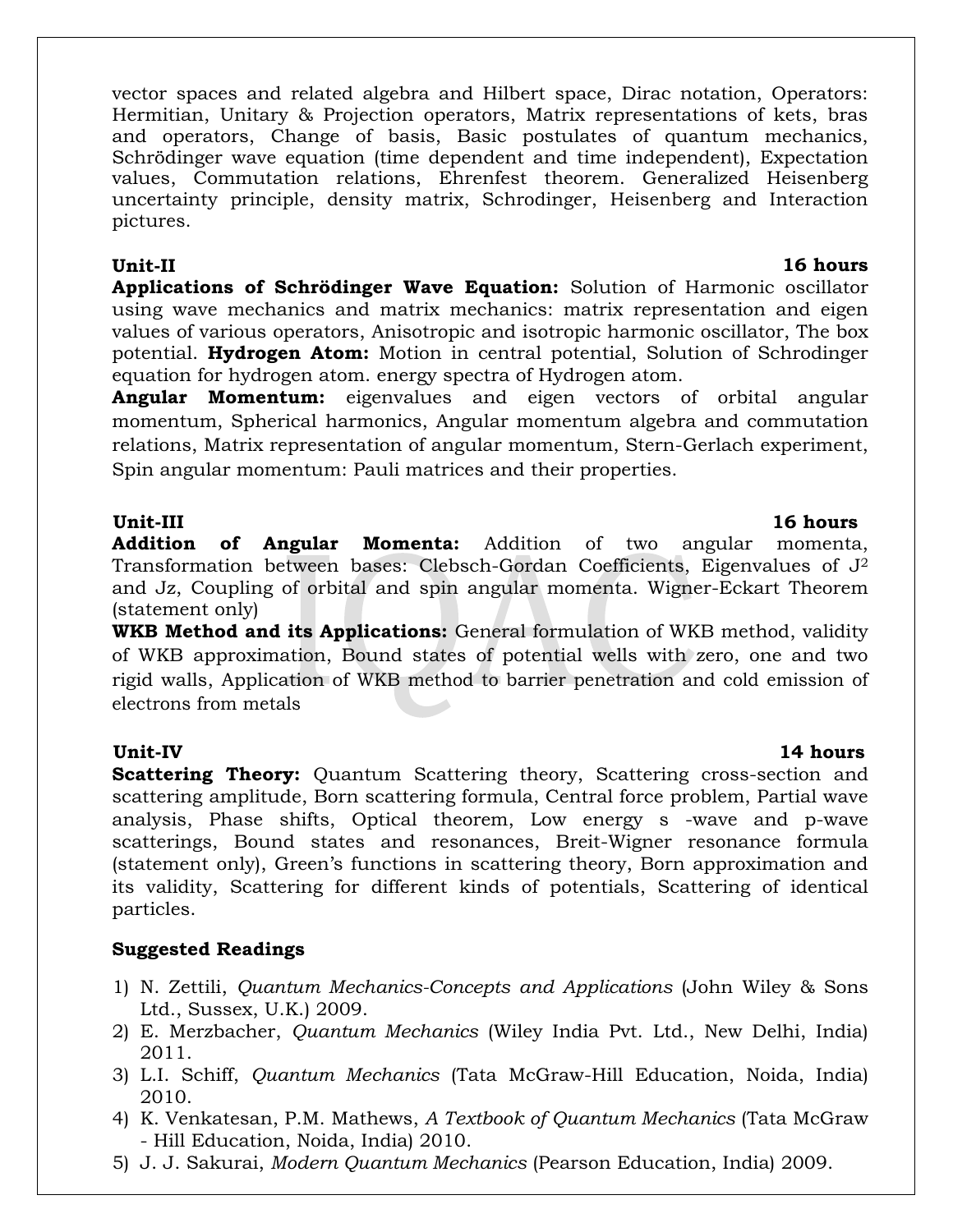vector spaces and related algebra and Hilbert space, Dirac notation, Operators: Hermitian, Unitary & Projection operators, Matrix representations of kets, bras and operators, Change of basis, Basic postulates of quantum mechanics, Schrödinger wave equation (time dependent and time independent), Expectation values, Commutation relations, Ehrenfest theorem. Generalized Heisenberg uncertainty principle, density matrix, Schrodinger, Heisenberg and Interaction pictures.

**Unit-II** **16 hours**

**Applications of Schrödinger Wave Equation:** Solution of Harmonic oscillator using wave mechanics and matrix mechanics: matrix representation and eigen values of various operators, Anisotropic and isotropic harmonic oscillator, The box potential. **Hydrogen Atom:** Motion in central potential, Solution of Schrodinger equation for hydrogen atom. energy spectra of Hydrogen atom.

**Angular Momentum:** eigenvalues and eigen vectors of orbital angular momentum, Spherical harmonics, Angular momentum algebra and commutation relations, Matrix representation of angular momentum, Stern-Gerlach experiment, Spin angular momentum: Pauli matrices and their properties.

**Unit-III** **16 hours**

**Addition of Angular Momenta:** Addition of two angular momenta, Transformation between bases: Clebsch-Gordan Coefficients, Eigenvalues of $J^2$ and Jz, Coupling of orbital and spin angular momenta. Wigner-Eckart Theorem (statement only)

**WKB Method and its Applications:** General formulation of WKB method, validity of WKB approximation, Bound states of potential wells with zero, one and two rigid walls, Application of WKB method to barrier penetration and cold emission of electrons from metals

**Unit-IV** **14 hours**

**Scattering Theory:** Quantum Scattering theory, Scattering cross-section and scattering amplitude, Born scattering formula, Central force problem, Partial wave analysis, Phase shifts, Optical theorem, Low energy s -wave and p-wave scatterings, Bound states and resonances, Breit-Wigner resonance formula (statement only), Green's functions in scattering theory, Born approximation and its validity, Scattering for different kinds of potentials, Scattering of identical particles.

**Suggested Readings**

1) N. Zettili, *Quantum Mechanics-Concepts and Applications* (John Wiley & Sons Ltd., Sussex, U.K.) 2009.
2) E. Merzbacher, *Quantum Mechanics* (Wiley India Pvt. Ltd., New Delhi, India) 2011.
3) L.I. Schiff, *Quantum Mechanics* (Tata McGraw-Hill Education, Noida, India) 2010.
4) K. Venkatesan, P.M. Mathews, *A Textbook of Quantum Mechanics* (Tata McGraw - Hill Education, Noida, India) 2010.
5) J. J. Sakurai, *Modern Quantum Mechanics* (Pearson Education, India) 2009.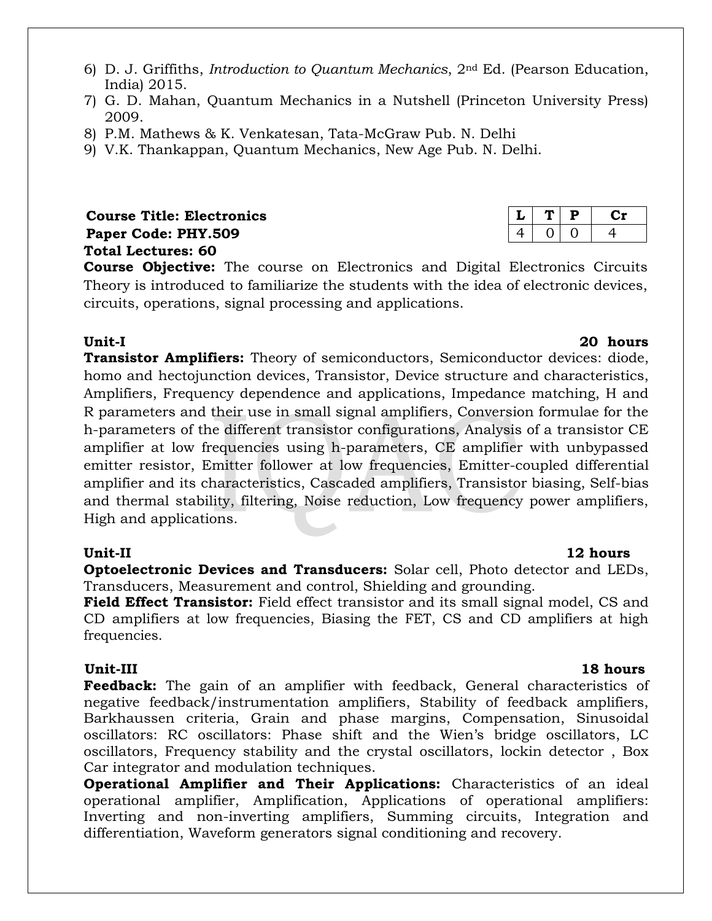6) D. J. Griffiths, *Introduction to Quantum Mechanics*, 2nd Ed. (Pearson Education, India) 2015.
7) G. D. Mahan, Quantum Mechanics in a Nutshell (Princeton University Press) 2009.
8) P.M. Mathews & K. Venkatesan, Tata-McGraw Pub. N. Delhi
9) V.K. Thankappan, Quantum Mechanics, New Age Pub. N. Delhi.

**Course Title: Electronics**
**Paper Code: PHY.509**
**Total Lectures: 60**

| L | T | P | Cr |
|---|---|---|---|
| 4 | 0 | 0 | 4 |

**Course Objective:** The course on Electronics and Digital Electronics Circuits Theory is introduced to familiarize the students with the idea of electronic devices, circuits, operations, signal processing and applications.

**Unit-I** **20 hours**

**Transistor Amplifiers:** Theory of semiconductors, Semiconductor devices: diode, homo and hectojunction devices, Transistor, Device structure and characteristics, Amplifiers, Frequency dependence and applications, Impedance matching, H and R parameters and their use in small signal amplifiers, Conversion formulae for the h-parameters of the different transistor configurations, Analysis of a transistor CE amplifier at low frequencies using h-parameters, CE amplifier with unbypassed emitter resistor, Emitter follower at low frequencies, Emitter-coupled differential amplifier and its characteristics, Cascaded amplifiers, Transistor biasing, Self-bias and thermal stability, filtering, Noise reduction, Low frequency power amplifiers, High and applications.

**Unit-II** **12 hours**

**Optoelectronic Devices and Transducers:** Solar cell, Photo detector and LEDs, Transducers, Measurement and control, Shielding and grounding.

**Field Effect Transistor:** Field effect transistor and its small signal model, CS and CD amplifiers at low frequencies, Biasing the FET, CS and CD amplifiers at high frequencies.

**Unit-III** **18 hours**

**Feedback:** The gain of an amplifier with feedback, General characteristics of negative feedback/instrumentation amplifiers, Stability of feedback amplifiers, Barkhaussen criteria, Grain and phase margins, Compensation, Sinusoidal oscillators: RC oscillators: Phase shift and the Wien's bridge oscillators, LC oscillators, Frequency stability and the crystal oscillators, lockin detector , Box Car integrator and modulation techniques.

**Operational Amplifier and Their Applications:** Characteristics of an ideal operational amplifier, Amplification, Applications of operational amplifiers: Inverting and non-inverting amplifiers, Summing circuits, Integration and differentiation, Waveform generators signal conditioning and recovery.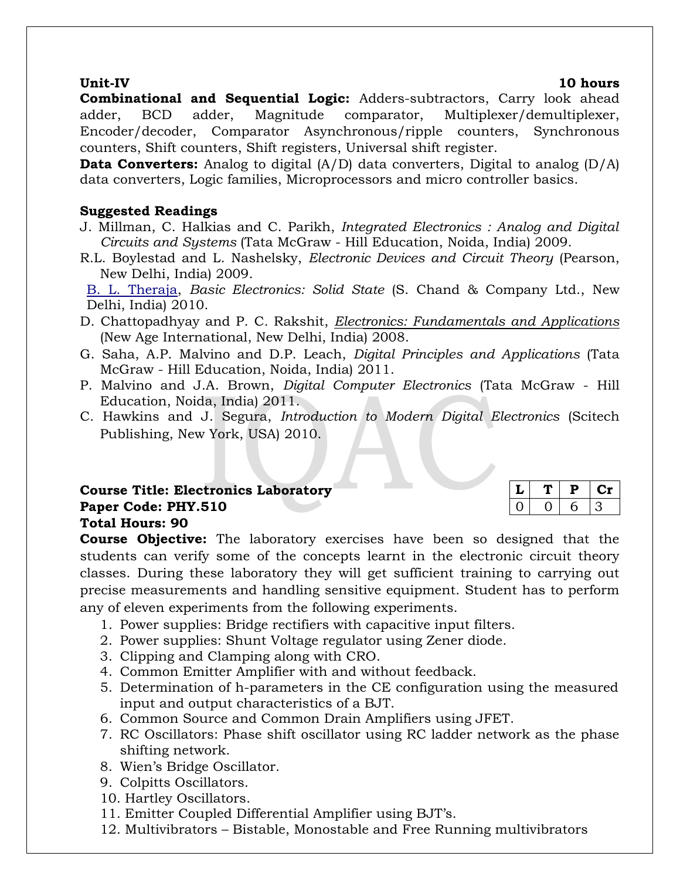**Unit-IV** **10 hours**

**Combinational and Sequential Logic:** Adders-subtractors, Carry look ahead adder, BCD adder, Magnitude comparator, Multiplexer/demultiplexer, Encoder/decoder, Comparator Asynchronous/ripple counters, Synchronous counters, Shift counters, Shift registers, Universal shift register.

**Data Converters:** Analog to digital (A/D) data converters, Digital to analog (D/A) data converters, Logic families, Microprocessors and micro controller basics.

**Suggested Readings**

J. Millman, C. Halkias and C. Parikh, *Integrated Electronics : Analog and Digital Circuits and Systems* (Tata McGraw - Hill Education, Noida, India) 2009.

R.L. Boylestad and L. Nashelsky, *Electronic Devices and Circuit Theory* (Pearson, New Delhi, India) 2009.

B. L. Theraja, *Basic Electronics: Solid State* (S. Chand & Company Ltd., New Delhi, India) 2010.

D. Chattopadhyay and P. C. Rakshit, *Electronics: Fundamentals and Applications* (New Age International, New Delhi, India) 2008.

G. Saha, A.P. Malvino and D.P. Leach, *Digital Principles and Applications* (Tata McGraw - Hill Education, Noida, India) 2011.

P. Malvino and J.A. Brown, *Digital Computer Electronics* (Tata McGraw - Hill Education, Noida, India) 2011.

C. Hawkins and J. Segura, *Introduction to Modern Digital Electronics* (Scitech Publishing, New York, USA) 2010.

**Course Title: Electronics Laboratory**
**Paper Code: PHY.510**
**Total Hours: 90**

| L | T | P | Cr |
|---|---|---|---|
| 0 | 0 | 6 | 3 |

**Course Objective:** The laboratory exercises have been so designed that the students can verify some of the concepts learnt in the electronic circuit theory classes. During these laboratory they will get sufficient training to carrying out precise measurements and handling sensitive equipment. Student has to perform any of eleven experiments from the following experiments.

1. Power supplies: Bridge rectifiers with capacitive input filters.
2. Power supplies: Shunt Voltage regulator using Zener diode.
3. Clipping and Clamping along with CRO.
4. Common Emitter Amplifier with and without feedback.
5. Determination of h-parameters in the CE configuration using the measured input and output characteristics of a BJT.
6. Common Source and Common Drain Amplifiers using JFET.
7. RC Oscillators: Phase shift oscillator using RC ladder network as the phase shifting network.
8. Wien's Bridge Oscillator.
9. Colpitts Oscillators.
10. Hartley Oscillators.
11. Emitter Coupled Differential Amplifier using BJT's.
12. Multivibrators – Bistable, Monostable and Free Running multivibrators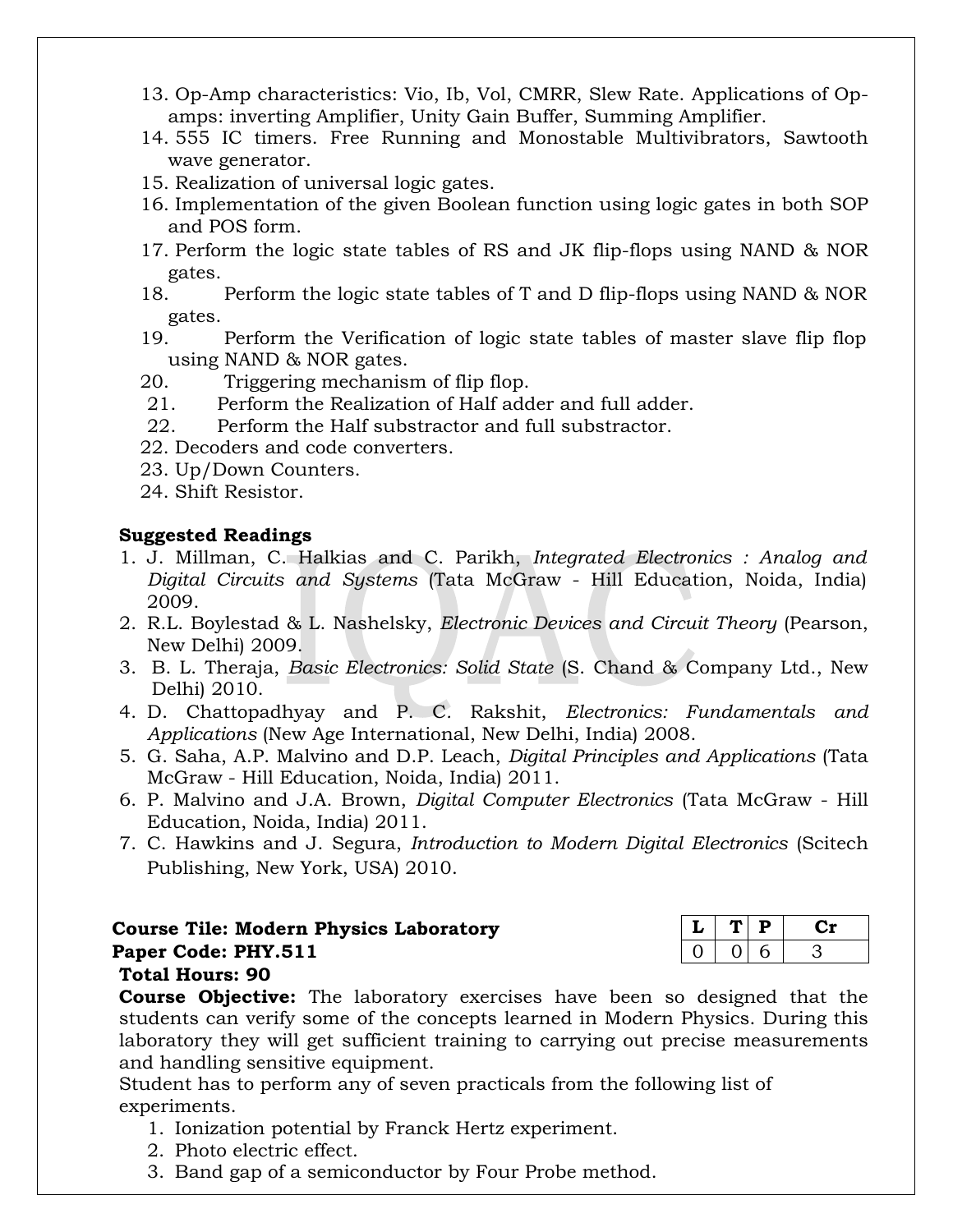13. Op-Amp characteristics: Vio, Ib, Vol, CMRR, Slew Rate. Applications of Op-amps: inverting Amplifier, Unity Gain Buffer, Summing Amplifier.
14. 555 IC timers. Free Running and Monostable Multivibrators, Sawtooth wave generator.
15. Realization of universal logic gates.
16. Implementation of the given Boolean function using logic gates in both SOP and POS form.
17. Perform the logic state tables of RS and JK flip-flops using NAND & NOR gates.
18. Perform the logic state tables of T and D flip-flops using NAND & NOR gates.
19. Perform the Verification of logic state tables of master slave flip flop using NAND & NOR gates.
20. Triggering mechanism of flip flop.
21. Perform the Realization of Half adder and full adder.
22. Perform the Half substractor and full substractor.
22. Decoders and code converters.
23. Up/Down Counters.
24. Shift Resistor.

**Suggested Readings**

1. J. Millman, C. Halkias and C. Parikh, *Integrated Electronics : Analog and Digital Circuits and Systems* (Tata McGraw - Hill Education, Noida, India) 2009.
2. R.L. Boylestad & L. Nashelsky, *Electronic Devices and Circuit Theory* (Pearson, New Delhi) 2009.
3. B. L. Theraja, *Basic Electronics: Solid State* (S. Chand & Company Ltd., New Delhi) 2010.
4. D. Chattopadhyay and P. C. Rakshit, *Electronics: Fundamentals and Applications* (New Age International, New Delhi, India) 2008.
5. G. Saha, A.P. Malvino and D.P. Leach, *Digital Principles and Applications* (Tata McGraw - Hill Education, Noida, India) 2011.
6. P. Malvino and J.A. Brown, *Digital Computer Electronics* (Tata McGraw - Hill Education, Noida, India) 2011.
7. C. Hawkins and J. Segura, *Introduction to Modern Digital Electronics* (Scitech Publishing, New York, USA) 2010.

**Course Tile: Modern Physics Laboratory**
**Paper Code: PHY.511**
**Total Hours: 90**

| L | T | P | Cr |
|---|---|---|---|
| 0 | 0 | 6 | 3 |

**Course Objective:** The laboratory exercises have been so designed that the students can verify some of the concepts learned in Modern Physics. During this laboratory they will get sufficient training to carrying out precise measurements and handling sensitive equipment.

Student has to perform any of seven practicals from the following list of experiments.

1. Ionization potential by Franck Hertz experiment.
2. Photo electric effect.
3. Band gap of a semiconductor by Four Probe method.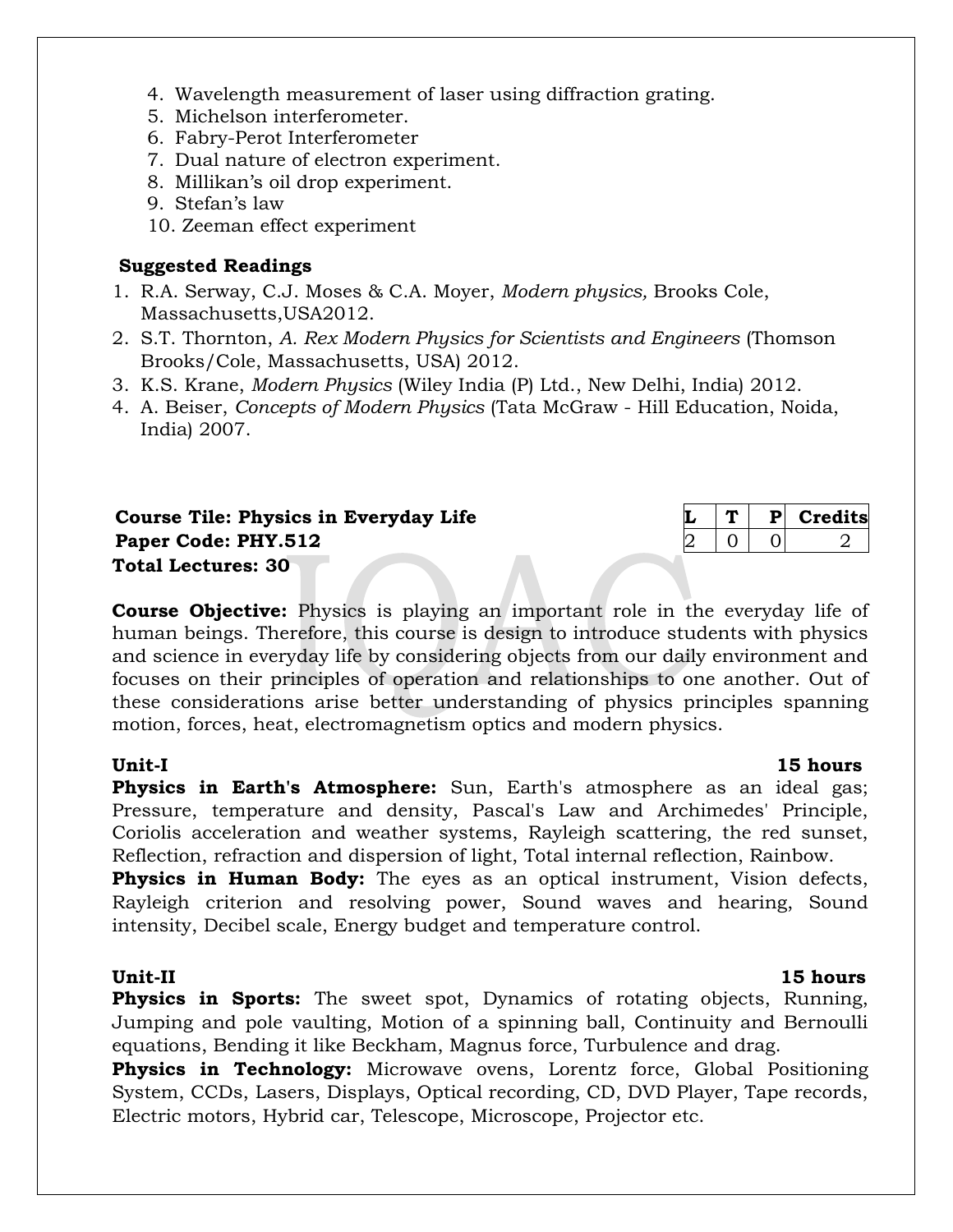4. Wavelength measurement of laser using diffraction grating.
5. Michelson interferometer.
6. Fabry-Perot Interferometer
7. Dual nature of electron experiment.
8. Millikan's oil drop experiment.
9. Stefan's law
10. Zeeman effect experiment

**Suggested Readings**

1. R.A. Serway, C.J. Moses & C.A. Moyer, *Modern physics,* Brooks Cole, Massachusetts,USA2012.
2. S.T. Thornton, *A. Rex Modern Physics for Scientists and Engineers* (Thomson Brooks/Cole, Massachusetts, USA) 2012.
3. K.S. Krane, *Modern Physics* (Wiley India (P) Ltd., New Delhi, India) 2012.
4. A. Beiser, *Concepts of Modern Physics* (Tata McGraw - Hill Education, Noida, India) 2007.

**Course Tile: Physics in Everyday Life**
**Paper Code: PHY.512**
**Total Lectures: 30**

| L | T | P | Credits |
|---|---|---|---|
| 2 | 0 | 0 | 2 |

**Course Objective:** Physics is playing an important role in the everyday life of human beings. Therefore, this course is design to introduce students with physics and science in everyday life by considering objects from our daily environment and focuses on their principles of operation and relationships to one another. Out of these considerations arise better understanding of physics principles spanning motion, forces, heat, electromagnetism optics and modern physics.

**Unit-I** **15 hours**

**Physics in Earth's Atmosphere:** Sun, Earth's atmosphere as an ideal gas; Pressure, temperature and density, Pascal's Law and Archimedes' Principle, Coriolis acceleration and weather systems, Rayleigh scattering, the red sunset, Reflection, refraction and dispersion of light, Total internal reflection, Rainbow.

**Physics in Human Body:** The eyes as an optical instrument, Vision defects, Rayleigh criterion and resolving power, Sound waves and hearing, Sound intensity, Decibel scale, Energy budget and temperature control.

**Unit-II** **15 hours**

**Physics in Sports:** The sweet spot, Dynamics of rotating objects, Running, Jumping and pole vaulting, Motion of a spinning ball, Continuity and Bernoulli equations, Bending it like Beckham, Magnus force, Turbulence and drag.

**Physics in Technology:** Microwave ovens, Lorentz force, Global Positioning System, CCDs, Lasers, Displays, Optical recording, CD, DVD Player, Tape records, Electric motors, Hybrid car, Telescope, Microscope, Projector etc.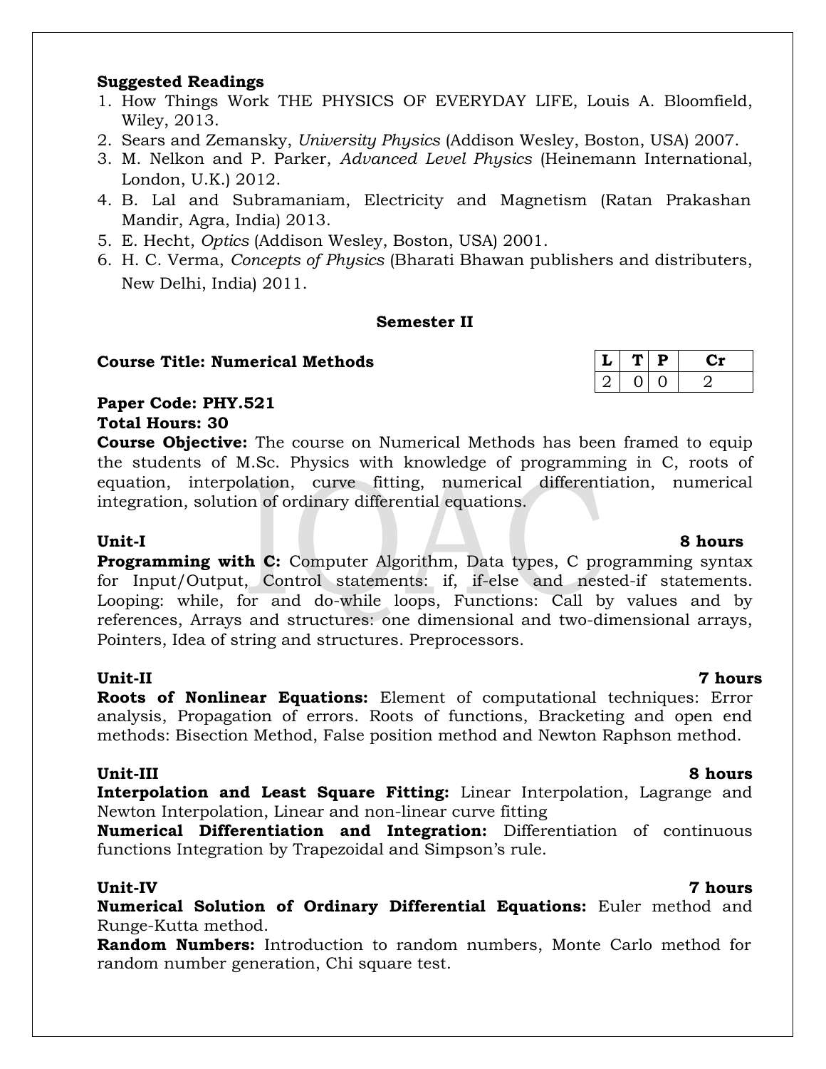**Suggested Readings**

1. How Things Work THE PHYSICS OF EVERYDAY LIFE, Louis A. Bloomfield, Wiley, 2013.
2. Sears and Zemansky, *University Physics* (Addison Wesley, Boston, USA) 2007.
3. M. Nelkon and P. Parker, *Advanced Level Physics* (Heinemann International, London, U.K.) 2012.
4. B. Lal and Subramaniam, Electricity and Magnetism (Ratan Prakashan Mandir, Agra, India) 2013.
5. E. Hecht, *Optics* (Addison Wesley, Boston, USA) 2001.
6. H. C. Verma, *Concepts of Physics* (Bharati Bhawan publishers and distributers, New Delhi, India) 2011.

## Semester II

**Course Title: Numerical Methods**

| L | T | P | Cr |
|---|---|---|---|
| 2 | 0 | 0 | 2 |

**Paper Code: PHY.521**

**Total Hours: 30**

**Course Objective:** The course on Numerical Methods has been framed to equip the students of M.Sc. Physics with knowledge of programming in C, roots of equation, interpolation, curve fitting, numerical differentiation, numerical integration, solution of ordinary differential equations.

**Unit-I** **8 hours**

**Programming with C:** Computer Algorithm, Data types, C programming syntax for Input/Output, Control statements: if, if-else and nested-if statements. Looping: while, for and do-while loops, Functions: Call by values and by references, Arrays and structures: one dimensional and two-dimensional arrays, Pointers, Idea of string and structures. Preprocessors.

**Unit-II** **7 hours**

**Roots of Nonlinear Equations:** Element of computational techniques: Error analysis, Propagation of errors. Roots of functions, Bracketing and open end methods: Bisection Method, False position method and Newton Raphson method.

**Unit-III** **8 hours**

**Interpolation and Least Square Fitting:** Linear Interpolation, Lagrange and Newton Interpolation, Linear and non-linear curve fitting

**Numerical Differentiation and Integration:** Differentiation of continuous functions Integration by Trapezoidal and Simpson's rule.

**Unit-IV** **7 hours**

**Numerical Solution of Ordinary Differential Equations:** Euler method and Runge-Kutta method.

**Random Numbers:** Introduction to random numbers, Monte Carlo method for random number generation, Chi square test.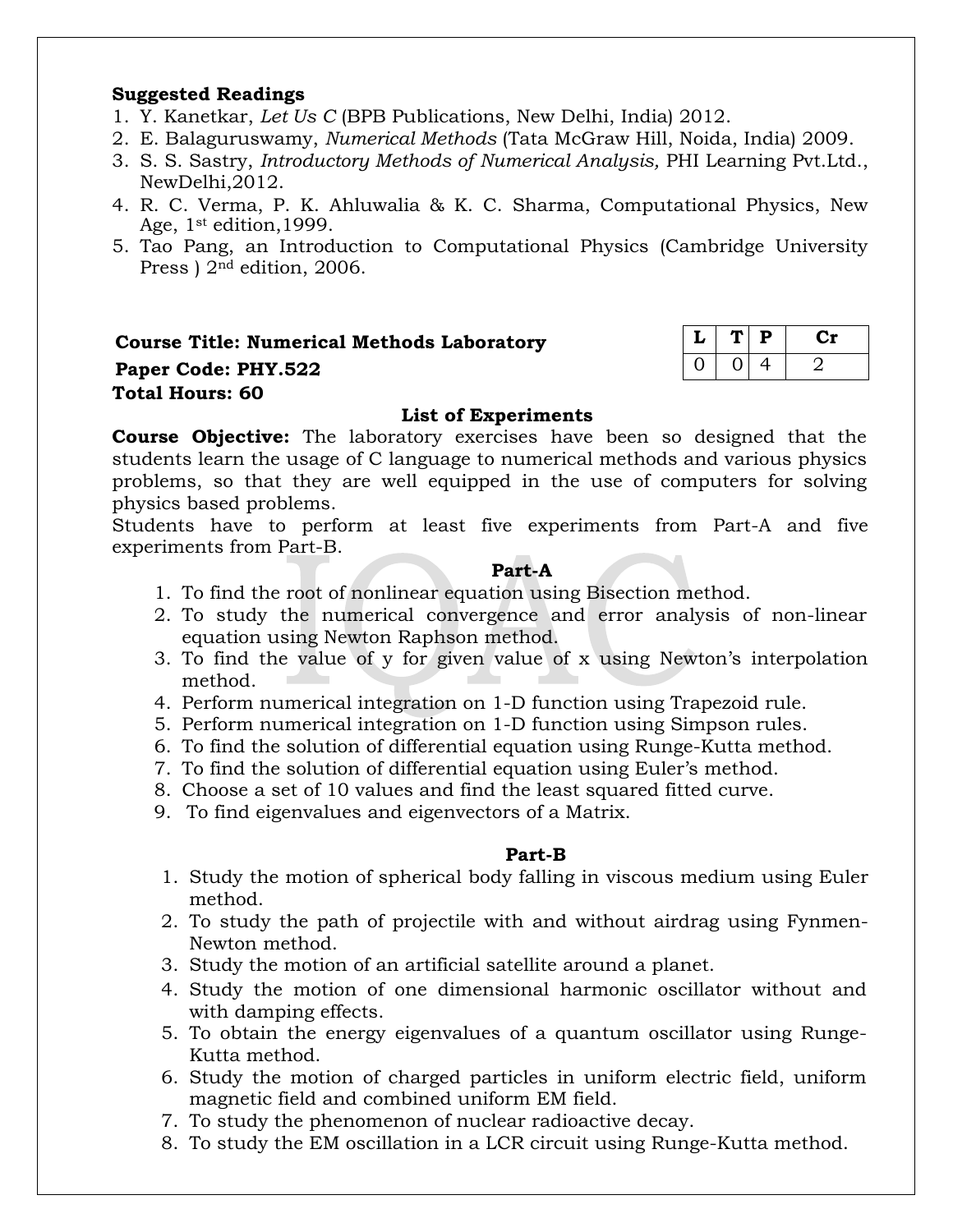**Suggested Readings**

1. Y. Kanetkar, *Let Us C* (BPB Publications, New Delhi, India) 2012.
2. E. Balaguruswamy, *Numerical Methods* (Tata McGraw Hill, Noida, India) 2009.
3. S. S. Sastry, *Introductory Methods of Numerical Analysis,* PHI Learning Pvt.Ltd., NewDelhi,2012.
4. R. C. Verma, P. K. Ahluwalia & K. C. Sharma, Computational Physics, New Age, 1st edition,1999.
5. Tao Pang, an Introduction to Computational Physics (Cambridge University Press ) 2nd edition, 2006.

**Course Title: Numerical Methods Laboratory**

**Paper Code: PHY.522**

**Total Hours: 60**

| L | T | P | Cr |
|---|---|---|---|
| 0 | 0 | 4 | 2 |

**List of Experiments**

**Course Objective:** The laboratory exercises have been so designed that the students learn the usage of C language to numerical methods and various physics problems, so that they are well equipped in the use of computers for solving physics based problems.

Students have to perform at least five experiments from Part-A and five experiments from Part-B.

**Part-A**

1. To find the root of nonlinear equation using Bisection method.
2. To study the numerical convergence and error analysis of non-linear equation using Newton Raphson method.
3. To find the value of y for given value of x using Newton's interpolation method.
4. Perform numerical integration on 1-D function using Trapezoid rule.
5. Perform numerical integration on 1-D function using Simpson rules.
6. To find the solution of differential equation using Runge-Kutta method.
7. To find the solution of differential equation using Euler's method.
8. Choose a set of 10 values and find the least squared fitted curve.
9. To find eigenvalues and eigenvectors of a Matrix.

**Part-B**

1. Study the motion of spherical body falling in viscous medium using Euler method.
2. To study the path of projectile with and without airdrag using Fynmen-Newton method.
3. Study the motion of an artificial satellite around a planet.
4. Study the motion of one dimensional harmonic oscillator without and with damping effects.
5. To obtain the energy eigenvalues of a quantum oscillator using Runge-Kutta method.
6. Study the motion of charged particles in uniform electric field, uniform magnetic field and combined uniform EM field.
7. To study the phenomenon of nuclear radioactive decay.
8. To study the EM oscillation in a LCR circuit using Runge-Kutta method.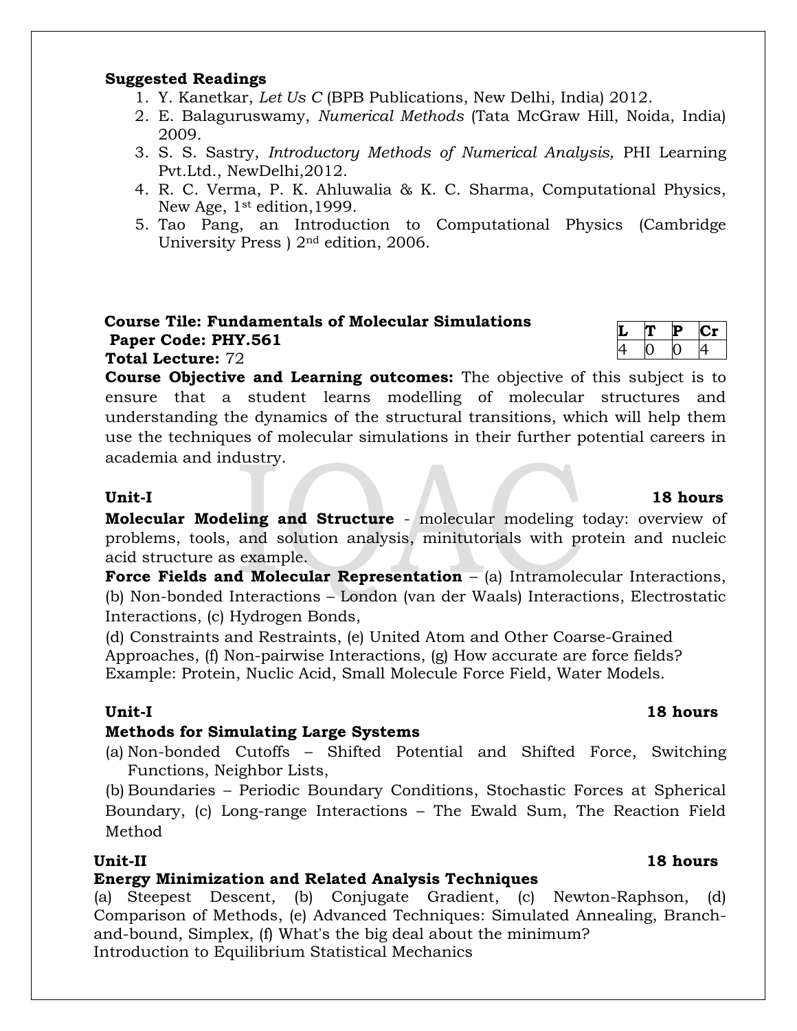**Suggested Readings**

1. Y. Kanetkar, *Let Us C* (BPB Publications, New Delhi, India) 2012.
2. E. Balaguruswamy, *Numerical Methods* (Tata McGraw Hill, Noida, India) 2009.
3. S. S. Sastry, *Introductory Methods of Numerical Analysis,* PHI Learning Pvt.Ltd., NewDelhi,2012.
4. R. C. Verma, P. K. Ahluwalia & K. C. Sharma, Computational Physics, New Age, 1st edition,1999.
5. Tao Pang, an Introduction to Computational Physics (Cambridge University Press ) 2nd edition, 2006.

**Course Tile: Fundamentals of Molecular Simulations**
**Paper Code: PHY.561**
**Total Lecture:** 72

| L | T | P | Cr |
|---|---|---|---|
| 4 | 0 | 0 | 4 |

**Course Objective and Learning outcomes:** The objective of this subject is to ensure that a student learns modelling of molecular structures and understanding the dynamics of the structural transitions, which will help them use the techniques of molecular simulations in their further potential careers in academia and industry.

**Unit-I** **18 hours**

**Molecular Modeling and Structure** - molecular modeling today: overview of problems, tools, and solution analysis, minitutorials with protein and nucleic acid structure as example.

**Force Fields and Molecular Representation** – (a) Intramolecular Interactions, (b) Non-bonded Interactions – London (van der Waals) Interactions, Electrostatic Interactions, (c) Hydrogen Bonds,
(d) Constraints and Restraints, (e) United Atom and Other Coarse-Grained Approaches, (f) Non-pairwise Interactions, (g) How accurate are force fields?
Example: Protein, Nuclic Acid, Small Molecule Force Field, Water Models.

**Unit-I** **18 hours**

**Methods for Simulating Large Systems**

(a) Non-bonded Cutoffs – Shifted Potential and Shifted Force, Switching Functions, Neighbor Lists,
(b) Boundaries – Periodic Boundary Conditions, Stochastic Forces at Spherical Boundary, (c) Long-range Interactions – The Ewald Sum, The Reaction Field Method

**Unit-II** **18 hours**

**Energy Minimization and Related Analysis Techniques**

(a) Steepest Descent, (b) Conjugate Gradient, (c) Newton-Raphson, (d) Comparison of Methods, (e) Advanced Techniques: Simulated Annealing, Branch-and-bound, Simplex, (f) What's the big deal about the minimum?
Introduction to Equilibrium Statistical Mechanics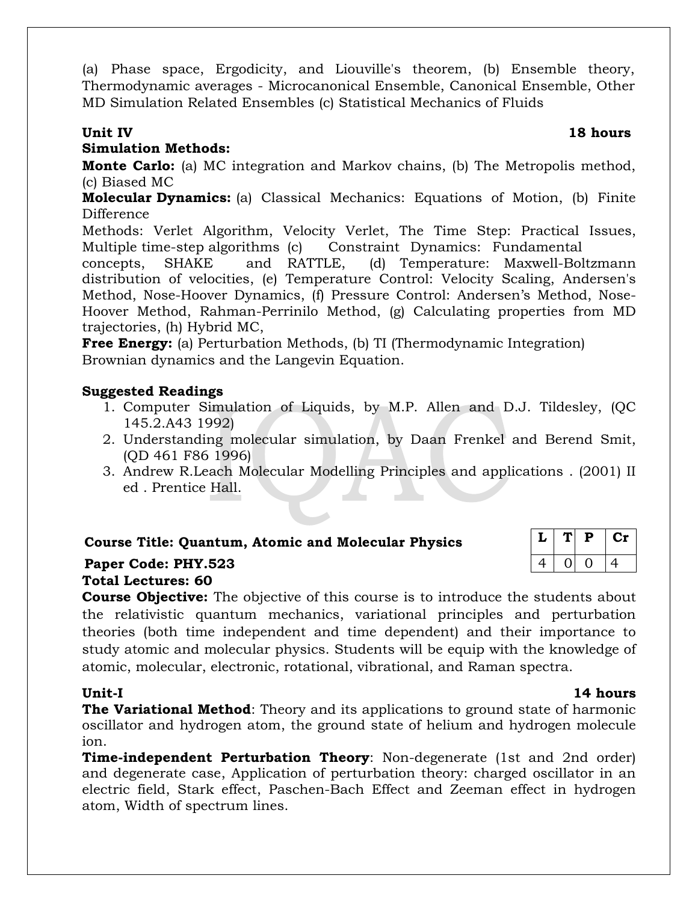(a) Phase space, Ergodicity, and Liouville's theorem, (b) Ensemble theory, Thermodynamic averages - Microcanonical Ensemble, Canonical Ensemble, Other MD Simulation Related Ensembles (c) Statistical Mechanics of Fluids

**Unit IV** **18 hours**

**Simulation Methods:**

**Monte Carlo:** (a) MC integration and Markov chains, (b) The Metropolis method, (c) Biased MC

**Molecular Dynamics:** (a) Classical Mechanics: Equations of Motion, (b) Finite Difference

Methods: Verlet Algorithm, Velocity Verlet, The Time Step: Practical Issues, Multiple time-step algorithms (c) Constraint Dynamics: Fundamental concepts, SHAKE and RATTLE, (d) Temperature: Maxwell-Boltzmann distribution of velocities, (e) Temperature Control: Velocity Scaling, Andersen's Method, Nose-Hoover Dynamics, (f) Pressure Control: Andersen's Method, Nose-Hoover Method, Rahman-Perrinilo Method, (g) Calculating properties from MD trajectories, (h) Hybrid MC,

**Free Energy:** (a) Perturbation Methods, (b) TI (Thermodynamic Integration)
Brownian dynamics and the Langevin Equation.

**Suggested Readings**

1. Computer Simulation of Liquids, by M.P. Allen and D.J. Tildesley, (QC 145.2.A43 1992)
2. Understanding molecular simulation, by Daan Frenkel and Berend Smit, (QD 461 F86 1996)
3. Andrew R.Leach Molecular Modelling Principles and applications . (2001) II ed . Prentice Hall.

**Course Title: Quantum, Atomic and Molecular Physics**

**Paper Code: PHY.523**

| L | T | P | Cr |
|---|---|---|---|
| 4 | 0 | 0 | 4 |

**Total Lectures: 60**

**Course Objective:** The objective of this course is to introduce the students about the relativistic quantum mechanics, variational principles and perturbation theories (both time independent and time dependent) and their importance to study atomic and molecular physics. Students will be equip with the knowledge of atomic, molecular, electronic, rotational, vibrational, and Raman spectra.

**Unit-I** **14 hours**

**The Variational Method**: Theory and its applications to ground state of harmonic oscillator and hydrogen atom, the ground state of helium and hydrogen molecule ion.

**Time-independent Perturbation Theory**: Non-degenerate (1st and 2nd order) and degenerate case, Application of perturbation theory: charged oscillator in an electric field, Stark effect, Paschen-Bach Effect and Zeeman effect in hydrogen atom, Width of spectrum lines.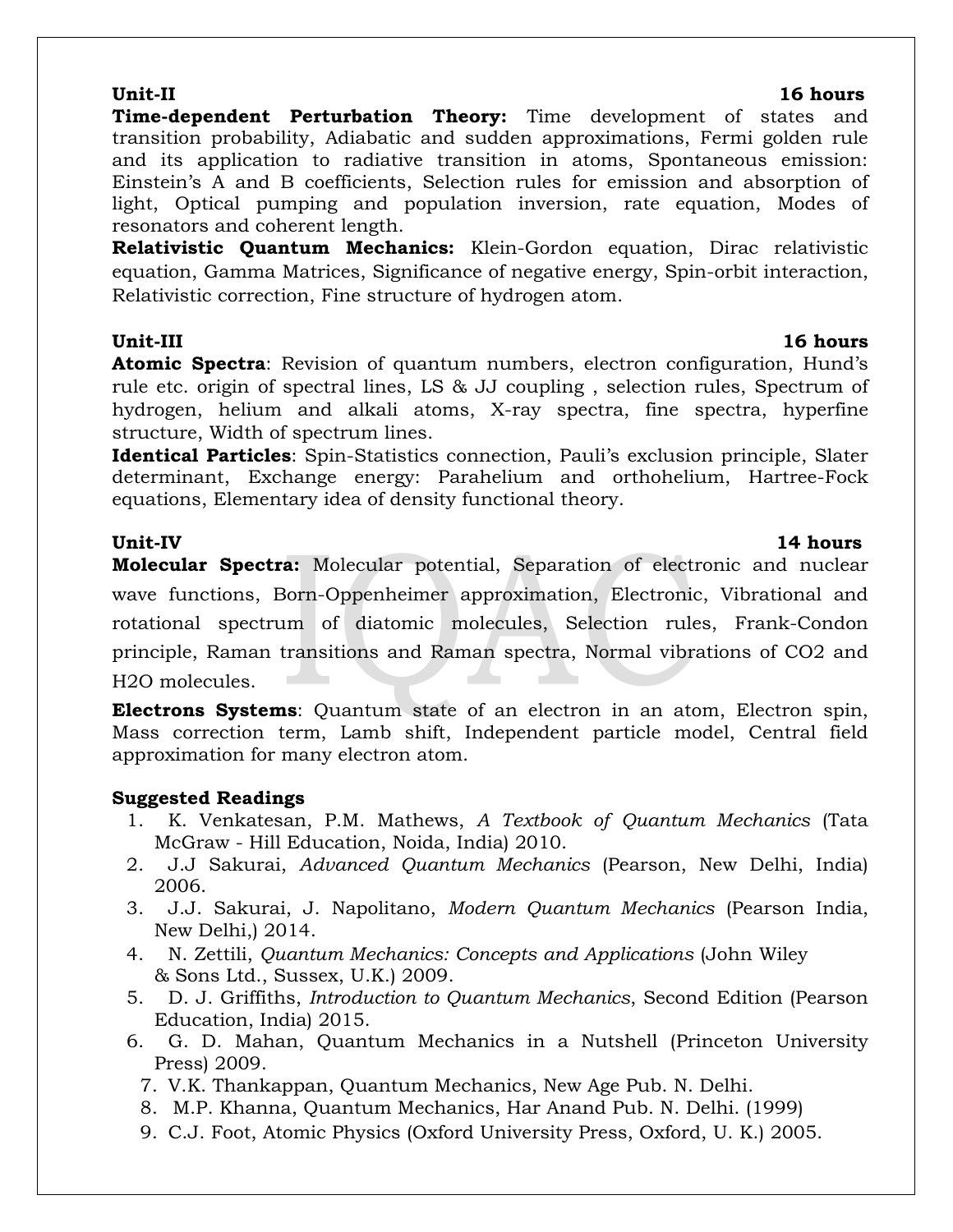**Unit-II** **16 hours**

**Time-dependent Perturbation Theory:** Time development of states and transition probability, Adiabatic and sudden approximations, Fermi golden rule and its application to radiative transition in atoms, Spontaneous emission: Einstein's A and B coefficients, Selection rules for emission and absorption of light, Optical pumping and population inversion, rate equation, Modes of resonators and coherent length.

**Relativistic Quantum Mechanics:** Klein-Gordon equation, Dirac relativistic equation, Gamma Matrices, Significance of negative energy, Spin-orbit interaction, Relativistic correction, Fine structure of hydrogen atom.

**Unit-III** **16 hours**

**Atomic Spectra**: Revision of quantum numbers, electron configuration, Hund's rule etc. origin of spectral lines, LS & JJ coupling , selection rules, Spectrum of hydrogen, helium and alkali atoms, X-ray spectra, fine spectra, hyperfine structure, Width of spectrum lines.

**Identical Particles**: Spin-Statistics connection, Pauli's exclusion principle, Slater determinant, Exchange energy: Parahelium and orthohelium, Hartree-Fock equations, Elementary idea of density functional theory.

**Unit-IV** **14 hours**

**Molecular Spectra:** Molecular potential, Separation of electronic and nuclear wave functions, Born-Oppenheimer approximation, Electronic, Vibrational and rotational spectrum of diatomic molecules, Selection rules, Frank-Condon principle, Raman transitions and Raman spectra, Normal vibrations of $CO_2$ and $H_2O$ molecules.

**Electrons Systems**: Quantum state of an electron in an atom, Electron spin, Mass correction term, Lamb shift, Independent particle model, Central field approximation for many electron atom.

**Suggested Readings**

1. K. Venkatesan, P.M. Mathews, *A Textbook of Quantum Mechanics* (Tata McGraw - Hill Education, Noida, India) 2010.
2. J.J Sakurai, *Advanced Quantum Mechanics* (Pearson, New Delhi, India) 2006.
3. J.J. Sakurai, J. Napolitano, *Modern Quantum Mechanics* (Pearson India, New Delhi,) 2014.
4. N. Zettili, *Quantum Mechanics: Concepts and Applications* (John Wiley & Sons Ltd., Sussex, U.K.) 2009.
5. D. J. Griffiths, *Introduction to Quantum Mechanics*, Second Edition (Pearson Education, India) 2015.
6. G. D. Mahan, Quantum Mechanics in a Nutshell (Princeton University Press) 2009.
7. V.K. Thankappan, Quantum Mechanics, New Age Pub. N. Delhi.
8. M.P. Khanna, Quantum Mechanics, Har Anand Pub. N. Delhi. (1999)
9. C.J. Foot, Atomic Physics (Oxford University Press, Oxford, U. K.) 2005.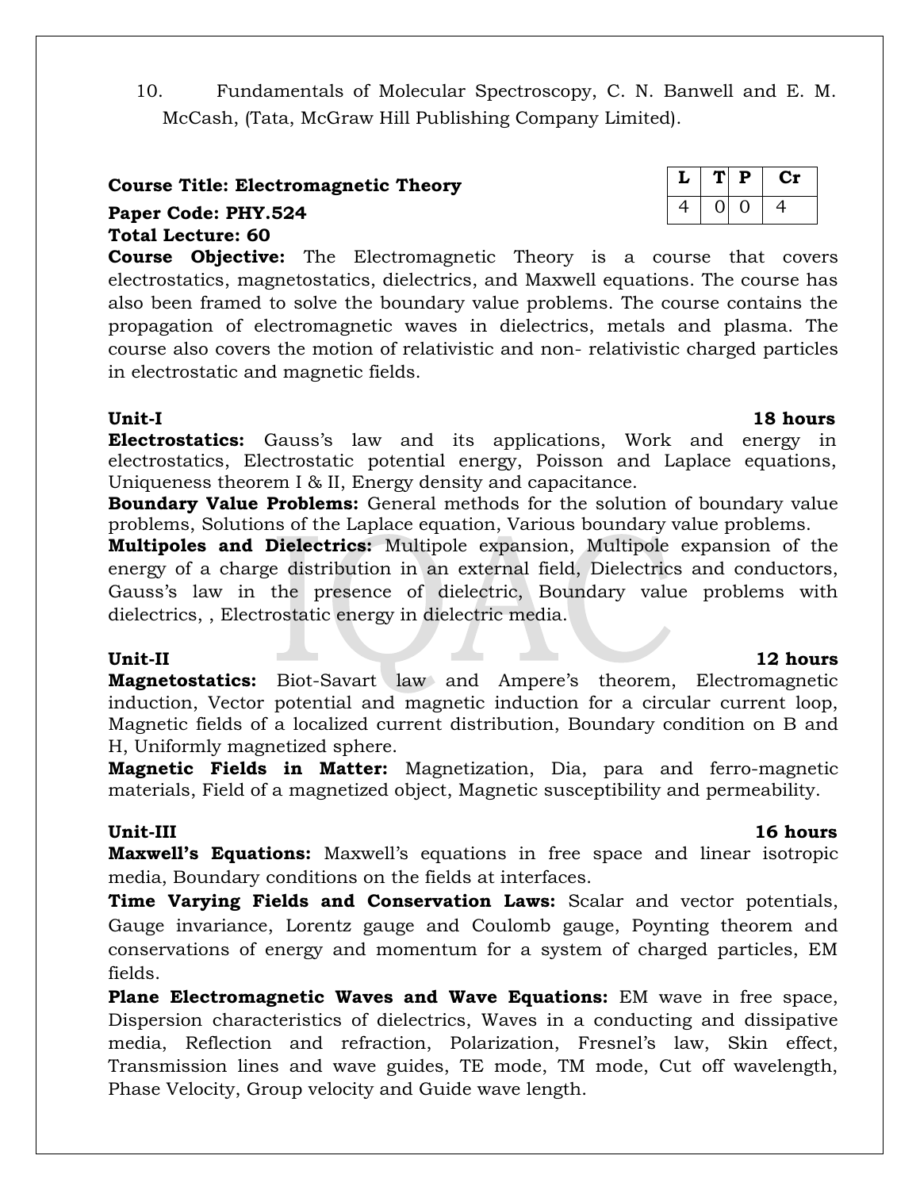10. Fundamentals of Molecular Spectroscopy, C. N. Banwell and E. M. McCash, (Tata, McGraw Hill Publishing Company Limited).

**Course Title: Electromagnetic Theory**

**Paper Code: PHY.524**

**Total Lecture: 60**

| L | T | P | Cr |
|---|---|---|---|
| 4 | 0 | 0 | 4 |

**Course Objective:** The Electromagnetic Theory is a course that covers electrostatics, magnetostatics, dielectrics, and Maxwell equations. The course has also been framed to solve the boundary value problems. The course contains the propagation of electromagnetic waves in dielectrics, metals and plasma. The course also covers the motion of relativistic and non- relativistic charged particles in electrostatic and magnetic fields.

**Unit-I** **18 hours**

**Electrostatics:** Gauss's law and its applications, Work and energy in electrostatics, Electrostatic potential energy, Poisson and Laplace equations, Uniqueness theorem I & II, Energy density and capacitance.

**Boundary Value Problems:** General methods for the solution of boundary value problems, Solutions of the Laplace equation, Various boundary value problems.

**Multipoles and Dielectrics:** Multipole expansion, Multipole expansion of the energy of a charge distribution in an external field, Dielectrics and conductors, Gauss's law in the presence of dielectric, Boundary value problems with dielectrics, , Electrostatic energy in dielectric media.

**Unit-II** **12 hours**

**Magnetostatics:** Biot-Savart law and Ampere's theorem, Electromagnetic induction, Vector potential and magnetic induction for a circular current loop, Magnetic fields of a localized current distribution, Boundary condition on B and H, Uniformly magnetized sphere.

**Magnetic Fields in Matter:** Magnetization, Dia, para and ferro-magnetic materials, Field of a magnetized object, Magnetic susceptibility and permeability.

**Unit-III** **16 hours**

**Maxwell's Equations:** Maxwell's equations in free space and linear isotropic media, Boundary conditions on the fields at interfaces.

**Time Varying Fields and Conservation Laws:** Scalar and vector potentials, Gauge invariance, Lorentz gauge and Coulomb gauge, Poynting theorem and conservations of energy and momentum for a system of charged particles, EM fields.

**Plane Electromagnetic Waves and Wave Equations:** EM wave in free space, Dispersion characteristics of dielectrics, Waves in a conducting and dissipative media, Reflection and refraction, Polarization, Fresnel's law, Skin effect, Transmission lines and wave guides, TE mode, TM mode, Cut off wavelength, Phase Velocity, Group velocity and Guide wave length.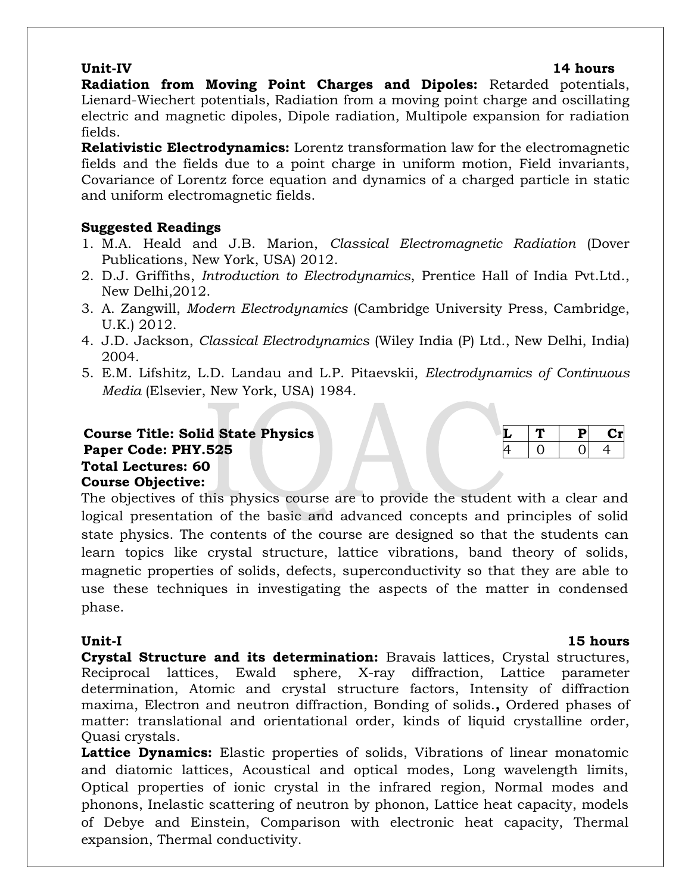**Unit-IV** **14 hours**

**Radiation from Moving Point Charges and Dipoles:** Retarded potentials, Lienard-Wiechert potentials, Radiation from a moving point charge and oscillating electric and magnetic dipoles, Dipole radiation, Multipole expansion for radiation fields.

**Relativistic Electrodynamics:** Lorentz transformation law for the electromagnetic fields and the fields due to a point charge in uniform motion, Field invariants, Covariance of Lorentz force equation and dynamics of a charged particle in static and uniform electromagnetic fields.

**Suggested Readings**

1. M.A. Heald and J.B. Marion, *Classical Electromagnetic Radiation* (Dover Publications, New York, USA) 2012.
2. D.J. Griffiths, *Introduction to Electrodynamics*, Prentice Hall of India Pvt.Ltd., New Delhi,2012.
3. A. Zangwill, *Modern Electrodynamics* (Cambridge University Press, Cambridge, U.K.) 2012.
4. J.D. Jackson, *Classical Electrodynamics* (Wiley India (P) Ltd., New Delhi, India) 2004.
5. E.M. Lifshitz, L.D. Landau and L.P. Pitaevskii, *Electrodynamics of Continuous Media* (Elsevier, New York, USA) 1984.

**Course Title: Solid State Physics**
**Paper Code: PHY.525**
**Total Lectures: 60**

| L | T | P | Cr |
|---|---|---|---|
| 4 | 0 | 0 | 4 |

**Course Objective:**

The objectives of this physics course are to provide the student with a clear and logical presentation of the basic and advanced concepts and principles of solid state physics. The contents of the course are designed so that the students can learn topics like crystal structure, lattice vibrations, band theory of solids, magnetic properties of solids, defects, superconductivity so that they are able to use these techniques in investigating the aspects of the matter in condensed phase.

**Unit-I** **15 hours**

**Crystal Structure and its determination:** Bravais lattices, Crystal structures, Reciprocal lattices, Ewald sphere, X-ray diffraction, Lattice parameter determination, Atomic and crystal structure factors, Intensity of diffraction maxima, Electron and neutron diffraction, Bonding of solids.**,** Ordered phases of matter: translational and orientational order, kinds of liquid crystalline order, Quasi crystals.

**Lattice Dynamics:** Elastic properties of solids, Vibrations of linear monatomic and diatomic lattices, Acoustical and optical modes, Long wavelength limits, Optical properties of ionic crystal in the infrared region, Normal modes and phonons, Inelastic scattering of neutron by phonon, Lattice heat capacity, models of Debye and Einstein, Comparison with electronic heat capacity, Thermal expansion, Thermal conductivity.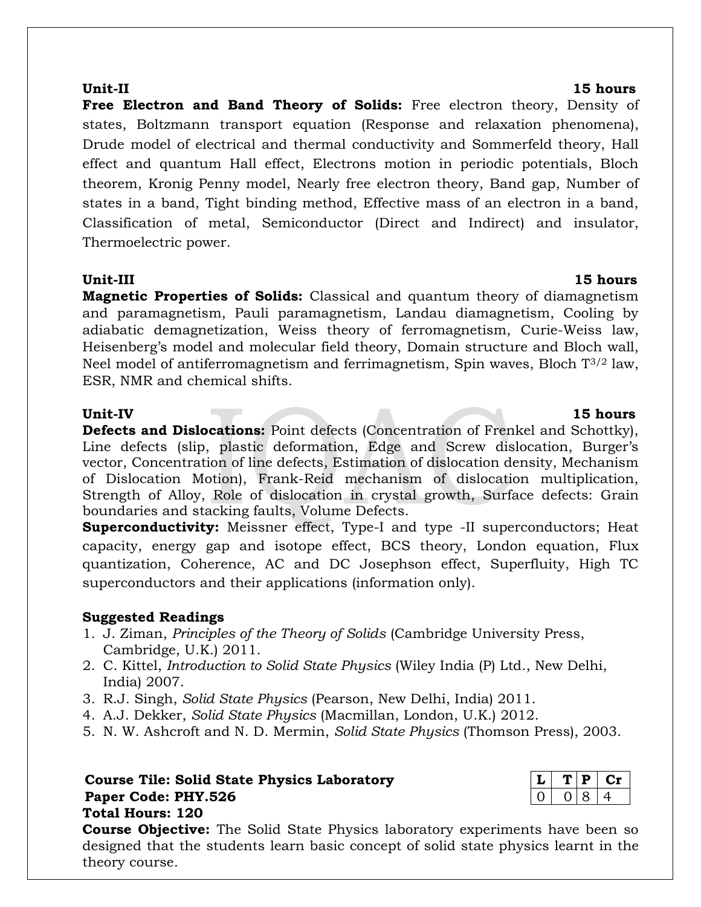**Unit-II** **15 hours**

**Free Electron and Band Theory of Solids:** Free electron theory, Density of states, Boltzmann transport equation (Response and relaxation phenomena), Drude model of electrical and thermal conductivity and Sommerfeld theory, Hall effect and quantum Hall effect, Electrons motion in periodic potentials, Bloch theorem, Kronig Penny model, Nearly free electron theory, Band gap, Number of states in a band, Tight binding method, Effective mass of an electron in a band, Classification of metal, Semiconductor (Direct and Indirect) and insulator, Thermoelectric power.

**Unit-III** **15 hours**

**Magnetic Properties of Solids:** Classical and quantum theory of diamagnetism and paramagnetism, Pauli paramagnetism, Landau diamagnetism, Cooling by adiabatic demagnetization, Weiss theory of ferromagnetism, Curie-Weiss law, Heisenberg's model and molecular field theory, Domain structure and Bloch wall, Neel model of antiferromagnetism and ferrimagnetism, Spin waves, Bloch $T^{3/2}$ law, ESR, NMR and chemical shifts.

**Unit-IV** **15 hours**

**Defects and Dislocations:** Point defects (Concentration of Frenkel and Schottky), Line defects (slip, plastic deformation, Edge and Screw dislocation, Burger's vector, Concentration of line defects, Estimation of dislocation density, Mechanism of Dislocation Motion), Frank-Reid mechanism of dislocation multiplication, Strength of Alloy, Role of dislocation in crystal growth, Surface defects: Grain boundaries and stacking faults, Volume Defects.

**Superconductivity:** Meissner effect, Type-I and type -II superconductors; Heat capacity, energy gap and isotope effect, BCS theory, London equation, Flux quantization, Coherence, AC and DC Josephson effect, Superfluity, High TC superconductors and their applications (information only).

**Suggested Readings**

1. J. Ziman, *Principles of the Theory of Solids* (Cambridge University Press, Cambridge, U.K.) 2011.
2. C. Kittel, *Introduction to Solid State Physics* (Wiley India (P) Ltd., New Delhi, India) 2007.
3. R.J. Singh, *Solid State Physics* (Pearson, New Delhi, India) 2011.
4. A.J. Dekker, *Solid State Physics* (Macmillan, London, U.K.) 2012.
5. N. W. Ashcroft and N. D. Mermin, *Solid State Physics* (Thomson Press), 2003.

**Course Tile: Solid State Physics Laboratory**
**Paper Code: PHY.526**
**Total Hours: 120**

| L | T | P | Cr |
|---|---|---|---|
| 0 | 0 | 8 | 4 |

**Course Objective:** The Solid State Physics laboratory experiments have been so designed that the students learn basic concept of solid state physics learnt in the theory course.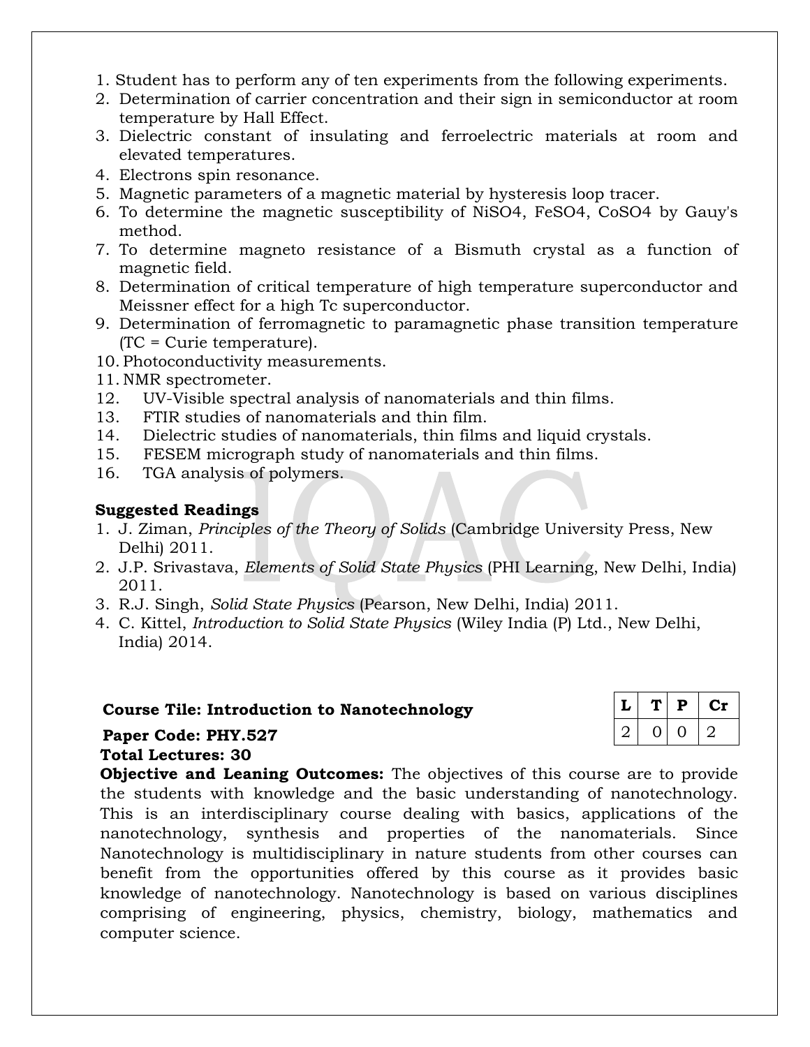1. Student has to perform any of ten experiments from the following experiments.
2. Determination of carrier concentration and their sign in semiconductor at room temperature by Hall Effect.
3. Dielectric constant of insulating and ferroelectric materials at room and elevated temperatures.
4. Electrons spin resonance.
5. Magnetic parameters of a magnetic material by hysteresis loop tracer.
6. To determine the magnetic susceptibility of $NiSO_4$, $FeSO_4$, $CoSO_4$ by Gauy's method.
7. To determine magneto resistance of a Bismuth crystal as a function of magnetic field.
8. Determination of critical temperature of high temperature superconductor and Meissner effect for a high Tc superconductor.
9. Determination of ferromagnetic to paramagnetic phase transition temperature (TC = Curie temperature).
10. Photoconductivity measurements.
11. NMR spectrometer.
12. UV-Visible spectral analysis of nanomaterials and thin films.
13. FTIR studies of nanomaterials and thin film.
14. Dielectric studies of nanomaterials, thin films and liquid crystals.
15. FESEM micrograph study of nanomaterials and thin films.
16. TGA analysis of polymers.

**Suggested Readings**

1. J. Ziman, *Principles of the Theory of Solids* (Cambridge University Press, New Delhi) 2011.
2. J.P. Srivastava, *Elements of Solid State Physics* (PHI Learning, New Delhi, India) 2011.
3. R.J. Singh, *Solid State Physics* (Pearson, New Delhi, India) 2011.
4. C. Kittel, *Introduction to Solid State Physics* (Wiley India (P) Ltd., New Delhi, India) 2014.

**Course Tile: Introduction to Nanotechnology**

**Paper Code: PHY.527**

| L | T | P | Cr |
|---|---|---|---|
| 2 | 0 | 0 | 2 |

**Total Lectures: 30**

**Objective and Leaning Outcomes:** The objectives of this course are to provide the students with knowledge and the basic understanding of nanotechnology. This is an interdisciplinary course dealing with basics, applications of the nanotechnology, synthesis and properties of the nanomaterials. Since Nanotechnology is multidisciplinary in nature students from other courses can benefit from the opportunities offered by this course as it provides basic knowledge of nanotechnology. Nanotechnology is based on various disciplines comprising of engineering, physics, chemistry, biology, mathematics and computer science.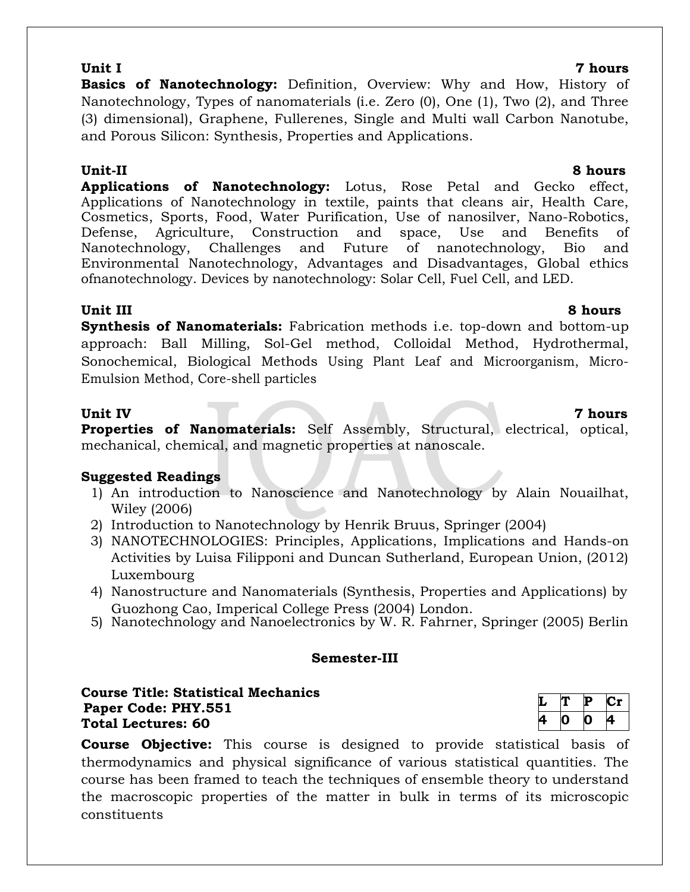**Unit I** **7 hours**

**Basics of Nanotechnology:** Definition, Overview: Why and How, History of Nanotechnology, Types of nanomaterials (i.e. Zero (0), One (1), Two (2), and Three (3) dimensional), Graphene, Fullerenes, Single and Multi wall Carbon Nanotube, and Porous Silicon: Synthesis, Properties and Applications.

**Unit-II** **8 hours**

**Applications of Nanotechnology:** Lotus, Rose Petal and Gecko effect, Applications of Nanotechnology in textile, paints that cleans air, Health Care, Cosmetics, Sports, Food, Water Purification, Use of nanosilver, Nano-Robotics, Defense, Agriculture, Construction and space, Use and Benefits of Nanotechnology, Challenges and Future of nanotechnology, Bio and Environmental Nanotechnology, Advantages and Disadvantages, Global ethics ofnanotechnology. Devices by nanotechnology: Solar Cell, Fuel Cell, and LED.

**Unit III** **8 hours**

**Synthesis of Nanomaterials:** Fabrication methods i.e. top-down and bottom-up approach: Ball Milling, Sol-Gel method, Colloidal Method, Hydrothermal, Sonochemical, Biological Methods Using Plant Leaf and Microorganism, Micro-Emulsion Method, Core-shell particles

**Unit IV** **7 hours**

**Properties of Nanomaterials:** Self Assembly, Structural, electrical, optical, mechanical, chemical, and magnetic properties at nanoscale.

**Suggested Readings**

1) An introduction to Nanoscience and Nanotechnology by Alain Nouailhat, Wiley (2006)
2) Introduction to Nanotechnology by Henrik Bruus, Springer (2004)
3) NANOTECHNOLOGIES: Principles, Applications, Implications and Hands-on Activities by Luisa Filipponi and Duncan Sutherland, European Union, (2012) Luxembourg
4) Nanostructure and Nanomaterials (Synthesis, Properties and Applications) by Guozhong Cao, Imperical College Press (2004) London.
5) Nanotechnology and Nanoelectronics by W. R. Fahrner, Springer (2005) Berlin

## Semester-III

**Course Title: Statistical Mechanics**
**Paper Code: PHY.551**
**Total Lectures: 60**

| L | T | P | Cr |
|---|---|---|---|
| 4 | 0 | 0 | 4 |

**Course Objective:** This course is designed to provide statistical basis of thermodynamics and physical significance of various statistical quantities. The course has been framed to teach the techniques of ensemble theory to understand the macroscopic properties of the matter in bulk in terms of its microscopic constituents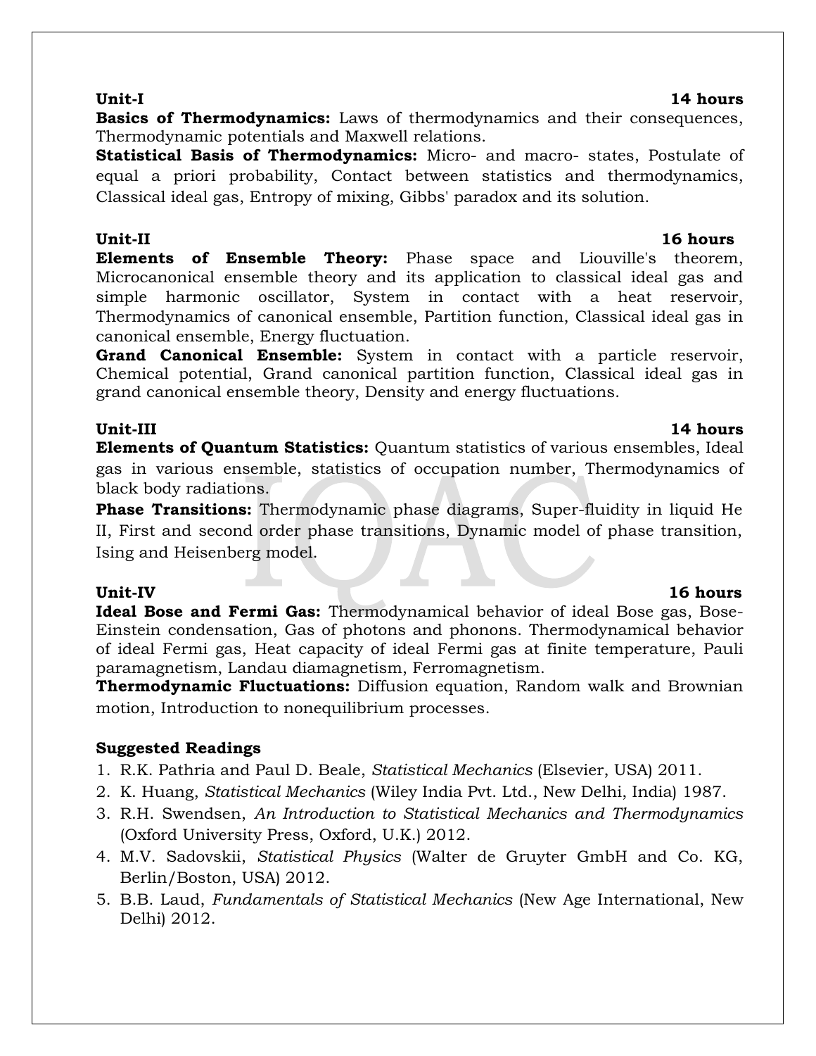**Unit-I** **14 hours**

**Basics of Thermodynamics:** Laws of thermodynamics and their consequences, Thermodynamic potentials and Maxwell relations.

**Statistical Basis of Thermodynamics:** Micro- and macro- states, Postulate of equal a priori probability, Contact between statistics and thermodynamics, Classical ideal gas, Entropy of mixing, Gibbs' paradox and its solution.

**Unit-II** **16 hours**

**Elements of Ensemble Theory:** Phase space and Liouville's theorem, Microcanonical ensemble theory and its application to classical ideal gas and simple harmonic oscillator, System in contact with a heat reservoir, Thermodynamics of canonical ensemble, Partition function, Classical ideal gas in canonical ensemble, Energy fluctuation.

**Grand Canonical Ensemble:** System in contact with a particle reservoir, Chemical potential, Grand canonical partition function, Classical ideal gas in grand canonical ensemble theory, Density and energy fluctuations.

**Unit-III** **14 hours**

**Elements of Quantum Statistics:** Quantum statistics of various ensembles, Ideal gas in various ensemble, statistics of occupation number, Thermodynamics of black body radiations.

**Phase Transitions:** Thermodynamic phase diagrams, Super-fluidity in liquid He II, First and second order phase transitions, Dynamic model of phase transition, Ising and Heisenberg model.

**Unit-IV** **16 hours**

**Ideal Bose and Fermi Gas:** Thermodynamical behavior of ideal Bose gas, Bose-Einstein condensation, Gas of photons and phonons. Thermodynamical behavior of ideal Fermi gas, Heat capacity of ideal Fermi gas at finite temperature, Pauli paramagnetism, Landau diamagnetism, Ferromagnetism.

**Thermodynamic Fluctuations:** Diffusion equation, Random walk and Brownian motion, Introduction to nonequilibrium processes.

**Suggested Readings**

1. R.K. Pathria and Paul D. Beale, *Statistical Mechanics* (Elsevier, USA) 2011.
2. K. Huang, *Statistical Mechanics* (Wiley India Pvt. Ltd., New Delhi, India) 1987.
3. R.H. Swendsen, *An Introduction to Statistical Mechanics and Thermodynamics* (Oxford University Press, Oxford, U.K.) 2012.
4. M.V. Sadovskii, *Statistical Physics* (Walter de Gruyter GmbH and Co. KG, Berlin/Boston, USA) 2012.
5. B.B. Laud, *Fundamentals of Statistical Mechanics* (New Age International, New Delhi) 2012.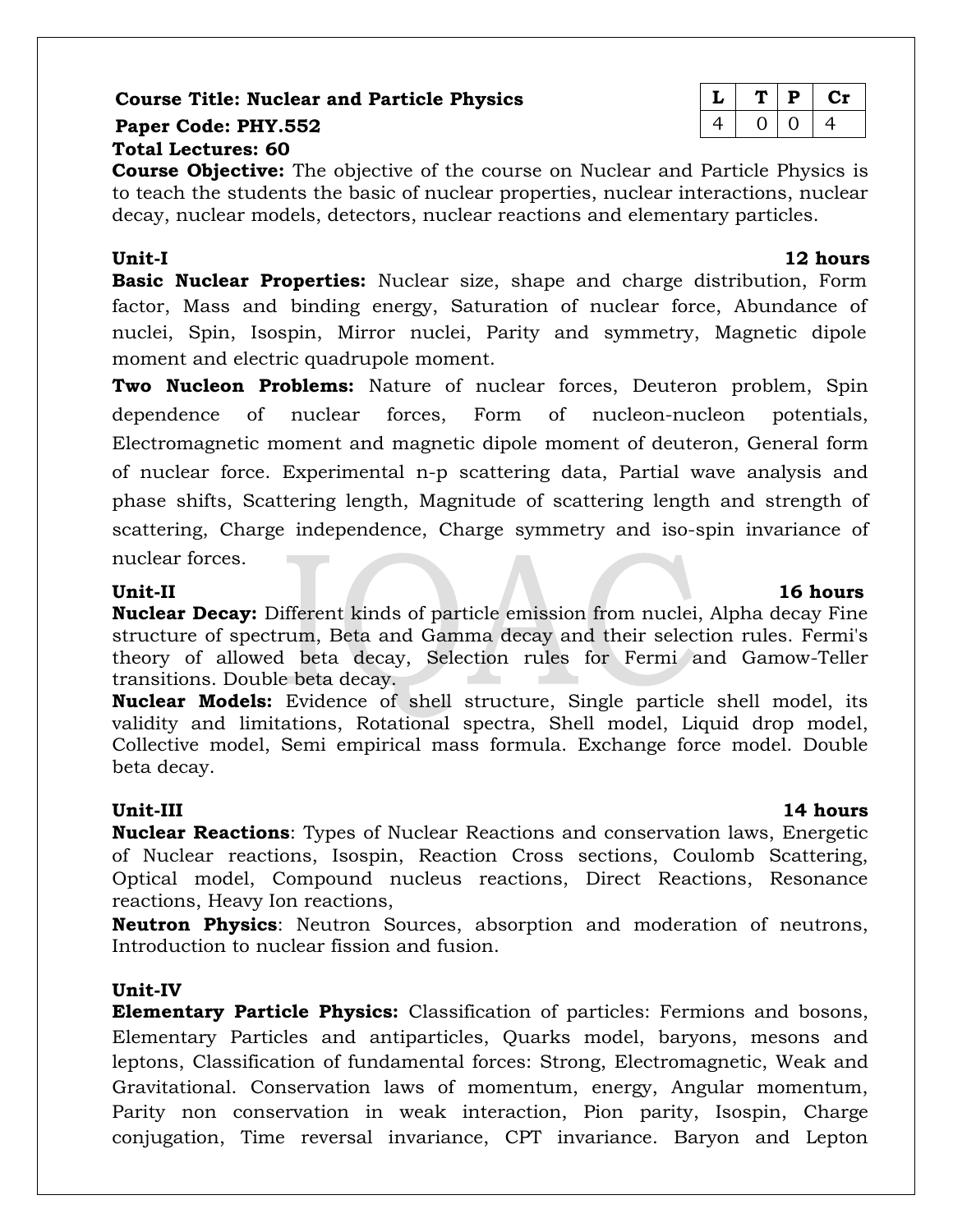**Course Title: Nuclear and Particle Physics**
**Paper Code: PHY.552**
**Total Lectures: 60**

| L | T | P | Cr |
|---|---|---|---|
| 4 | 0 | 0 | 4 |

**Course Objective:** The objective of the course on Nuclear and Particle Physics is to teach the students the basic of nuclear properties, nuclear interactions, nuclear decay, nuclear models, detectors, nuclear reactions and elementary particles.

**Unit-I** **12 hours**

**Basic Nuclear Properties:** Nuclear size, shape and charge distribution, Form factor, Mass and binding energy, Saturation of nuclear force, Abundance of nuclei, Spin, Isospin, Mirror nuclei, Parity and symmetry, Magnetic dipole moment and electric quadrupole moment.

**Two Nucleon Problems:** Nature of nuclear forces, Deuteron problem, Spin dependence of nuclear forces, Form of nucleon-nucleon potentials, Electromagnetic moment and magnetic dipole moment of deuteron, General form of nuclear force. Experimental n-p scattering data, Partial wave analysis and phase shifts, Scattering length, Magnitude of scattering length and strength of scattering, Charge independence, Charge symmetry and iso-spin invariance of nuclear forces.

**Unit-II** **16 hours**

**Nuclear Decay:** Different kinds of particle emission from nuclei, Alpha decay Fine structure of spectrum, Beta and Gamma decay and their selection rules. Fermi's theory of allowed beta decay, Selection rules for Fermi and Gamow-Teller transitions. Double beta decay.

**Nuclear Models:** Evidence of shell structure, Single particle shell model, its validity and limitations, Rotational spectra, Shell model, Liquid drop model, Collective model, Semi empirical mass formula. Exchange force model. Double beta decay.

**Unit-III** **14 hours**

**Nuclear Reactions**: Types of Nuclear Reactions and conservation laws, Energetic of Nuclear reactions, Isospin, Reaction Cross sections, Coulomb Scattering, Optical model, Compound nucleus reactions, Direct Reactions, Resonance reactions, Heavy Ion reactions,

**Neutron Physics**: Neutron Sources, absorption and moderation of neutrons, Introduction to nuclear fission and fusion.

**Unit-IV**

**Elementary Particle Physics:** Classification of particles: Fermions and bosons, Elementary Particles and antiparticles, Quarks model, baryons, mesons and leptons, Classification of fundamental forces: Strong, Electromagnetic, Weak and Gravitational. Conservation laws of momentum, energy, Angular momentum, Parity non conservation in weak interaction, Pion parity, Isospin, Charge conjugation, Time reversal invariance, CPT invariance. Baryon and Lepton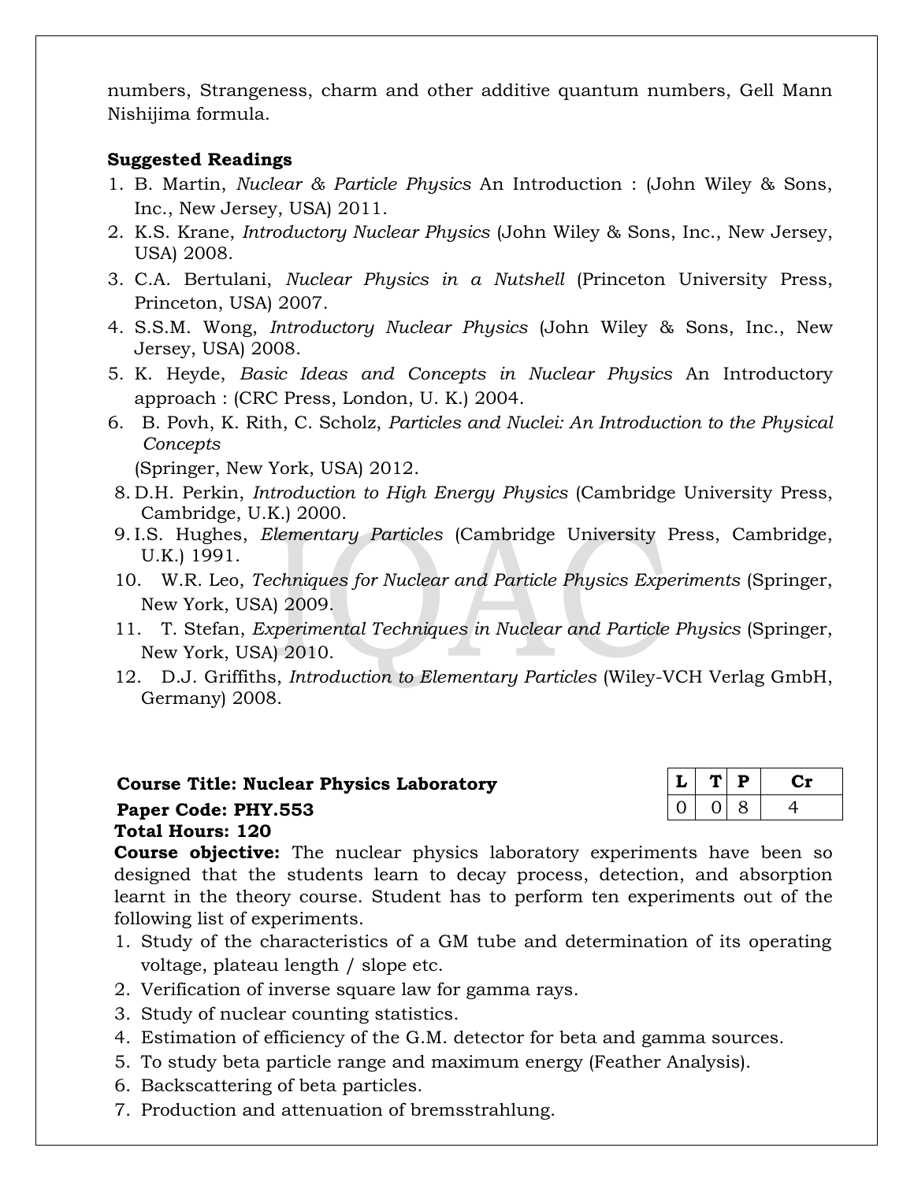numbers, Strangeness, charm and other additive quantum numbers, Gell Mann Nishijima formula.

**Suggested Readings**

1. B. Martin, *Nuclear & Particle Physics* An Introduction : (John Wiley & Sons, Inc., New Jersey, USA) 2011.
2. K.S. Krane, *Introductory Nuclear Physics* (John Wiley & Sons, Inc., New Jersey, USA) 2008.
3. C.A. Bertulani, *Nuclear Physics in a Nutshell* (Princeton University Press, Princeton, USA) 2007.
4. S.S.M. Wong, *Introductory Nuclear Physics* (John Wiley & Sons, Inc., New Jersey, USA) 2008.
5. K. Heyde, *Basic Ideas and Concepts in Nuclear Physics* An Introductory approach : (CRC Press, London, U. K.) 2004.
6. B. Povh, K. Rith, C. Scholz, *Particles and Nuclei: An Introduction to the Physical Concepts* (Springer, New York, USA) 2012.

8. D.H. Perkin, *Introduction to High Energy Physics* (Cambridge University Press, Cambridge, U.K.) 2000.
9. I.S. Hughes, *Elementary Particles* (Cambridge University Press, Cambridge, U.K.) 1991.
10. W.R. Leo, *Techniques for Nuclear and Particle Physics Experiments* (Springer, New York, USA) 2009.
11. T. Stefan, *Experimental Techniques in Nuclear and Particle Physics* (Springer, New York, USA) 2010.
12. D.J. Griffiths, *Introduction to Elementary Particles* (Wiley-VCH Verlag GmbH, Germany) 2008.

**Course Title: Nuclear Physics Laboratory**
**Paper Code: PHY.553**
**Total Hours: 120**

| L | T | P | Cr |
|---|---|---|---|
| 0 | 0 | 8 | 4 |

**Course objective:** The nuclear physics laboratory experiments have been so designed that the students learn to decay process, detection, and absorption learnt in the theory course. Student has to perform ten experiments out of the following list of experiments.

1. Study of the characteristics of a GM tube and determination of its operating voltage, plateau length / slope etc.
2. Verification of inverse square law for gamma rays.
3. Study of nuclear counting statistics.
4. Estimation of efficiency of the G.M. detector for beta and gamma sources.
5. To study beta particle range and maximum energy (Feather Analysis).
6. Backscattering of beta particles.
7. Production and attenuation of bremsstrahlung.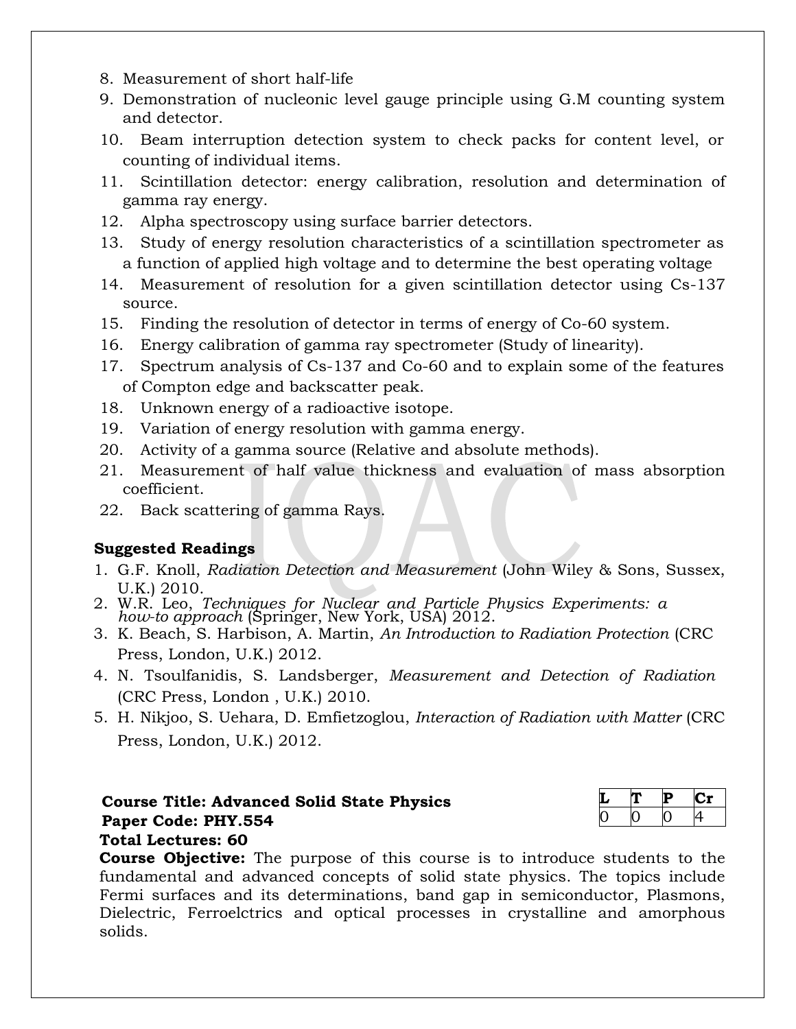8. Measurement of short half-life
9. Demonstration of nucleonic level gauge principle using G.M counting system and detector.
10. Beam interruption detection system to check packs for content level, or counting of individual items.
11. Scintillation detector: energy calibration, resolution and determination of gamma ray energy.
12. Alpha spectroscopy using surface barrier detectors.
13. Study of energy resolution characteristics of a scintillation spectrometer as a function of applied high voltage and to determine the best operating voltage
14. Measurement of resolution for a given scintillation detector using Cs-137 source.
15. Finding the resolution of detector in terms of energy of Co-60 system.
16. Energy calibration of gamma ray spectrometer (Study of linearity).
17. Spectrum analysis of Cs-137 and Co-60 and to explain some of the features of Compton edge and backscatter peak.
18. Unknown energy of a radioactive isotope.
19. Variation of energy resolution with gamma energy.
20. Activity of a gamma source (Relative and absolute methods).
21. Measurement of half value thickness and evaluation of mass absorption coefficient.
22. Back scattering of gamma Rays.

**Suggested Readings**

1. G.F. Knoll, *Radiation Detection and Measurement* (John Wiley & Sons, Sussex, U.K.) 2010.
2. W.R. Leo, *Techniques for Nuclear and Particle Physics Experiments: a how-to approach* (Springer, New York, USA) 2012.
3. K. Beach, S. Harbison, A. Martin, *An Introduction to Radiation Protection* (CRC Press, London, U.K.) 2012.
4. N. Tsoulfanidis, S. Landsberger, *Measurement and Detection of Radiation* (CRC Press, London , U.K.) 2010.
5. H. Nikjoo, S. Uehara, D. Emfietzoglou, *Interaction of Radiation with Matter* (CRC Press, London, U.K.) 2012.

**Course Title: Advanced Solid State Physics**
**Paper Code: PHY.554**

| L | T | P | Cr |
|---|---|---|---|
| 0 | 0 | 0 | 4 |

**Total Lectures: 60**

**Course Objective:** The purpose of this course is to introduce students to the fundamental and advanced concepts of solid state physics. The topics include Fermi surfaces and its determinations, band gap in semiconductor, Plasmons, Dielectric, Ferroelctrics and optical processes in crystalline and amorphous solids.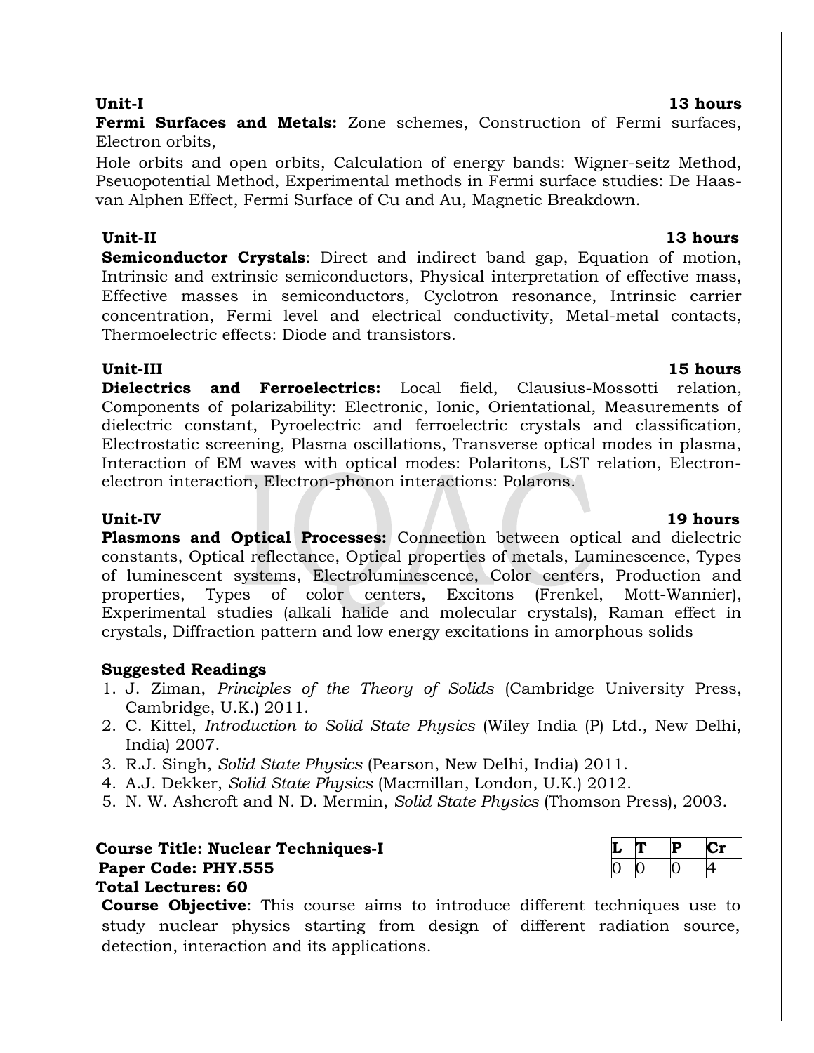**Unit-I** **13 hours**

**Fermi Surfaces and Metals:** Zone schemes, Construction of Fermi surfaces, Electron orbits,

Hole orbits and open orbits, Calculation of energy bands: Wigner-seitz Method, Pseuopotential Method, Experimental methods in Fermi surface studies: De Haas-van Alphen Effect, Fermi Surface of Cu and Au, Magnetic Breakdown.

**Unit-II** **13 hours**

**Semiconductor Crystals**: Direct and indirect band gap, Equation of motion, Intrinsic and extrinsic semiconductors, Physical interpretation of effective mass, Effective masses in semiconductors, Cyclotron resonance, Intrinsic carrier concentration, Fermi level and electrical conductivity, Metal-metal contacts, Thermoelectric effects: Diode and transistors.

**Unit-III** **15 hours**

**Dielectrics and Ferroelectrics:** Local field, Clausius-Mossotti relation, Components of polarizability: Electronic, Ionic, Orientational, Measurements of dielectric constant, Pyroelectric and ferroelectric crystals and classification, Electrostatic screening, Plasma oscillations, Transverse optical modes in plasma, Interaction of EM waves with optical modes: Polaritons, LST relation, Electron-electron interaction, Electron-phonon interactions: Polarons.

**Unit-IV** **19 hours**

**Plasmons and Optical Processes:** Connection between optical and dielectric constants, Optical reflectance, Optical properties of metals, Luminescence, Types of luminescent systems, Electroluminescence, Color centers, Production and properties, Types of color centers, Excitons (Frenkel, Mott-Wannier), Experimental studies (alkali halide and molecular crystals), Raman effect in crystals, Diffraction pattern and low energy excitations in amorphous solids

**Suggested Readings**

1. J. Ziman, *Principles of the Theory of Solids* (Cambridge University Press, Cambridge, U.K.) 2011.
2. C. Kittel, *Introduction to Solid State Physics* (Wiley India (P) Ltd., New Delhi, India) 2007.
3. R.J. Singh, *Solid State Physics* (Pearson, New Delhi, India) 2011.
4. A.J. Dekker, *Solid State Physics* (Macmillan, London, U.K.) 2012.
5. N. W. Ashcroft and N. D. Mermin, *Solid State Physics* (Thomson Press), 2003.

**Course Title: Nuclear Techniques-I**
**Paper Code: PHY.555**
**Total Lectures: 60**

| L | T | P | Cr |
|---|---|---|---|
| 0 | 0 | 0 | 4 |

**Course Objective**: This course aims to introduce different techniques use to study nuclear physics starting from design of different radiation source, detection, interaction and its applications.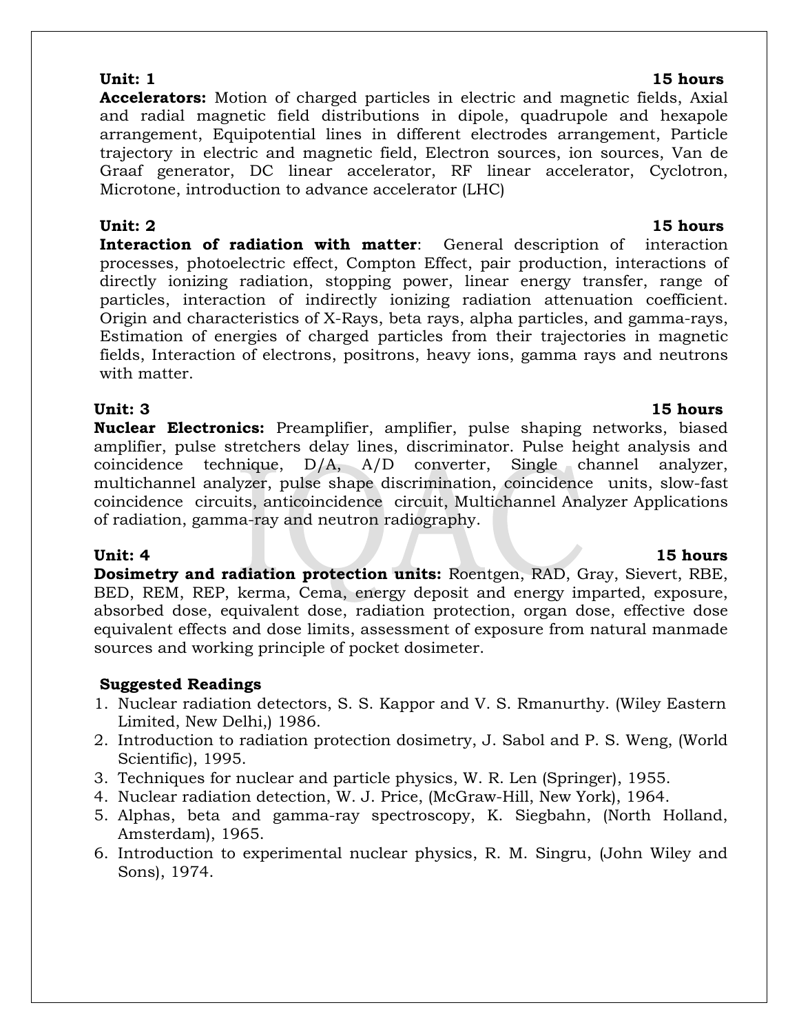**Unit: 1** **15 hours**

**Accelerators:** Motion of charged particles in electric and magnetic fields, Axial and radial magnetic field distributions in dipole, quadrupole and hexapole arrangement, Equipotential lines in different electrodes arrangement, Particle trajectory in electric and magnetic field, Electron sources, ion sources, Van de Graaf generator, DC linear accelerator, RF linear accelerator, Cyclotron, Microtone, introduction to advance accelerator (LHC)

**Unit: 2** **15 hours**

**Interaction of radiation with matter**: General description of interaction processes, photoelectric effect, Compton Effect, pair production, interactions of directly ionizing radiation, stopping power, linear energy transfer, range of particles, interaction of indirectly ionizing radiation attenuation coefficient. Origin and characteristics of X-Rays, beta rays, alpha particles, and gamma-rays, Estimation of energies of charged particles from their trajectories in magnetic fields, Interaction of electrons, positrons, heavy ions, gamma rays and neutrons with matter.

**Unit: 3** **15 hours**

**Nuclear Electronics:** Preamplifier, amplifier, pulse shaping networks, biased amplifier, pulse stretchers delay lines, discriminator. Pulse height analysis and coincidence technique, D/A, A/D converter, Single channel analyzer, multichannel analyzer, pulse shape discrimination, coincidence units, slow-fast coincidence circuits, anticoincidence circuit, Multichannel Analyzer Applications of radiation, gamma-ray and neutron radiography.

**Unit: 4** **15 hours**

**Dosimetry and radiation protection units:** Roentgen, RAD, Gray, Sievert, RBE, BED, REM, REP, kerma, Cema, energy deposit and energy imparted, exposure, absorbed dose, equivalent dose, radiation protection, organ dose, effective dose equivalent effects and dose limits, assessment of exposure from natural manmade sources and working principle of pocket dosimeter.

**Suggested Readings**

1. Nuclear radiation detectors, S. S. Kappor and V. S. Rmanurthy. (Wiley Eastern Limited, New Delhi,) 1986.
2. Introduction to radiation protection dosimetry, J. Sabol and P. S. Weng, (World Scientific), 1995.
3. Techniques for nuclear and particle physics, W. R. Len (Springer), 1955.
4. Nuclear radiation detection, W. J. Price, (McGraw-Hill, New York), 1964.
5. Alphas, beta and gamma-ray spectroscopy, K. Siegbahn, (North Holland, Amsterdam), 1965.
6. Introduction to experimental nuclear physics, R. M. Singru, (John Wiley and Sons), 1974.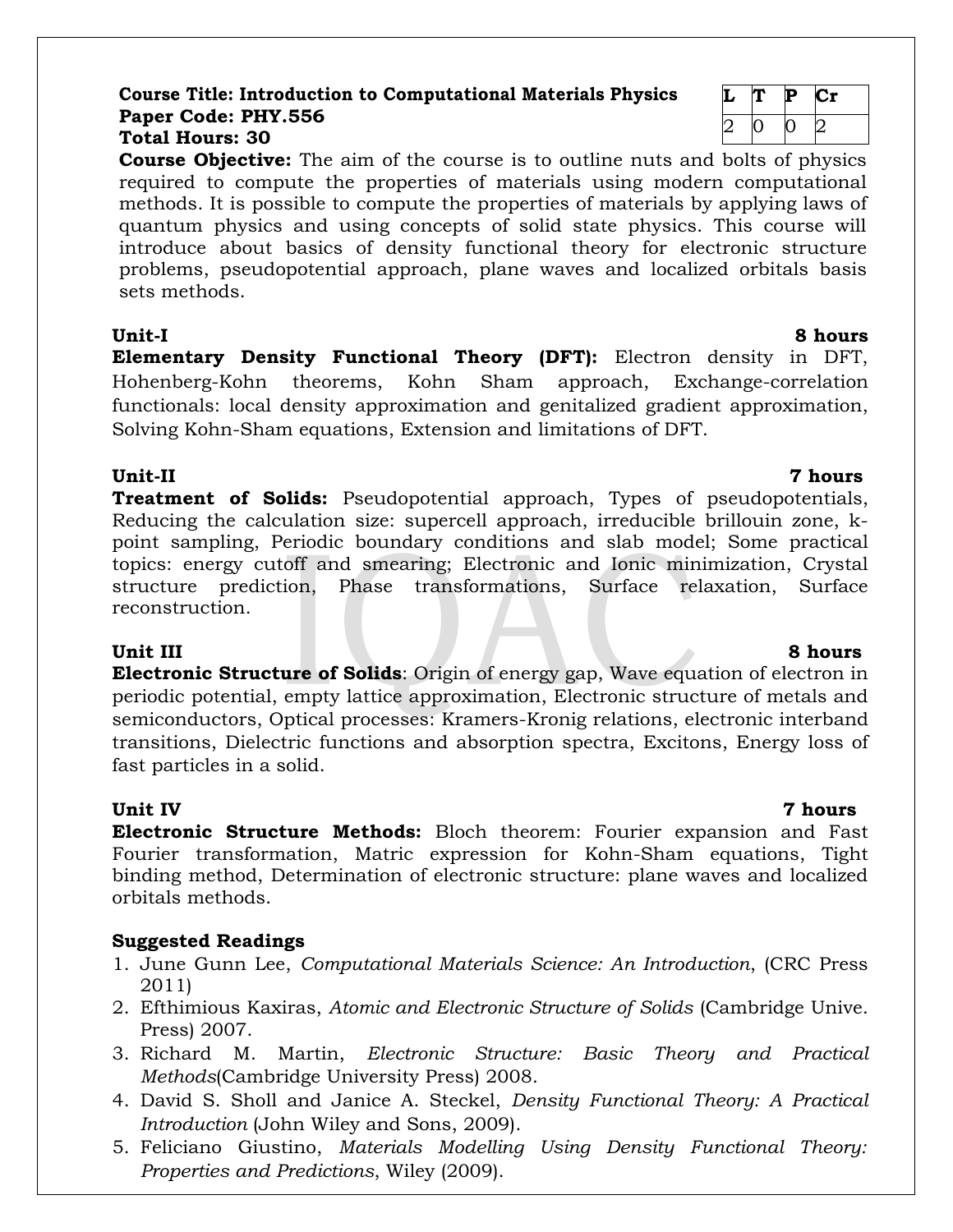**Course Title: Introduction to Computational Materials Physics**
**Paper Code: PHY.556**
**Total Hours: 30**

| L | T | P | Cr |
|---|---|---|---|
| 2 | 0 | 0 | 2 |

**Course Objective:** The aim of the course is to outline nuts and bolts of physics required to compute the properties of materials using modern computational methods. It is possible to compute the properties of materials by applying laws of quantum physics and using concepts of solid state physics. This course will introduce about basics of density functional theory for electronic structure problems, pseudopotential approach, plane waves and localized orbitals basis sets methods.

**Unit-I** **8 hours**

**Elementary Density Functional Theory (DFT):** Electron density in DFT, Hohenberg-Kohn theorems, Kohn Sham approach, Exchange-correlation functionals: local density approximation and genitalized gradient approximation, Solving Kohn-Sham equations, Extension and limitations of DFT.

**Unit-II** **7 hours**

**Treatment of Solids:** Pseudopotential approach, Types of pseudopotentials, Reducing the calculation size: supercell approach, irreducible brillouin zone, k-point sampling, Periodic boundary conditions and slab model; Some practical topics: energy cutoff and smearing; Electronic and Ionic minimization, Crystal structure prediction, Phase transformations, Surface relaxation, Surface reconstruction.

**Unit III** **8 hours**

**Electronic Structure of Solids**: Origin of energy gap, Wave equation of electron in periodic potential, empty lattice approximation, Electronic structure of metals and semiconductors, Optical processes: Kramers-Kronig relations, electronic interband transitions, Dielectric functions and absorption spectra, Excitons, Energy loss of fast particles in a solid.

**Unit IV** **7 hours**

**Electronic Structure Methods:** Bloch theorem: Fourier expansion and Fast Fourier transformation, Matric expression for Kohn-Sham equations, Tight binding method, Determination of electronic structure: plane waves and localized orbitals methods.

**Suggested Readings**

1. June Gunn Lee, *Computational Materials Science: An Introduction*, (CRC Press 2011)
2. Efthimious Kaxiras, *Atomic and Electronic Structure of Solids* (Cambridge Unive. Press) 2007.
3. Richard M. Martin, *Electronic Structure: Basic Theory and Practical Methods*(Cambridge University Press) 2008.
4. David S. Sholl and Janice A. Steckel, *Density Functional Theory: A Practical Introduction* (John Wiley and Sons, 2009).
5. Feliciano Giustino, *Materials Modelling Using Density Functional Theory: Properties and Predictions*, Wiley (2009).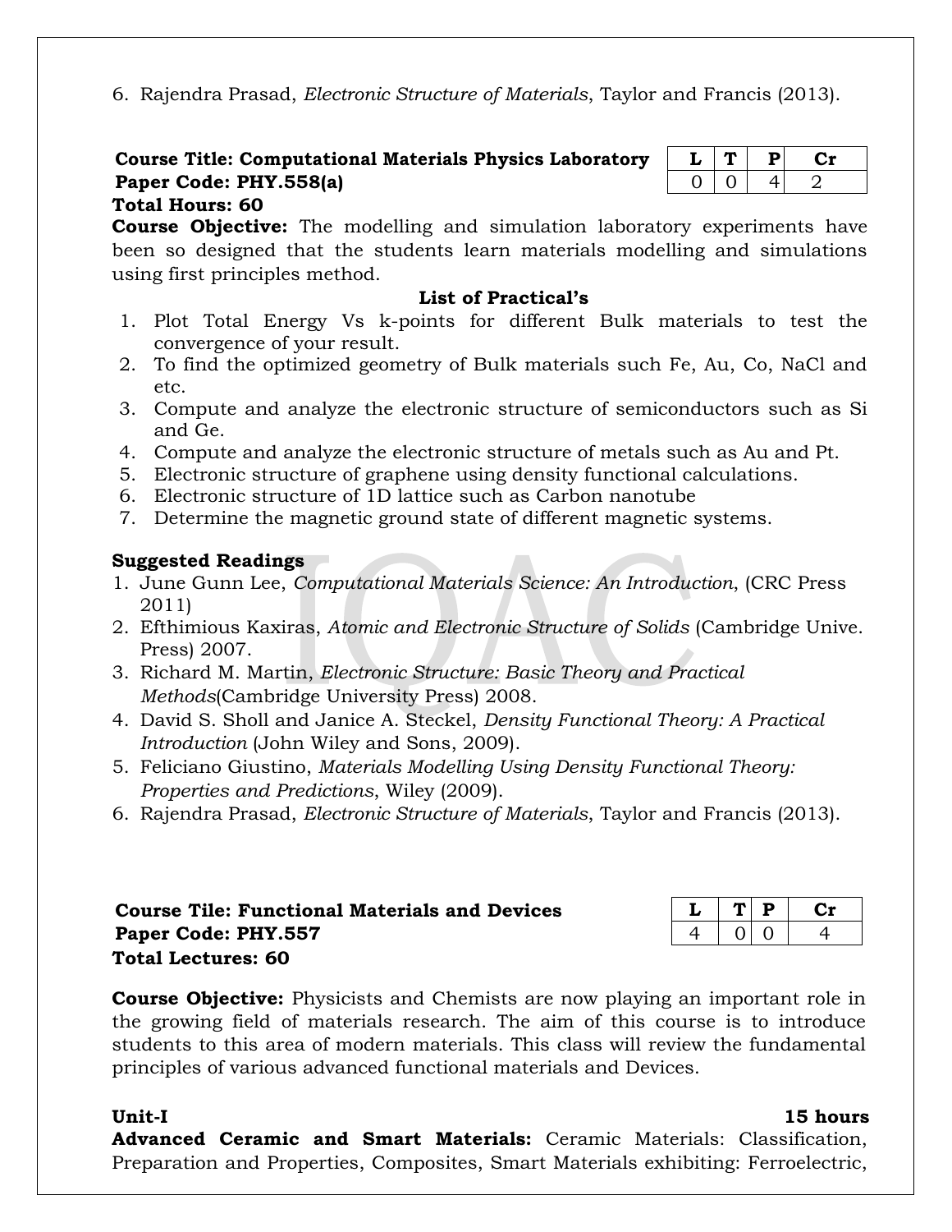6. Rajendra Prasad, *Electronic Structure of Materials*, Taylor and Francis (2013).

**Course Title: Computational Materials Physics Laboratory**
**Paper Code: PHY.558(a)**
**Total Hours: 60**

| L | T | P | Cr |
|---|---|---|---|
| 0 | 0 | 4 | 2 |

**Course Objective:** The modelling and simulation laboratory experiments have been so designed that the students learn materials modelling and simulations using first principles method.

**List of Practical's**

1. Plot Total Energy Vs k-points for different Bulk materials to test the convergence of your result.
2. To find the optimized geometry of Bulk materials such Fe, Au, Co, NaCl and etc.
3. Compute and analyze the electronic structure of semiconductors such as Si and Ge.
4. Compute and analyze the electronic structure of metals such as Au and Pt.
5. Electronic structure of graphene using density functional calculations.
6. Electronic structure of 1D lattice such as Carbon nanotube
7. Determine the magnetic ground state of different magnetic systems.

**Suggested Readings**

1. June Gunn Lee, *Computational Materials Science: An Introduction*, (CRC Press 2011)
2. Efthimious Kaxiras, *Atomic and Electronic Structure of Solids* (Cambridge Unive. Press) 2007.
3. Richard M. Martin, *Electronic Structure: Basic Theory and Practical Methods*(Cambridge University Press) 2008.
4. David S. Sholl and Janice A. Steckel, *Density Functional Theory: A Practical Introduction* (John Wiley and Sons, 2009).
5. Feliciano Giustino, *Materials Modelling Using Density Functional Theory: Properties and Predictions*, Wiley (2009).
6. Rajendra Prasad, *Electronic Structure of Materials*, Taylor and Francis (2013).

**Course Tile: Functional Materials and Devices**
**Paper Code: PHY.557**
**Total Lectures: 60**

| L | T | P | Cr |
|---|---|---|---|
| 4 | 0 | 0 | 4 |

**Course Objective:** Physicists and Chemists are now playing an important role in the growing field of materials research. The aim of this course is to introduce students to this area of modern materials. This class will review the fundamental principles of various advanced functional materials and Devices.

**Unit-I** **15 hours**

**Advanced Ceramic and Smart Materials:** Ceramic Materials: Classification, Preparation and Properties, Composites, Smart Materials exhibiting: Ferroelectric,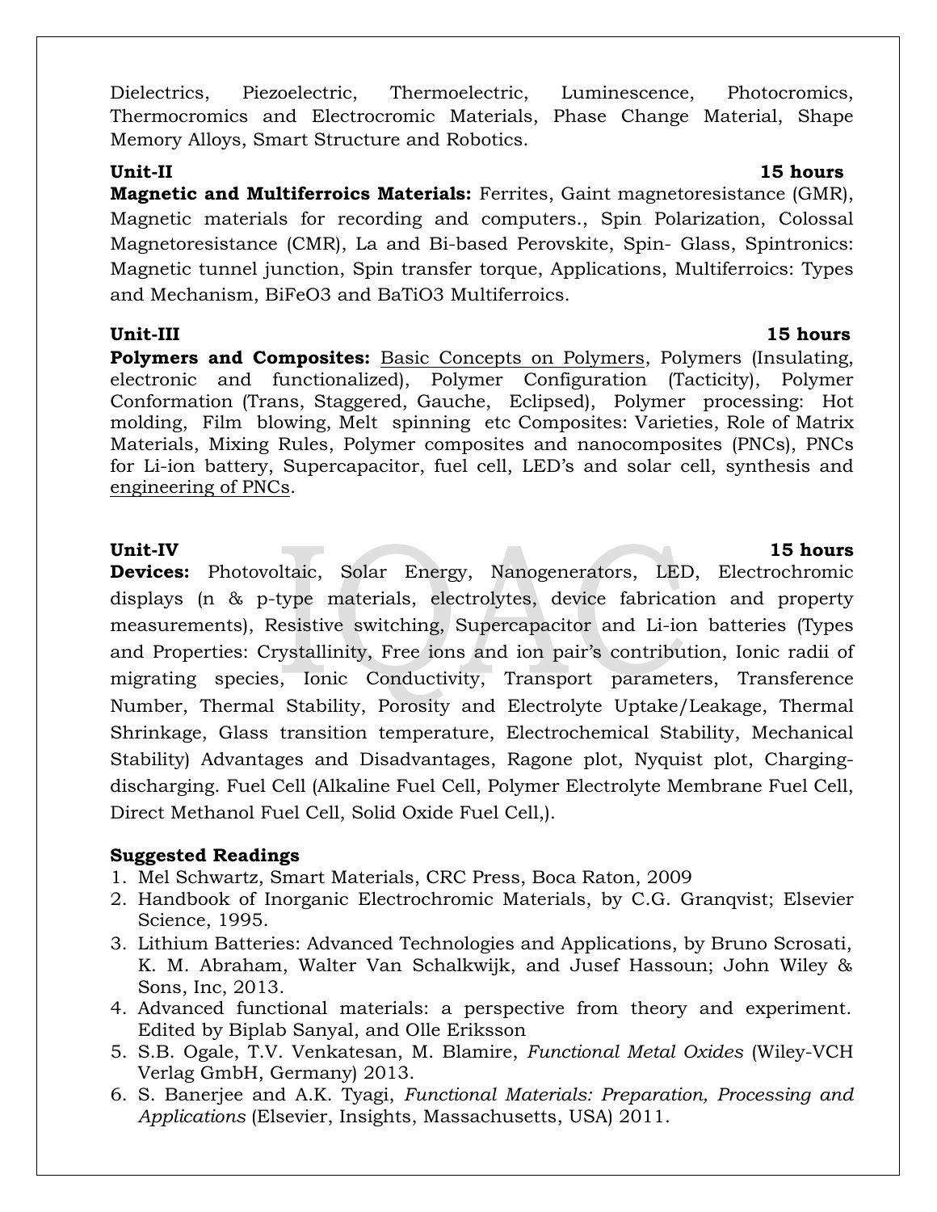Dielectrics, Piezoelectric, Thermoelectric, Luminescence, Photocromics, Thermocromics and Electrocromic Materials, Phase Change Material, Shape Memory Alloys, Smart Structure and Robotics.

**Unit-II** **15 hours**

**Magnetic and Multiferroics Materials:** Ferrites, Gaint magnetoresistance (GMR), Magnetic materials for recording and computers., Spin Polarization, Colossal Magnetoresistance (CMR), La and Bi-based Perovskite, Spin- Glass, Spintronics: Magnetic tunnel junction, Spin transfer torque, Applications, Multiferroics: Types and Mechanism, $BiFeO_3$ and $BaTiO_3$ Multiferroics.

**Unit-III** **15 hours**

**Polymers and Composites:** Basic Concepts on Polymers, Polymers (Insulating, electronic and functionalized), Polymer Configuration (Tacticity), Polymer Conformation (Trans, Staggered, Gauche, Eclipsed), Polymer processing: Hot molding, Film blowing, Melt spinning etc Composites: Varieties, Role of Matrix Materials, Mixing Rules, Polymer composites and nanocomposites (PNCs), PNCs for Li-ion battery, Supercapacitor, fuel cell, LED's and solar cell, synthesis and engineering of PNCs.

**Unit-IV** **15 hours**

**Devices:** Photovoltaic, Solar Energy, Nanogenerators, LED, Electrochromic displays (n & p-type materials, electrolytes, device fabrication and property measurements), Resistive switching, Supercapacitor and Li-ion batteries (Types and Properties: Crystallinity, Free ions and ion pair's contribution, Ionic radii of migrating species, Ionic Conductivity, Transport parameters, Transference Number, Thermal Stability, Porosity and Electrolyte Uptake/Leakage, Thermal Shrinkage, Glass transition temperature, Electrochemical Stability, Mechanical Stability) Advantages and Disadvantages, Ragone plot, Nyquist plot, Charging-discharging. Fuel Cell (Alkaline Fuel Cell, Polymer Electrolyte Membrane Fuel Cell, Direct Methanol Fuel Cell, Solid Oxide Fuel Cell,).

**Suggested Readings**

1. Mel Schwartz, Smart Materials, CRC Press, Boca Raton, 2009
2. Handbook of Inorganic Electrochromic Materials, by C.G. Granqvist; Elsevier Science, 1995.
3. Lithium Batteries: Advanced Technologies and Applications, by Bruno Scrosati, K. M. Abraham, Walter Van Schalkwijk, and Jusef Hassoun; John Wiley & Sons, Inc, 2013.
4. Advanced functional materials: a perspective from theory and experiment. Edited by Biplab Sanyal, and Olle Eriksson
5. S.B. Ogale, T.V. Venkatesan, M. Blamire, *Functional Metal Oxides* (Wiley-VCH Verlag GmbH, Germany) 2013.
6. S. Banerjee and A.K. Tyagi, *Functional Materials: Preparation, Processing and Applications* (Elsevier, Insights, Massachusetts, USA) 2011.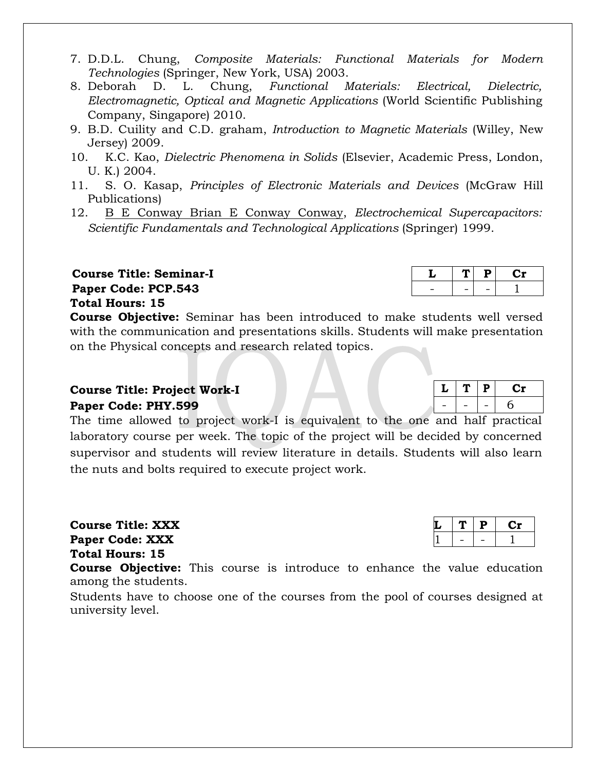7. D.D.L. Chung, *Composite Materials: Functional Materials for Modern Technologies* (Springer, New York, USA) 2003.
8. Deborah D. L. Chung, *Functional Materials: Electrical, Dielectric, Electromagnetic, Optical and Magnetic Applications* (World Scientific Publishing Company, Singapore) 2010.
9. B.D. Cuility and C.D. graham, *Introduction to Magnetic Materials* (Willey, New Jersey) 2009.
10. K.C. Kao, *Dielectric Phenomena in Solids* (Elsevier, Academic Press, London, U. K.) 2004.
11. S. O. Kasap, *Principles of Electronic Materials and Devices* (McGraw Hill Publications)
12. B E Conway Brian E Conway Conway, *Electrochemical Supercapacitors: Scientific Fundamentals and Technological Applications* (Springer) 1999.

**Course Title: Seminar-I**
**Paper Code: PCP.543**
**Total Hours: 15**

| L | T | P | Cr |
|---|---|---|---|
| - | - | - | 1 |

**Course Objective:** Seminar has been introduced to make students well versed with the communication and presentations skills. Students will make presentation on the Physical concepts and research related topics.

**Course Title: Project Work-I**
**Paper Code: PHY.599**

| L | T | P | Cr |
|---|---|---|---|
| - | - | - | 6 |

The time allowed to project work-I is equivalent to the one and half practical laboratory course per week. The topic of the project will be decided by concerned supervisor and students will review literature in details. Students will also learn the nuts and bolts required to execute project work.

**Course Title: XXX**
**Paper Code: XXX**
**Total Hours: 15**

| L | T | P | Cr |
|---|---|---|---|
| 1 | - | - | 1 |

**Course Objective:** This course is introduce to enhance the value education among the students.

Students have to choose one of the courses from the pool of courses designed at university level.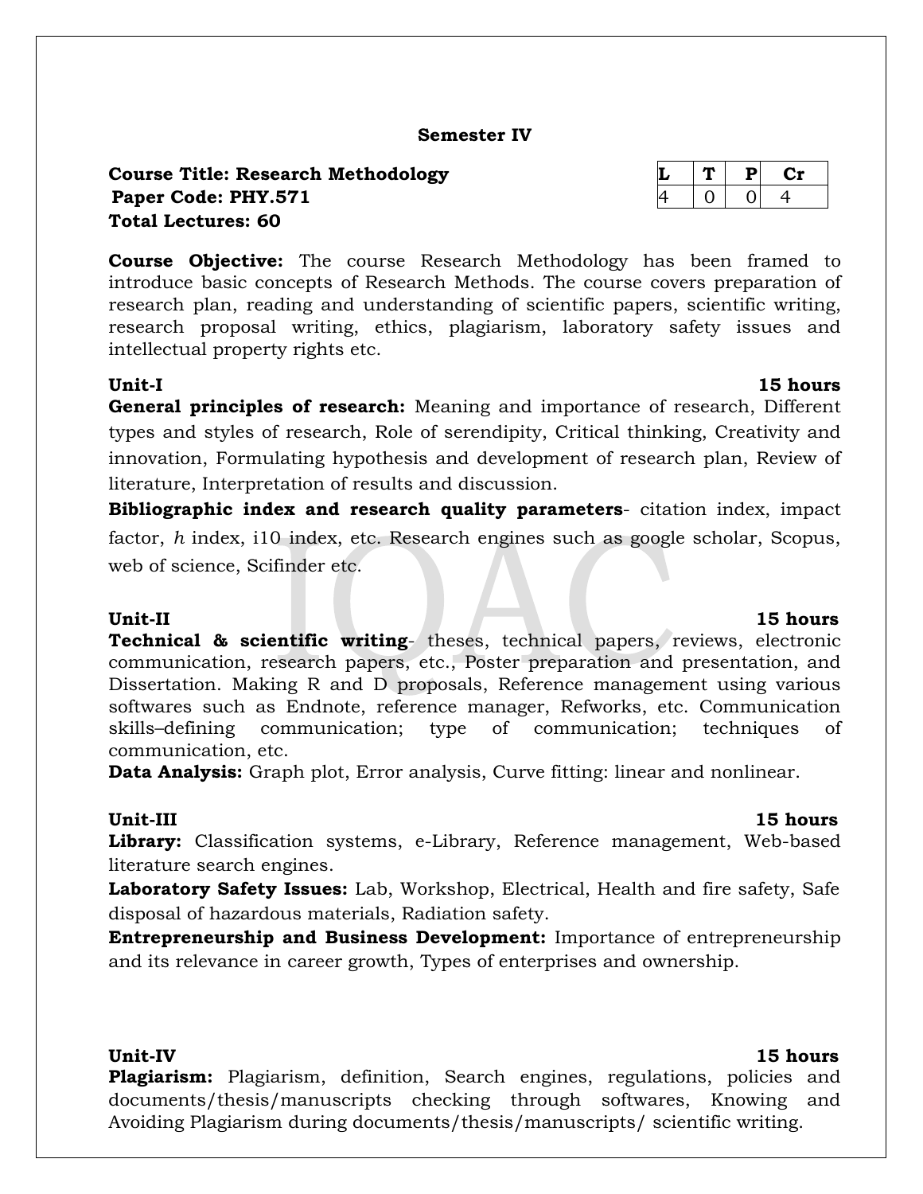## Semester IV

**Course Title: Research Methodology**
**Paper Code: PHY.571**
**Total Lectures: 60**

| L | T | P | Cr |
|---|---|---|---|
| 4 | 0 | 0 | 4 |

**Course Objective:** The course Research Methodology has been framed to introduce basic concepts of Research Methods. The course covers preparation of research plan, reading and understanding of scientific papers, scientific writing, research proposal writing, ethics, plagiarism, laboratory safety issues and intellectual property rights etc.

**Unit-I** **15 hours**

**General principles of research:** Meaning and importance of research, Different types and styles of research, Role of serendipity, Critical thinking, Creativity and innovation, Formulating hypothesis and development of research plan, Review of literature, Interpretation of results and discussion.

**Bibliographic index and research quality parameters**- citation index, impact factor, *h* index, i10 index, etc. Research engines such as google scholar, Scopus, web of science, Scifinder etc.

**Unit-II** **15 hours**

**Technical & scientific writing**- theses, technical papers, reviews, electronic communication, research papers, etc., Poster preparation and presentation, and Dissertation. Making R and D proposals, Reference management using various softwares such as Endnote, reference manager, Refworks, etc. Communication skills–defining communication; type of communication; techniques of communication, etc.

**Data Analysis:** Graph plot, Error analysis, Curve fitting: linear and nonlinear.

**Unit-III** **15 hours**

**Library:** Classification systems, e-Library, Reference management, Web-based literature search engines.

**Laboratory Safety Issues:** Lab, Workshop, Electrical, Health and fire safety, Safe disposal of hazardous materials, Radiation safety.

**Entrepreneurship and Business Development:** Importance of entrepreneurship and its relevance in career growth, Types of enterprises and ownership.

**Unit-IV** **15 hours**

**Plagiarism:** Plagiarism, definition, Search engines, regulations, policies and documents/thesis/manuscripts checking through softwares, Knowing and Avoiding Plagiarism during documents/thesis/manuscripts/ scientific writing.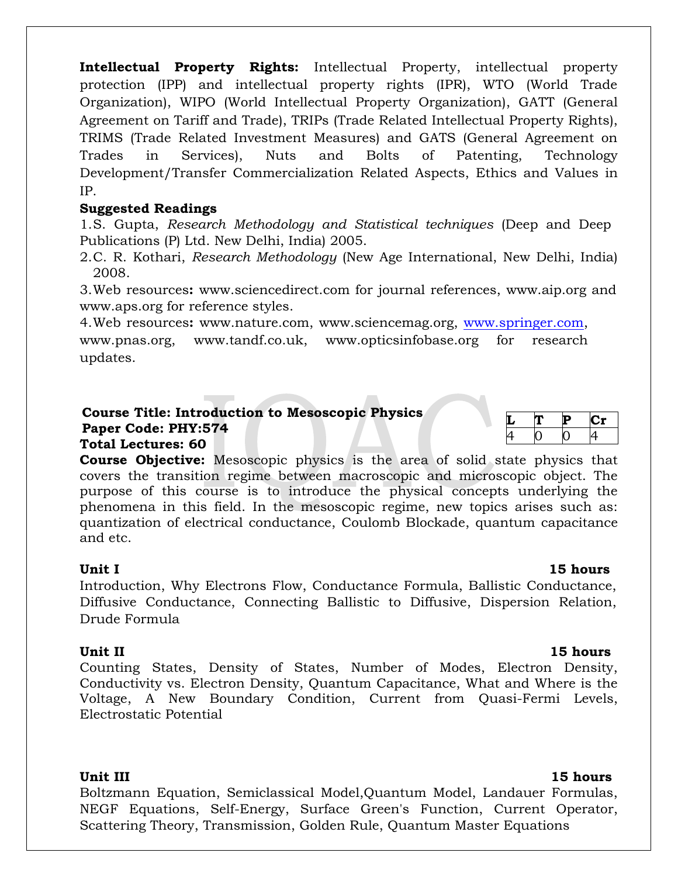**Intellectual Property Rights:** Intellectual Property, intellectual property protection (IPP) and intellectual property rights (IPR), WTO (World Trade Organization), WIPO (World Intellectual Property Organization), GATT (General Agreement on Tariff and Trade), TRIPs (Trade Related Intellectual Property Rights), TRIMS (Trade Related Investment Measures) and GATS (General Agreement on Trades in Services), Nuts and Bolts of Patenting, Technology Development/Transfer Commercialization Related Aspects, Ethics and Values in IP.

**Suggested Readings**

1. S. Gupta, *Research Methodology and Statistical techniques* (Deep and Deep Publications (P) Ltd. New Delhi, India) 2005.
2. C. R. Kothari, *Research Methodology* (New Age International, New Delhi, India) 2008.
3. Web resources**:** www.sciencedirect.com for journal references, www.aip.org and www.aps.org for reference styles.
4. Web resources**:** www.nature.com, www.sciencemag.org, www.springer.com, www.pnas.org, www.tandf.co.uk, www.opticsinfobase.org for research updates.

**Course Title: Introduction to Mesoscopic Physics**
**Paper Code: PHY:574**
**Total Lectures: 60**

| L | T | P | Cr |
|---|---|---|---|
| 4 | 0 | 0 | 4 |

**Course Objective:** Mesoscopic physics is the area of solid state physics that covers the transition regime between macroscopic and microscopic object. The purpose of this course is to introduce the physical concepts underlying the phenomena in this field. In the mesoscopic regime, new topics arises such as: quantization of electrical conductance, Coulomb Blockade, quantum capacitance and etc.

**Unit I** **15 hours**

Introduction, Why Electrons Flow, Conductance Formula, Ballistic Conductance, Diffusive Conductance, Connecting Ballistic to Diffusive, Dispersion Relation, Drude Formula

**Unit II** **15 hours**

Counting States, Density of States, Number of Modes, Electron Density, Conductivity vs. Electron Density, Quantum Capacitance, What and Where is the Voltage, A New Boundary Condition, Current from Quasi-Fermi Levels, Electrostatic Potential

**Unit III** **15 hours**

Boltzmann Equation, Semiclassical Model,Quantum Model, Landauer Formulas, NEGF Equations, Self-Energy, Surface Green's Function, Current Operator, Scattering Theory, Transmission, Golden Rule, Quantum Master Equations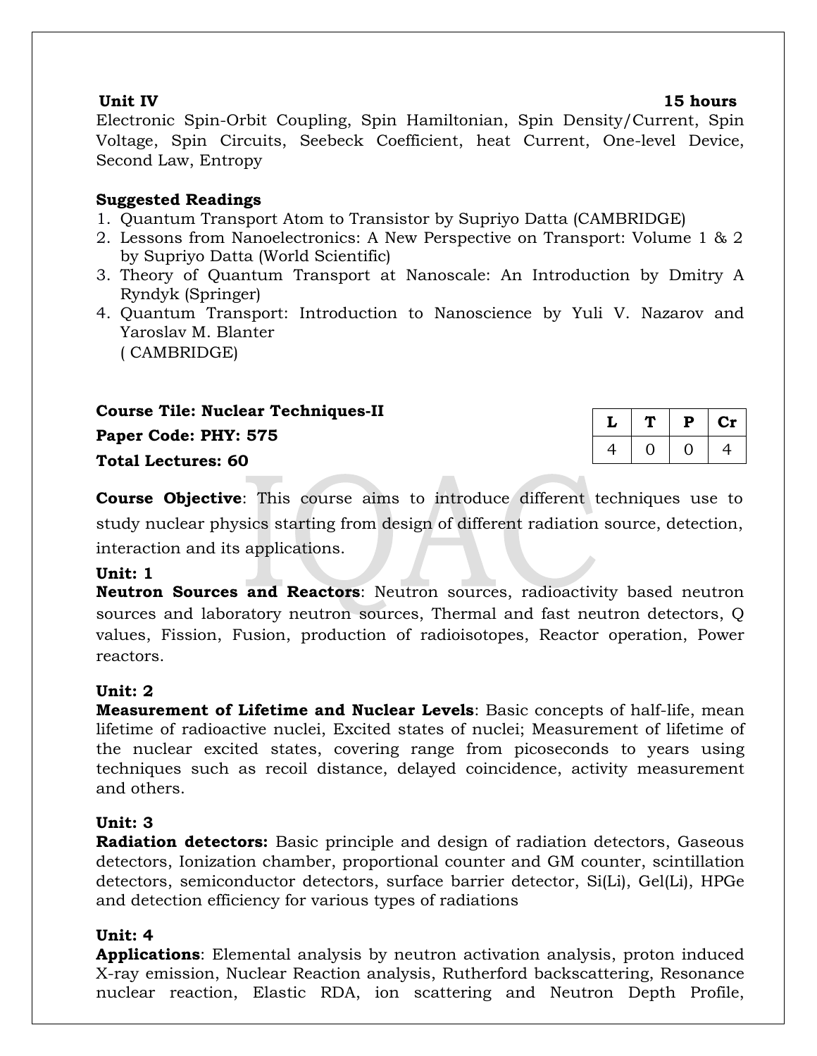**Unit IV** **15 hours**

Electronic Spin-Orbit Coupling, Spin Hamiltonian, Spin Density/Current, Spin Voltage, Spin Circuits, Seebeck Coefficient, heat Current, One-level Device, Second Law, Entropy

**Suggested Readings**

1. Quantum Transport Atom to Transistor by Supriyo Datta (CAMBRIDGE)
2. Lessons from Nanoelectronics: A New Perspective on Transport: Volume 1 & 2 by Supriyo Datta (World Scientific)
3. Theory of Quantum Transport at Nanoscale: An Introduction by Dmitry A Ryndyk (Springer)
4. Quantum Transport: Introduction to Nanoscience by Yuli V. Nazarov and Yaroslav M. Blanter ( CAMBRIDGE)

**Course Tile: Nuclear Techniques-II**

**Paper Code: PHY: 575**

**Total Lectures: 60**

| L | T | P | Cr |
|---|---|---|---|
| 4 | 0 | 0 | 4 |

**Course Objective**: This course aims to introduce different techniques use to study nuclear physics starting from design of different radiation source, detection, interaction and its applications.

**Unit: 1**

**Neutron Sources and Reactors**: Neutron sources, radioactivity based neutron sources and laboratory neutron sources, Thermal and fast neutron detectors, Q values, Fission, Fusion, production of radioisotopes, Reactor operation, Power reactors.

**Unit: 2**

**Measurement of Lifetime and Nuclear Levels**: Basic concepts of half-life, mean lifetime of radioactive nuclei, Excited states of nuclei; Measurement of lifetime of the nuclear excited states, covering range from picoseconds to years using techniques such as recoil distance, delayed coincidence, activity measurement and others.

**Unit: 3**

**Radiation detectors:** Basic principle and design of radiation detectors, Gaseous detectors, Ionization chamber, proportional counter and GM counter, scintillation detectors, semiconductor detectors, surface barrier detector, Si(Li), Gel(Li), HPGe and detection efficiency for various types of radiations

**Unit: 4**

**Applications**: Elemental analysis by neutron activation analysis, proton induced X-ray emission, Nuclear Reaction analysis, Rutherford backscattering, Resonance nuclear reaction, Elastic RDA, ion scattering and Neutron Depth Profile,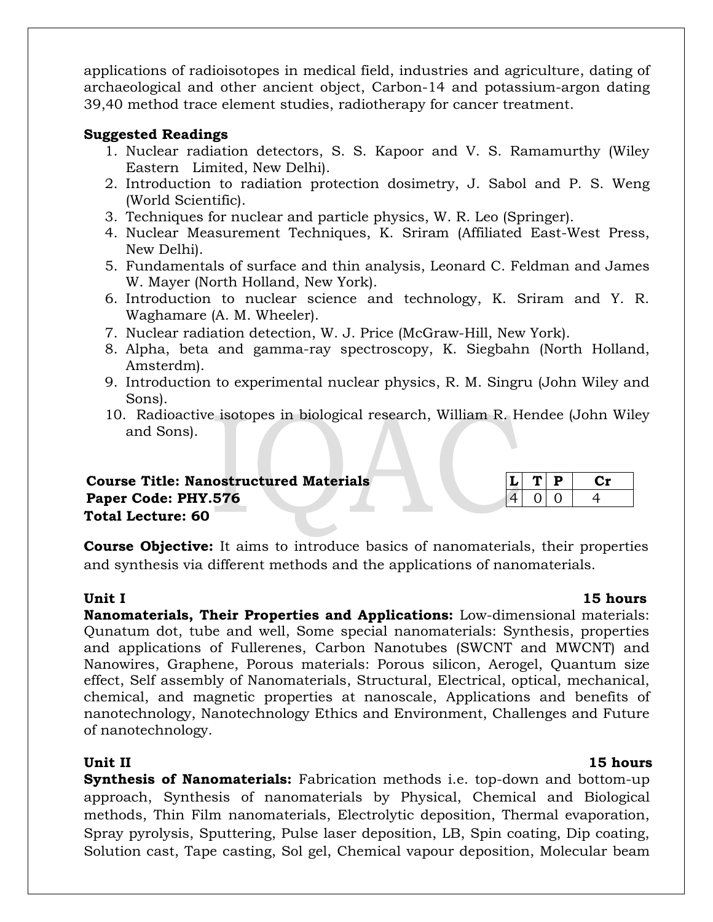applications of radioisotopes in medical field, industries and agriculture, dating of archaeological and other ancient object, Carbon-14 and potassium-argon dating 39,40 method trace element studies, radiotherapy for cancer treatment.

**Suggested Readings**

1. Nuclear radiation detectors, S. S. Kapoor and V. S. Ramamurthy (Wiley Eastern Limited, New Delhi).
2. Introduction to radiation protection dosimetry, J. Sabol and P. S. Weng (World Scientific).
3. Techniques for nuclear and particle physics, W. R. Leo (Springer).
4. Nuclear Measurement Techniques, K. Sriram (Affiliated East-West Press, New Delhi).
5. Fundamentals of surface and thin analysis, Leonard C. Feldman and James W. Mayer (North Holland, New York).
6. Introduction to nuclear science and technology, K. Sriram and Y. R. Waghamare (A. M. Wheeler).
7. Nuclear radiation detection, W. J. Price (McGraw-Hill, New York).
8. Alpha, beta and gamma-ray spectroscopy, K. Siegbahn (North Holland, Amsterdm).
9. Introduction to experimental nuclear physics, R. M. Singru (John Wiley and Sons).
10. Radioactive isotopes in biological research, William R. Hendee (John Wiley and Sons).

**Course Title: Nanostructured Materials**
**Paper Code: PHY.576**
**Total Lecture: 60**

| L | T | P | Cr |
|---|---|---|---|
| 4 | 0 | 0 | 4 |

**Course Objective:** It aims to introduce basics of nanomaterials, their properties and synthesis via different methods and the applications of nanomaterials.

**Unit I** **15 hours**

**Nanomaterials, Their Properties and Applications:** Low-dimensional materials: Qunatum dot, tube and well, Some special nanomaterials: Synthesis, properties and applications of Fullerenes, Carbon Nanotubes (SWCNT and MWCNT) and Nanowires, Graphene, Porous materials: Porous silicon, Aerogel, Quantum size effect, Self assembly of Nanomaterials, Structural, Electrical, optical, mechanical, chemical, and magnetic properties at nanoscale, Applications and benefits of nanotechnology, Nanotechnology Ethics and Environment, Challenges and Future of nanotechnology.

**Unit II** **15 hours**

**Synthesis of Nanomaterials:** Fabrication methods i.e. top-down and bottom-up approach, Synthesis of nanomaterials by Physical, Chemical and Biological methods, Thin Film nanomaterials, Electrolytic deposition, Thermal evaporation, Spray pyrolysis, Sputtering, Pulse laser deposition, LB, Spin coating, Dip coating, Solution cast, Tape casting, Sol gel, Chemical vapour deposition, Molecular beam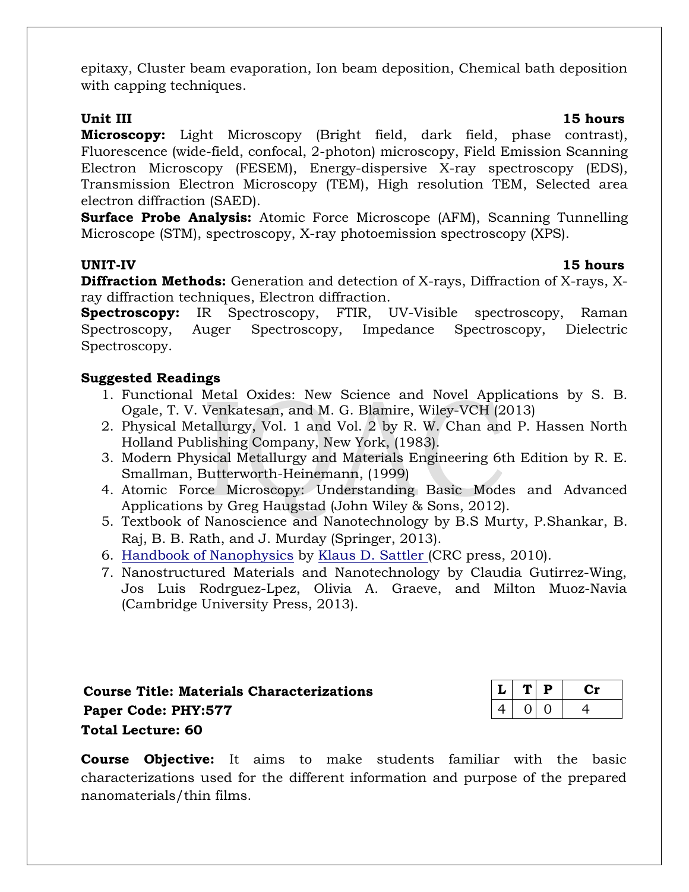epitaxy, Cluster beam evaporation, Ion beam deposition, Chemical bath deposition with capping techniques.

**Unit III** **15 hours**

**Microscopy:** Light Microscopy (Bright field, dark field, phase contrast), Fluorescence (wide-field, confocal, 2-photon) microscopy, Field Emission Scanning Electron Microscopy (FESEM), Energy-dispersive X-ray spectroscopy (EDS), Transmission Electron Microscopy (TEM), High resolution TEM, Selected area electron diffraction (SAED).

**Surface Probe Analysis:** Atomic Force Microscope (AFM), Scanning Tunnelling Microscope (STM), spectroscopy, X-ray photoemission spectroscopy (XPS).

**UNIT-IV** **15 hours**

**Diffraction Methods:** Generation and detection of X-rays, Diffraction of X-rays, X-ray diffraction techniques, Electron diffraction.

**Spectroscopy:** IR Spectroscopy, FTIR, UV-Visible spectroscopy, Raman Spectroscopy, Auger Spectroscopy, Impedance Spectroscopy, Dielectric Spectroscopy.

**Suggested Readings**

1. Functional Metal Oxides: New Science and Novel Applications by S. B. Ogale, T. V. Venkatesan, and M. G. Blamire, Wiley-VCH (2013)
2. Physical Metallurgy, Vol. 1 and Vol. 2 by R. W. Chan and P. Hassen North Holland Publishing Company, New York, (1983).
3. Modern Physical Metallurgy and Materials Engineering 6th Edition by R. E. Smallman, Butterworth-Heinemann, (1999)
4. Atomic Force Microscopy: Understanding Basic Modes and Advanced Applications by Greg Haugstad (John Wiley & Sons, 2012).
5. Textbook of Nanoscience and Nanotechnology by B.S Murty, P.Shankar, B. Raj, B. B. Rath, and J. Murday (Springer, 2013).
6. Handbook of Nanophysics by Klaus D. Sattler (CRC press, 2010).
7. Nanostructured Materials and Nanotechnology by Claudia Gutirrez-Wing, Jos Luis Rodrguez-Lpez, Olivia A. Graeve, and Milton Muoz-Navia (Cambridge University Press, 2013).

**Course Title: Materials Characterizations**
**Paper Code: PHY:577**
**Total Lecture: 60**

| L | T | P | Cr |
|---|---|---|---|
| 4 | 0 | 0 | 4 |

**Course Objective:** It aims to make students familiar with the basic characterizations used for the different information and purpose of the prepared nanomaterials/thin films.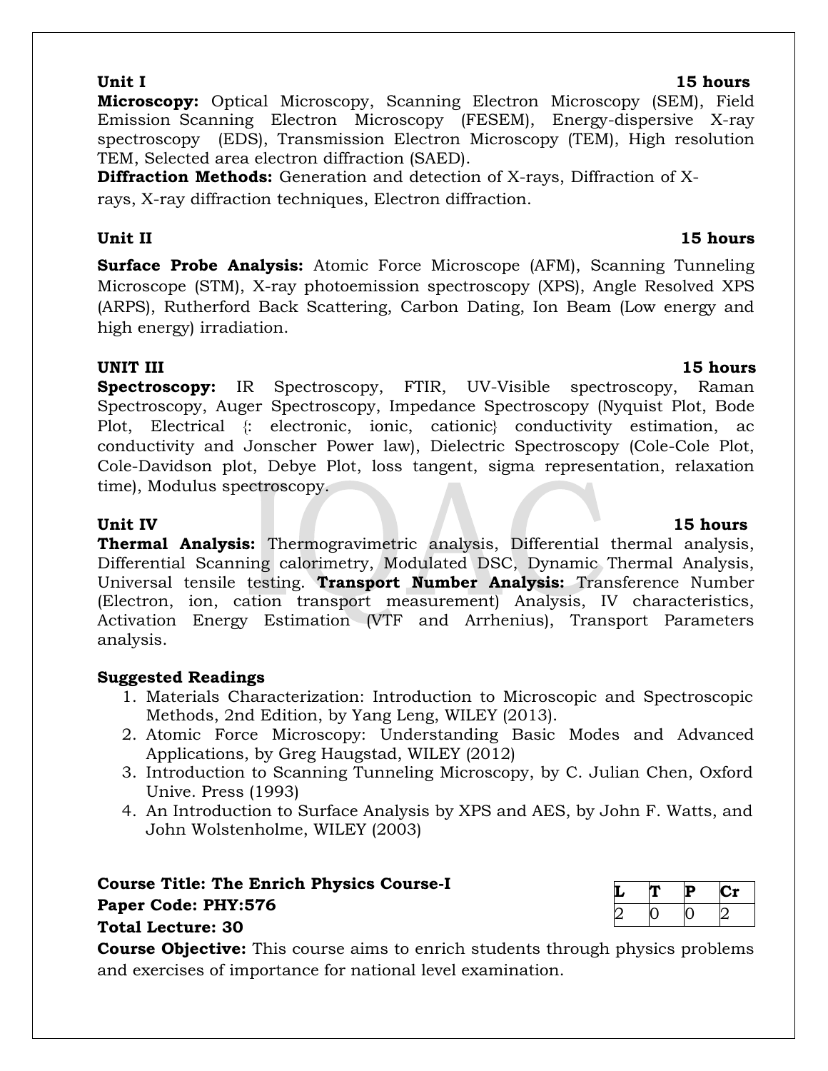**Unit I** **15 hours**

**Microscopy:** Optical Microscopy, Scanning Electron Microscopy (SEM), Field Emission Scanning Electron Microscopy (FESEM), Energy-dispersive X-ray spectroscopy (EDS), Transmission Electron Microscopy (TEM), High resolution TEM, Selected area electron diffraction (SAED).

**Diffraction Methods:** Generation and detection of X-rays, Diffraction of X-rays, X-ray diffraction techniques, Electron diffraction.

**Unit II** **15 hours**

**Surface Probe Analysis:** Atomic Force Microscope (AFM), Scanning Tunneling Microscope (STM), X-ray photoemission spectroscopy (XPS), Angle Resolved XPS (ARPS), Rutherford Back Scattering, Carbon Dating, Ion Beam (Low energy and high energy) irradiation.

**UNIT III** **15 hours**

**Spectroscopy:** IR Spectroscopy, FTIR, UV-Visible spectroscopy, Raman Spectroscopy, Auger Spectroscopy, Impedance Spectroscopy (Nyquist Plot, Bode Plot, Electrical {: electronic, ionic, cationic} conductivity estimation, ac conductivity and Jonscher Power law), Dielectric Spectroscopy (Cole-Cole Plot, Cole-Davidson plot, Debye Plot, loss tangent, sigma representation, relaxation time), Modulus spectroscopy.

**Unit IV** **15 hours**

**Thermal Analysis:** Thermogravimetric analysis, Differential thermal analysis, Differential Scanning calorimetry, Modulated DSC, Dynamic Thermal Analysis, Universal tensile testing. **Transport Number Analysis:** Transference Number (Electron, ion, cation transport measurement) Analysis, IV characteristics, Activation Energy Estimation (VTF and Arrhenius), Transport Parameters analysis.

**Suggested Readings**

1. Materials Characterization: Introduction to Microscopic and Spectroscopic Methods, 2nd Edition, by Yang Leng, WILEY (2013).
2. Atomic Force Microscopy: Understanding Basic Modes and Advanced Applications, by Greg Haugstad, WILEY (2012)
3. Introduction to Scanning Tunneling Microscopy, by C. Julian Chen, Oxford Unive. Press (1993)
4. An Introduction to Surface Analysis by XPS and AES, by John F. Watts, and John Wolstenholme, WILEY (2003)

**Course Title: The Enrich Physics Course-I**
**Paper Code: PHY:576**
**Total Lecture: 30**

| L | T | P | Cr |
|---|---|---|---|
| 2 | 0 | 0 | 2 |

**Course Objective:** This course aims to enrich students through physics problems and exercises of importance for national level examination.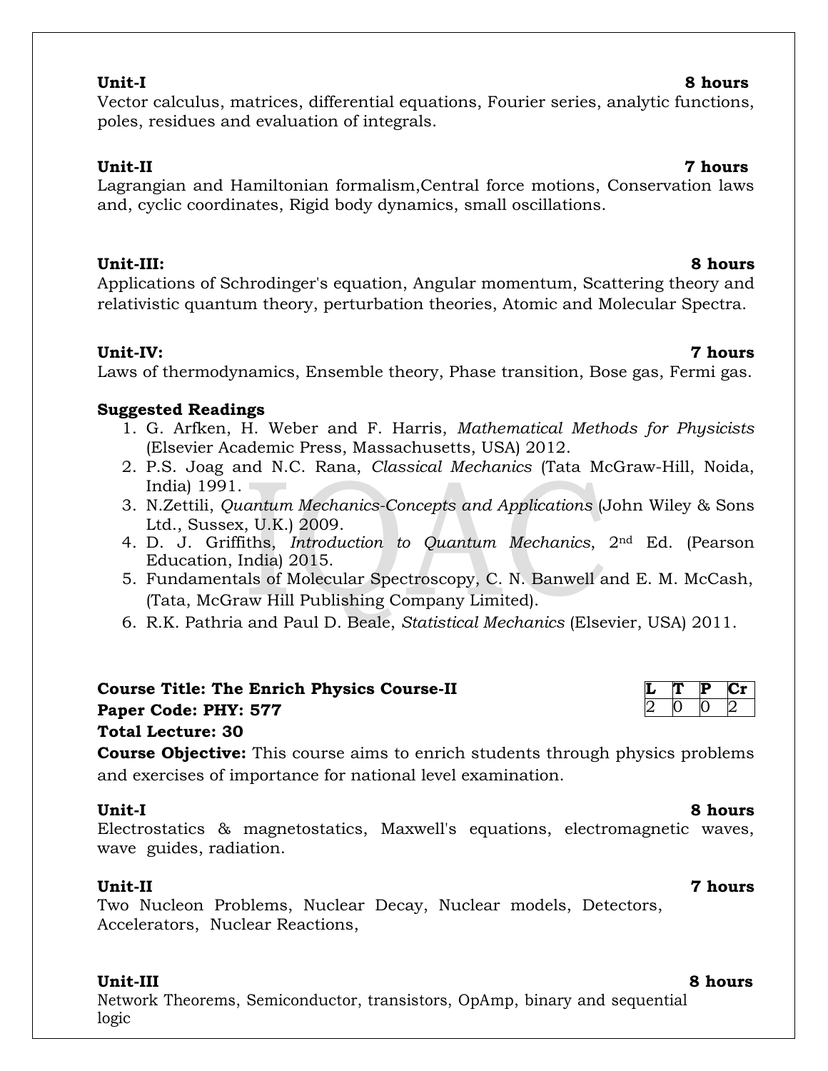**Unit-I** **8 hours**

Vector calculus, matrices, differential equations, Fourier series, analytic functions, poles, residues and evaluation of integrals.

**Unit-II** **7 hours**

Lagrangian and Hamiltonian formalism,Central force motions, Conservation laws and, cyclic coordinates, Rigid body dynamics, small oscillations.

**Unit-III:** **8 hours**

Applications of Schrodinger's equation, Angular momentum, Scattering theory and relativistic quantum theory, perturbation theories, Atomic and Molecular Spectra.

**Unit-IV:** **7 hours**

Laws of thermodynamics, Ensemble theory, Phase transition, Bose gas, Fermi gas.

**Suggested Readings**

1. G. Arfken, H. Weber and F. Harris, *Mathematical Methods for Physicists* (Elsevier Academic Press, Massachusetts, USA) 2012.
2. P.S. Joag and N.C. Rana, *Classical Mechanics* (Tata McGraw-Hill, Noida, India) 1991.
3. N.Zettili, *Quantum Mechanics-Concepts and Applications* (John Wiley & Sons Ltd., Sussex, U.K.) 2009.
4. D. J. Griffiths, *Introduction to Quantum Mechanics*, 2nd Ed. (Pearson Education, India) 2015.
5. Fundamentals of Molecular Spectroscopy, C. N. Banwell and E. M. McCash, (Tata, McGraw Hill Publishing Company Limited).
6. R.K. Pathria and Paul D. Beale, *Statistical Mechanics* (Elsevier, USA) 2011.

**Course Title: The Enrich Physics Course-II**
**Paper Code: PHY: 577**
**Total Lecture: 30**

| L | T | P | Cr |
|---|---|---|---|
| 2 | 0 | 0 | 2 |

**Course Objective:** This course aims to enrich students through physics problems and exercises of importance for national level examination.

**Unit-I** **8 hours**

Electrostatics & magnetostatics, Maxwell's equations, electromagnetic waves, wave guides, radiation.

**Unit-II** **7 hours**

Two Nucleon Problems, Nuclear Decay, Nuclear models, Detectors, Accelerators, Nuclear Reactions,

**Unit-III** **8 hours**

Network Theorems, Semiconductor, transistors, OpAmp, binary and sequential logic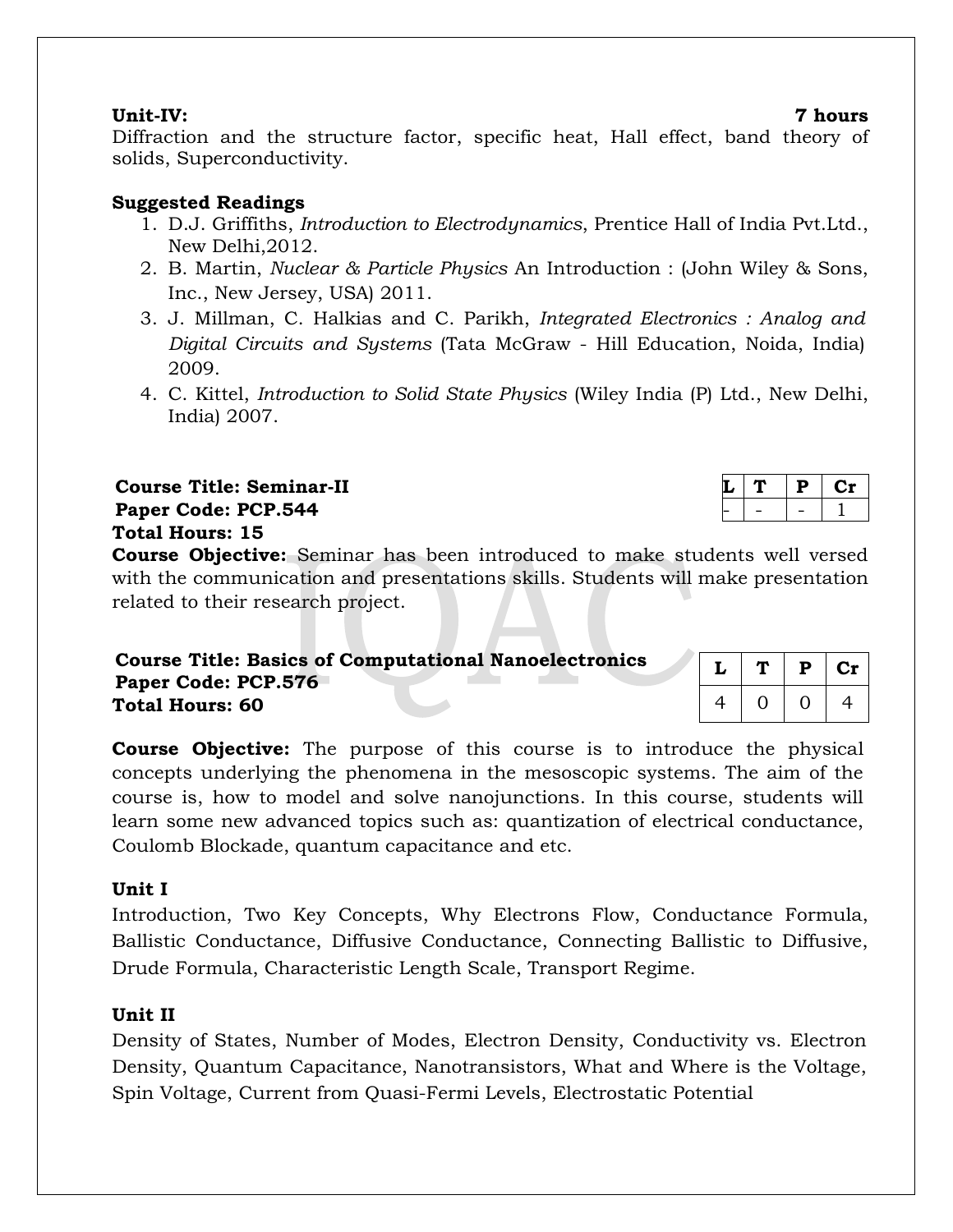**Unit-IV: 7 hours**

Diffraction and the structure factor, specific heat, Hall effect, band theory of solids, Superconductivity.

**Suggested Readings**

1. D.J. Griffiths, *Introduction to Electrodynamics*, Prentice Hall of India Pvt.Ltd., New Delhi,2012.
2. B. Martin, *Nuclear & Particle Physics* An Introduction : (John Wiley & Sons, Inc., New Jersey, USA) 2011.
3. J. Millman, C. Halkias and C. Parikh, *Integrated Electronics : Analog and Digital Circuits and Systems* (Tata McGraw - Hill Education, Noida, India) 2009.
4. C. Kittel, *Introduction to Solid State Physics* (Wiley India (P) Ltd., New Delhi, India) 2007.

**Course Title: Seminar-II**
**Paper Code: PCP.544**
**Total Hours: 15**

| L | T | P | Cr |
|---|---|---|---|
| - | - | - | 1 |

**Course Objective:** Seminar has been introduced to make students well versed with the communication and presentations skills. Students will make presentation related to their research project.

**Course Title: Basics of Computational Nanoelectronics**
**Paper Code: PCP.576**
**Total Hours: 60**

| L | T | P | Cr |
|---|---|---|---|
| 4 | 0 | 0 | 4 |

**Course Objective:** The purpose of this course is to introduce the physical concepts underlying the phenomena in the mesoscopic systems. The aim of the course is, how to model and solve nanojunctions. In this course, students will learn some new advanced topics such as: quantization of electrical conductance, Coulomb Blockade, quantum capacitance and etc.

**Unit I**

Introduction, Two Key Concepts, Why Electrons Flow, Conductance Formula, Ballistic Conductance, Diffusive Conductance, Connecting Ballistic to Diffusive, Drude Formula, Characteristic Length Scale, Transport Regime.

**Unit II**

Density of States, Number of Modes, Electron Density, Conductivity vs. Electron Density, Quantum Capacitance, Nanotransistors, What and Where is the Voltage, Spin Voltage, Current from Quasi-Fermi Levels, Electrostatic Potential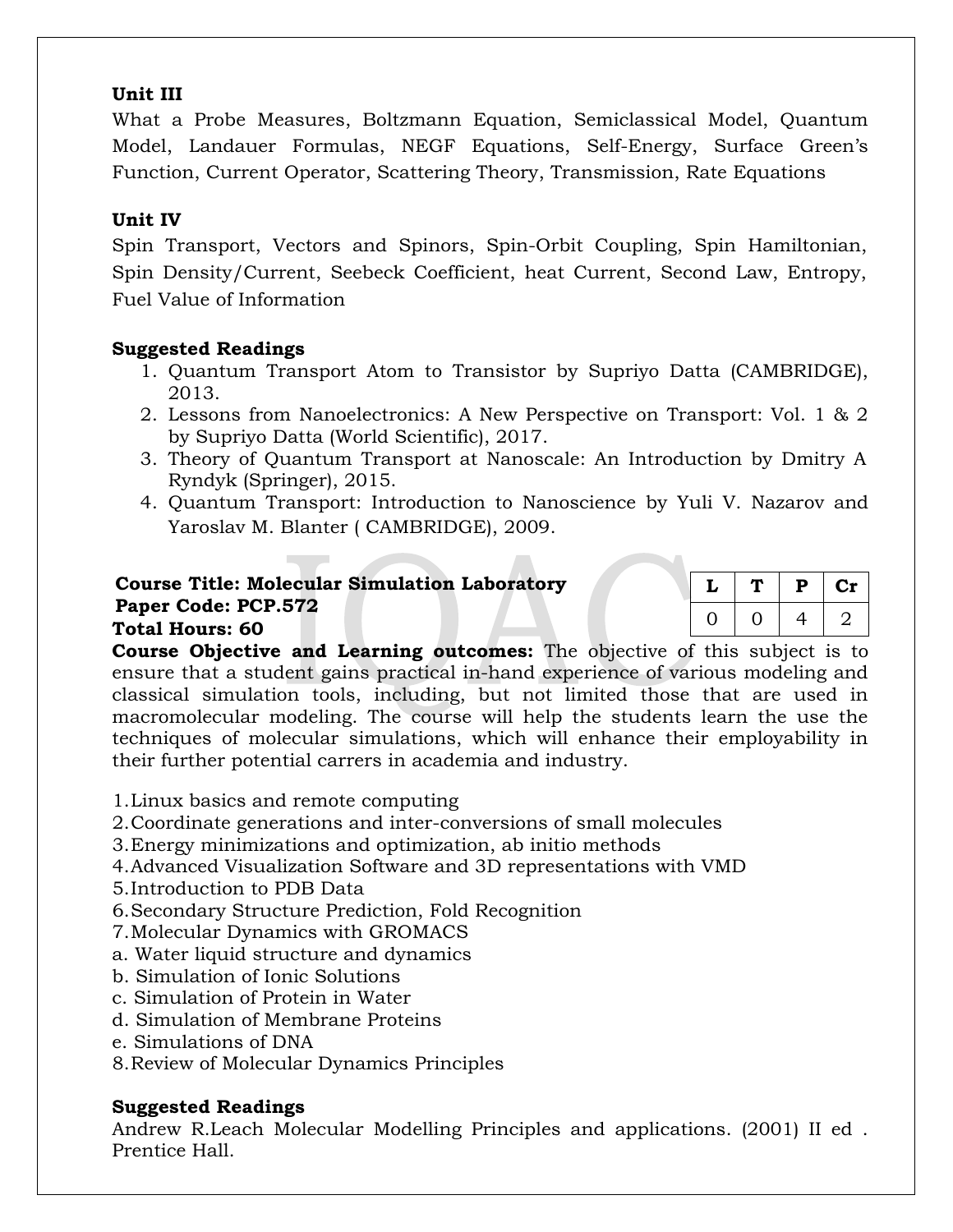**Unit III**

What a Probe Measures, Boltzmann Equation, Semiclassical Model, Quantum Model, Landauer Formulas, NEGF Equations, Self-Energy, Surface Green's Function, Current Operator, Scattering Theory, Transmission, Rate Equations

**Unit IV**

Spin Transport, Vectors and Spinors, Spin-Orbit Coupling, Spin Hamiltonian, Spin Density/Current, Seebeck Coefficient, heat Current, Second Law, Entropy, Fuel Value of Information

**Suggested Readings**

1. Quantum Transport Atom to Transistor by Supriyo Datta (CAMBRIDGE), 2013.
2. Lessons from Nanoelectronics: A New Perspective on Transport: Vol. 1 & 2 by Supriyo Datta (World Scientific), 2017.
3. Theory of Quantum Transport at Nanoscale: An Introduction by Dmitry A Ryndyk (Springer), 2015.
4. Quantum Transport: Introduction to Nanoscience by Yuli V. Nazarov and Yaroslav M. Blanter ( CAMBRIDGE), 2009.

**Course Title: Molecular Simulation Laboratory**
**Paper Code: PCP.572**
**Total Hours: 60**

| L | T | P | Cr |
|---|---|---|---|
| 0 | 0 | 4 | 2 |

**Course Objective and Learning outcomes:** The objective of this subject is to ensure that a student gains practical in-hand experience of various modeling and classical simulation tools, including, but not limited those that are used in macromolecular modeling. The course will help the students learn the use the techniques of molecular simulations, which will enhance their employability in their further potential carrers in academia and industry.

1. Linux basics and remote computing
2. Coordinate generations and inter-conversions of small molecules
3. Energy minimizations and optimization, ab initio methods
4. Advanced Visualization Software and 3D representations with VMD
5. Introduction to PDB Data
6. Secondary Structure Prediction, Fold Recognition
7. Molecular Dynamics with GROMACS
   a. Water liquid structure and dynamics
   b. Simulation of Ionic Solutions
   c. Simulation of Protein in Water
   d. Simulation of Membrane Proteins
   e. Simulations of DNA
8. Review of Molecular Dynamics Principles

**Suggested Readings**

Andrew R.Leach Molecular Modelling Principles and applications. (2001) II ed . Prentice Hall.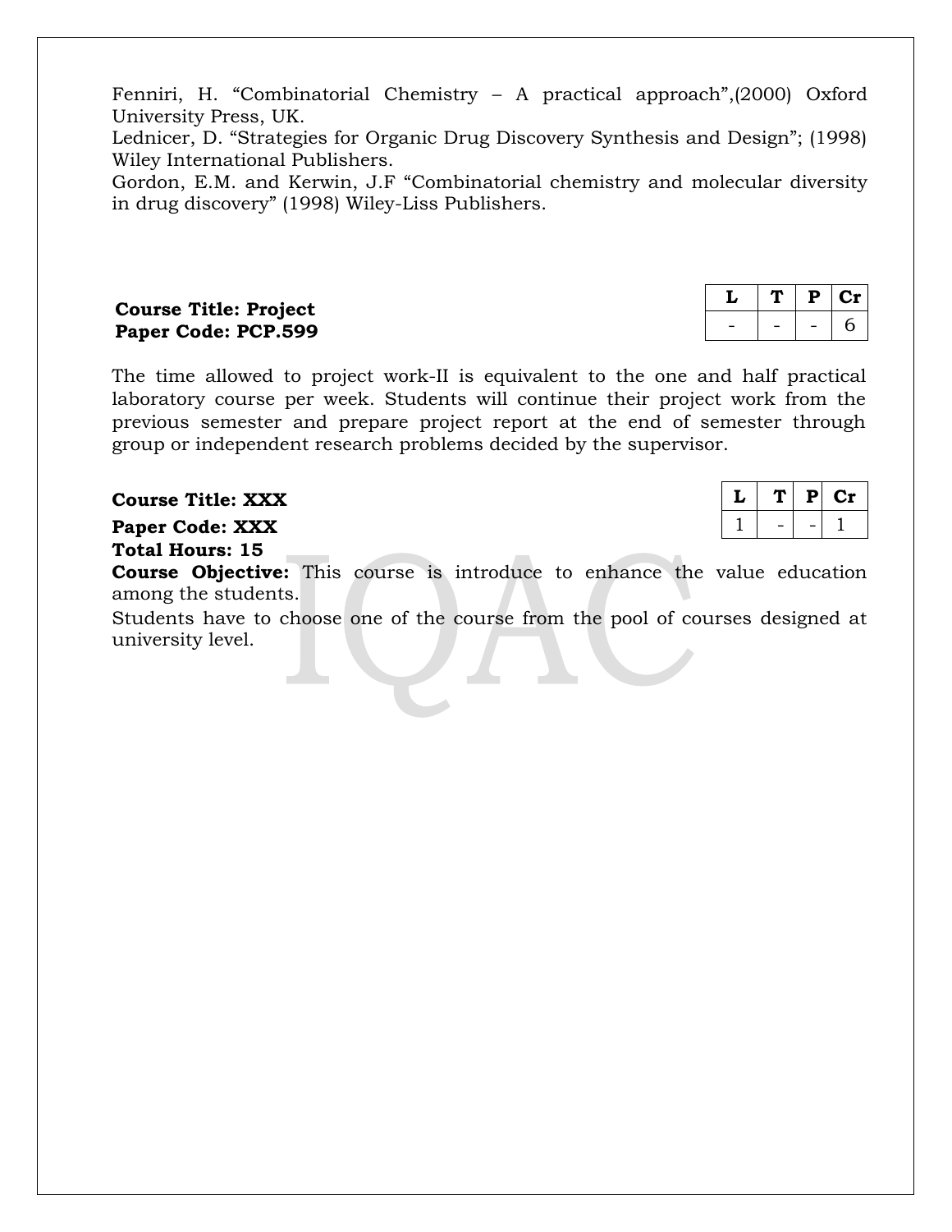Fenniri, H. "Combinatorial Chemistry – A practical approach",(2000) Oxford University Press, UK.
Lednicer, D. "Strategies for Organic Drug Discovery Synthesis and Design"; (1998) Wiley International Publishers.
Gordon, E.M. and Kerwin, J.F "Combinatorial chemistry and molecular diversity in drug discovery" (1998) Wiley-Liss Publishers.

**Course Title: Project**
**Paper Code: PCP.599**

| L | T | P | Cr |
|---|---|---|---|
| - | - | - | 6 |

The time allowed to project work-II is equivalent to the one and half practical laboratory course per week. Students will continue their project work from the previous semester and prepare project report at the end of semester through group or independent research problems decided by the supervisor.

**Course Title: XXX**
**Paper Code: XXX**
**Total Hours: 15**

| L | T | P | Cr |
|---|---|---|---|
| 1 | - | - | 1 |

**Course Objective:** This course is introduce to enhance the value education among the students.

Students have to choose one of the course from the pool of courses designed at university level.